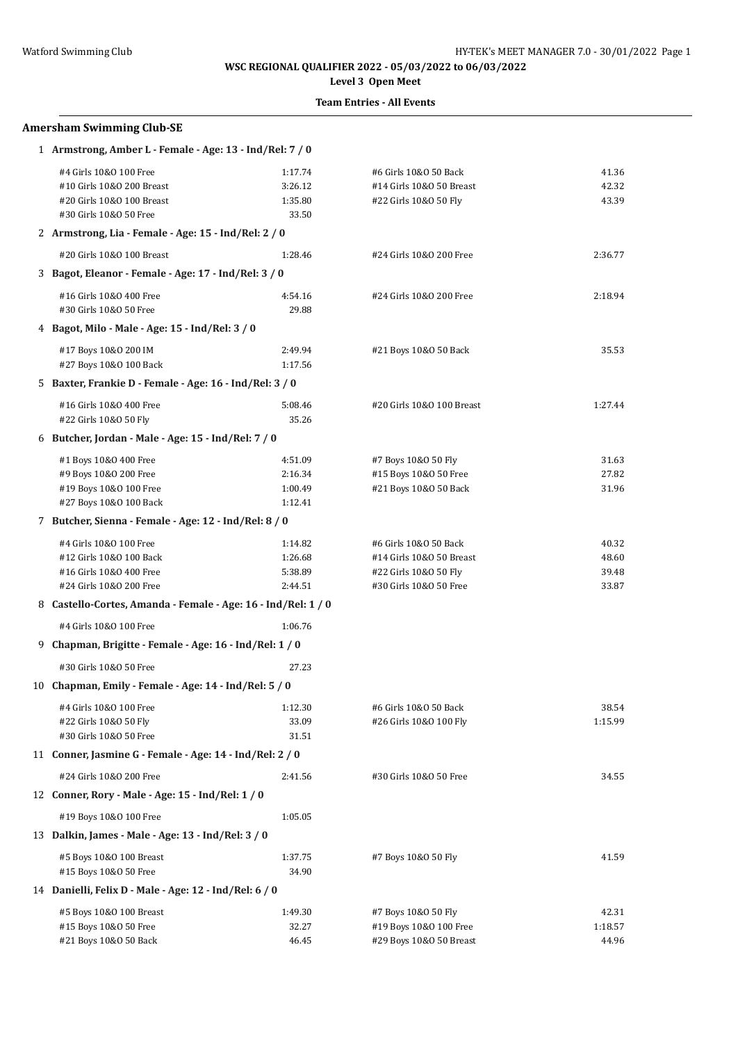**WSC REGIONAL QUALIFIER 2022 - 05/03/2022 to 06/03/2022**

**Level 3 Open Meet**

**Team Entries - All Events**

## Amersham Swimming Club-SE

**1 Armstrong, Amber L - Female - Age: 13 - Ind/Rel: 7 / 0**

| Event | Time | Event | Time |
|---|---|---|---|
| #4 Girls 10&O 100 Free | 1:17.74 | #6 Girls 10&O 50 Back | 41.36 |
| #10 Girls 10&O 200 Breast | 3:26.12 | #14 Girls 10&O 50 Breast | 42.32 |
| #20 Girls 10&O 100 Breast | 1:35.80 | #22 Girls 10&O 50 Fly | 43.39 |
| #30 Girls 10&O 50 Free | 33.50 | | |

**2 Armstrong, Lia - Female - Age: 15 - Ind/Rel: 2 / 0**

| Event | Time | Event | Time |
|---|---|---|---|
| #20 Girls 10&O 100 Breast | 1:28.46 | #24 Girls 10&O 200 Free | 2:36.77 |

**3 Bagot, Eleanor - Female - Age: 17 - Ind/Rel: 3 / 0**

| Event | Time | Event | Time |
|---|---|---|---|
| #16 Girls 10&O 400 Free | 4:54.16 | #24 Girls 10&O 200 Free | 2:18.94 |
| #30 Girls 10&O 50 Free | 29.88 | | |

**4 Bagot, Milo - Male - Age: 15 - Ind/Rel: 3 / 0**

| Event | Time | Event | Time |
|---|---|---|---|
| #17 Boys 10&O 200 IM | 2:49.94 | #21 Boys 10&O 50 Back | 35.53 |
| #27 Boys 10&O 100 Back | 1:17.56 | | |

**5 Baxter, Frankie D - Female - Age: 16 - Ind/Rel: 3 / 0**

| Event | Time | Event | Time |
|---|---|---|---|
| #16 Girls 10&O 400 Free | 5:08.46 | #20 Girls 10&O 100 Breast | 1:27.44 |
| #22 Girls 10&O 50 Fly | 35.26 | | |

**6 Butcher, Jordan - Male - Age: 15 - Ind/Rel: 7 / 0**

| Event | Time | Event | Time |
|---|---|---|---|
| #1 Boys 10&O 400 Free | 4:51.09 | #7 Boys 10&O 50 Fly | 31.63 |
| #9 Boys 10&O 200 Free | 2:16.34 | #15 Boys 10&O 50 Free | 27.82 |
| #19 Boys 10&O 100 Free | 1:00.49 | #21 Boys 10&O 50 Back | 31.96 |
| #27 Boys 10&O 100 Back | 1:12.41 | | |

**7 Butcher, Sienna - Female - Age: 12 - Ind/Rel: 8 / 0**

| Event | Time | Event | Time |
|---|---|---|---|
| #4 Girls 10&O 100 Free | 1:14.82 | #6 Girls 10&O 50 Back | 40.32 |
| #12 Girls 10&O 100 Back | 1:26.68 | #14 Girls 10&O 50 Breast | 48.60 |
| #16 Girls 10&O 400 Free | 5:38.89 | #22 Girls 10&O 50 Fly | 39.48 |
| #24 Girls 10&O 200 Free | 2:44.51 | #30 Girls 10&O 50 Free | 33.87 |

**8 Castello-Cortes, Amanda - Female - Age: 16 - Ind/Rel: 1 / 0**

| Event | Time |
|---|---|
| #4 Girls 10&O 100 Free | 1:06.76 |

**9 Chapman, Brigitte - Female - Age: 16 - Ind/Rel: 1 / 0**

| Event | Time |
|---|---|
| #30 Girls 10&O 50 Free | 27.23 |

**10 Chapman, Emily - Female - Age: 14 - Ind/Rel: 5 / 0**

| Event | Time | Event | Time |
|---|---|---|---|
| #4 Girls 10&O 100 Free | 1:12.30 | #6 Girls 10&O 50 Back | 38.54 |
| #22 Girls 10&O 50 Fly | 33.09 | #26 Girls 10&O 100 Fly | 1:15.99 |
| #30 Girls 10&O 50 Free | 31.51 | | |

**11 Conner, Jasmine G - Female - Age: 14 - Ind/Rel: 2 / 0**

| Event | Time | Event | Time |
|---|---|---|---|
| #24 Girls 10&O 200 Free | 2:41.56 | #30 Girls 10&O 50 Free | 34.55 |

**12 Conner, Rory - Male - Age: 15 - Ind/Rel: 1 / 0**

| Event | Time |
|---|---|
| #19 Boys 10&O 100 Free | 1:05.05 |

**13 Dalkin, James - Male - Age: 13 - Ind/Rel: 3 / 0**

| Event | Time | Event | Time |
|---|---|---|---|
| #5 Boys 10&O 100 Breast | 1:37.75 | #7 Boys 10&O 50 Fly | 41.59 |
| #15 Boys 10&O 50 Free | 34.90 | | |

**14 Danielli, Felix D - Male - Age: 12 - Ind/Rel: 6 / 0**

| Event | Time | Event | Time |
|---|---|---|---|
| #5 Boys 10&O 100 Breast | 1:49.30 | #7 Boys 10&O 50 Fly | 42.31 |
| #15 Boys 10&O 50 Free | 32.27 | #19 Boys 10&O 100 Free | 1:18.57 |
| #21 Boys 10&O 50 Back | 46.45 | #29 Boys 10&O 50 Breast | 44.96 |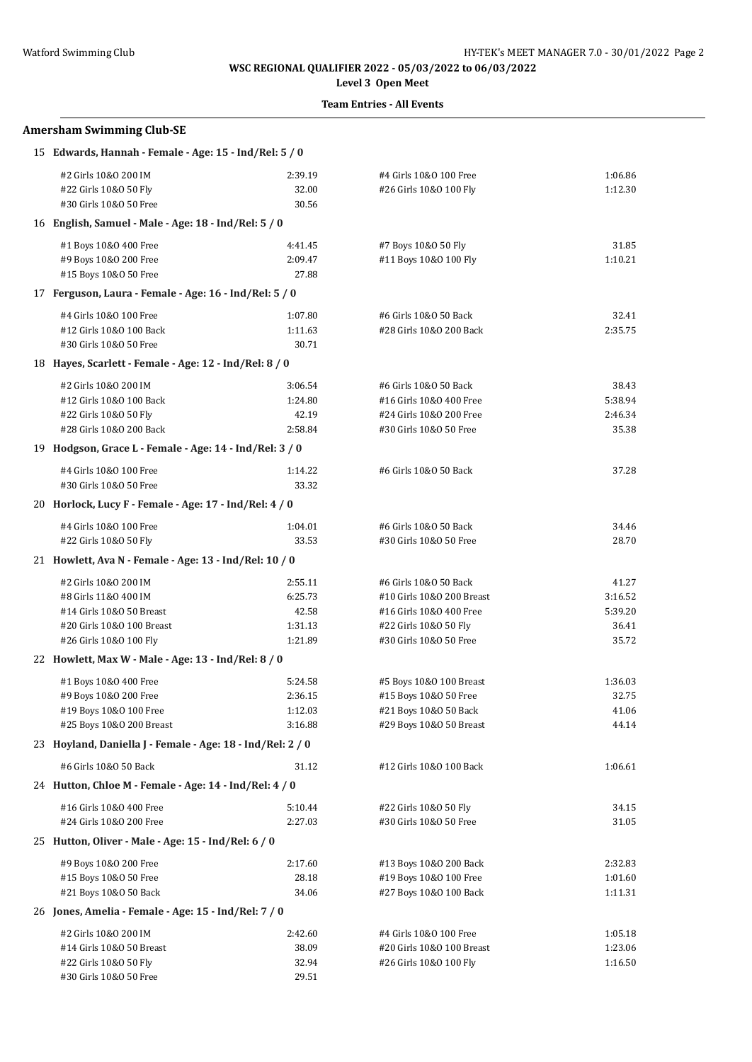**WSC REGIONAL QUALIFIER 2022 - 05/03/2022 to 06/03/2022**

**Level 3 Open Meet**

**Team Entries - All Events**

## Amersham Swimming Club-SE

### 15 Edwards, Hannah - Female - Age: 15 - Ind/Rel: 5 / 0

| Event | Time | Event | Time |
|---|---|---|---|
| #2 Girls 10&O 200 IM | 2:39.19 | #4 Girls 10&O 100 Free | 1:06.86 |
| #22 Girls 10&O 50 Fly | 32.00 | #26 Girls 10&O 100 Fly | 1:12.30 |
| #30 Girls 10&O 50 Free | 30.56 | | |

### 16 English, Samuel - Male - Age: 18 - Ind/Rel: 5 / 0

| Event | Time | Event | Time |
|---|---|---|---|
| #1 Boys 10&O 400 Free | 4:41.45 | #7 Boys 10&O 50 Fly | 31.85 |
| #9 Boys 10&O 200 Free | 2:09.47 | #11 Boys 10&O 100 Fly | 1:10.21 |
| #15 Boys 10&O 50 Free | 27.88 | | |

### 17 Ferguson, Laura - Female - Age: 16 - Ind/Rel: 5 / 0

| Event | Time | Event | Time |
|---|---|---|---|
| #4 Girls 10&O 100 Free | 1:07.80 | #6 Girls 10&O 50 Back | 32.41 |
| #12 Girls 10&O 100 Back | 1:11.63 | #28 Girls 10&O 200 Back | 2:35.75 |
| #30 Girls 10&O 50 Free | 30.71 | | |

### 18 Hayes, Scarlett - Female - Age: 12 - Ind/Rel: 8 / 0

| Event | Time | Event | Time |
|---|---|---|---|
| #2 Girls 10&O 200 IM | 3:06.54 | #6 Girls 10&O 50 Back | 38.43 |
| #12 Girls 10&O 100 Back | 1:24.80 | #16 Girls 10&O 400 Free | 5:38.94 |
| #22 Girls 10&O 50 Fly | 42.19 | #24 Girls 10&O 200 Free | 2:46.34 |
| #28 Girls 10&O 200 Back | 2:58.84 | #30 Girls 10&O 50 Free | 35.38 |

### 19 Hodgson, Grace L - Female - Age: 14 - Ind/Rel: 3 / 0

| Event | Time | Event | Time |
|---|---|---|---|
| #4 Girls 10&O 100 Free | 1:14.22 | #6 Girls 10&O 50 Back | 37.28 |
| #30 Girls 10&O 50 Free | 33.32 | | |

### 20 Horlock, Lucy F - Female - Age: 17 - Ind/Rel: 4 / 0

| Event | Time | Event | Time |
|---|---|---|---|
| #4 Girls 10&O 100 Free | 1:04.01 | #6 Girls 10&O 50 Back | 34.46 |
| #22 Girls 10&O 50 Fly | 33.53 | #30 Girls 10&O 50 Free | 28.70 |

### 21 Howlett, Ava N - Female - Age: 13 - Ind/Rel: 10 / 0

| Event | Time | Event | Time |
|---|---|---|---|
| #2 Girls 10&O 200 IM | 2:55.11 | #6 Girls 10&O 50 Back | 41.27 |
| #8 Girls 11&O 400 IM | 6:25.73 | #10 Girls 10&O 200 Breast | 3:16.52 |
| #14 Girls 10&O 50 Breast | 42.58 | #16 Girls 10&O 400 Free | 5:39.20 |
| #20 Girls 10&O 100 Breast | 1:31.13 | #22 Girls 10&O 50 Fly | 36.41 |
| #26 Girls 10&O 100 Fly | 1:21.89 | #30 Girls 10&O 50 Free | 35.72 |

### 22 Howlett, Max W - Male - Age: 13 - Ind/Rel: 8 / 0

| Event | Time | Event | Time |
|---|---|---|---|
| #1 Boys 10&O 400 Free | 5:24.58 | #5 Boys 10&O 100 Breast | 1:36.03 |
| #9 Boys 10&O 200 Free | 2:36.15 | #15 Boys 10&O 50 Free | 32.75 |
| #19 Boys 10&O 100 Free | 1:12.03 | #21 Boys 10&O 50 Back | 41.06 |
| #25 Boys 10&O 200 Breast | 3:16.88 | #29 Boys 10&O 50 Breast | 44.14 |

### 23 Hoyland, Daniella J - Female - Age: 18 - Ind/Rel: 2 / 0

| Event | Time | Event | Time |
|---|---|---|---|
| #6 Girls 10&O 50 Back | 31.12 | #12 Girls 10&O 100 Back | 1:06.61 |

### 24 Hutton, Chloe M - Female - Age: 14 - Ind/Rel: 4 / 0

| Event | Time | Event | Time |
|---|---|---|---|
| #16 Girls 10&O 400 Free | 5:10.44 | #22 Girls 10&O 50 Fly | 34.15 |
| #24 Girls 10&O 200 Free | 2:27.03 | #30 Girls 10&O 50 Free | 31.05 |

### 25 Hutton, Oliver - Male - Age: 15 - Ind/Rel: 6 / 0

| Event | Time | Event | Time |
|---|---|---|---|
| #9 Boys 10&O 200 Free | 2:17.60 | #13 Boys 10&O 200 Back | 2:32.83 |
| #15 Boys 10&O 50 Free | 28.18 | #19 Boys 10&O 100 Free | 1:01.60 |
| #21 Boys 10&O 50 Back | 34.06 | #27 Boys 10&O 100 Back | 1:11.31 |

### 26 Jones, Amelia - Female - Age: 15 - Ind/Rel: 7 / 0

| Event | Time | Event | Time |
|---|---|---|---|
| #2 Girls 10&O 200 IM | 2:42.60 | #4 Girls 10&O 100 Free | 1:05.18 |
| #14 Girls 10&O 50 Breast | 38.09 | #20 Girls 10&O 100 Breast | 1:23.06 |
| #22 Girls 10&O 50 Fly | 32.94 | #26 Girls 10&O 100 Fly | 1:16.50 |
| #30 Girls 10&O 50 Free | 29.51 | | |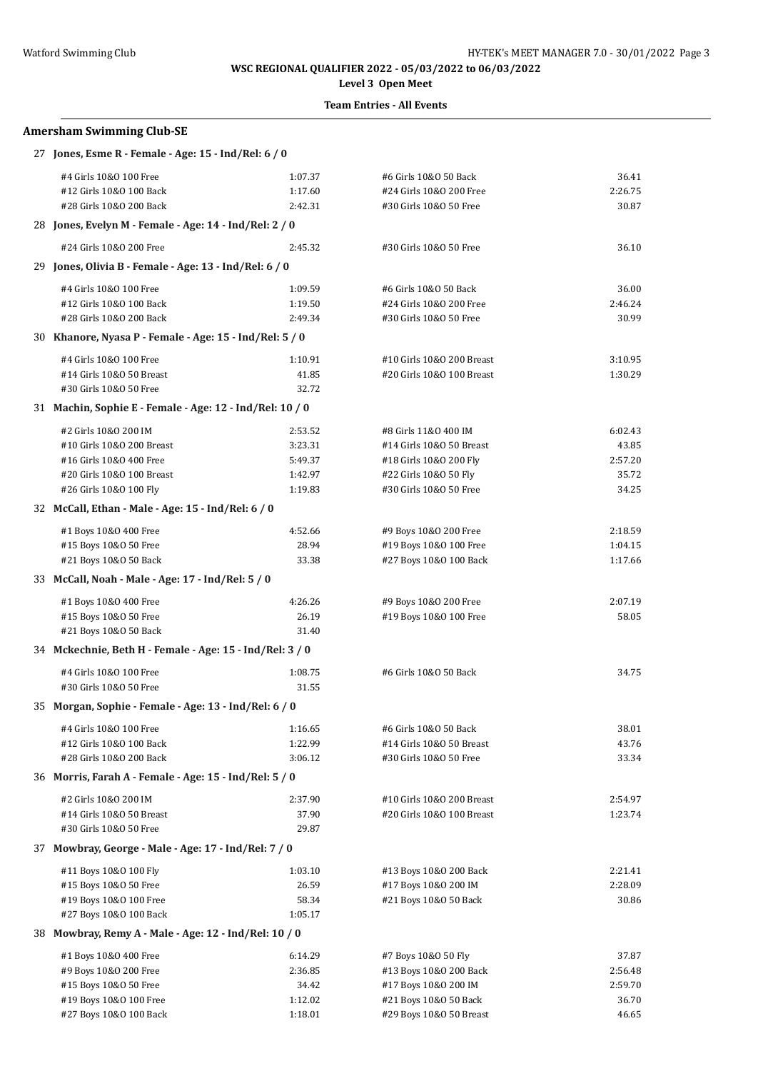**WSC REGIONAL QUALIFIER 2022 - 05/03/2022 to 06/03/2022**

**Level 3 Open Meet**

**Team Entries - All Events**

## Amersham Swimming Club-SE

### 27 Jones, Esme R - Female - Age: 15 - Ind/Rel: 6 / 0

| | | | |
|---|---|---|---|
| #4 Girls 10&O 100 Free | 1:07.37 | #6 Girls 10&O 50 Back | 36.41 |
| #12 Girls 10&O 100 Back | 1:17.60 | #24 Girls 10&O 200 Free | 2:26.75 |
| #28 Girls 10&O 200 Back | 2:42.31 | #30 Girls 10&O 50 Free | 30.87 |

### 28 Jones, Evelyn M - Female - Age: 14 - Ind/Rel: 2 / 0

| | | | |
|---|---|---|---|
| #24 Girls 10&O 200 Free | 2:45.32 | #30 Girls 10&O 50 Free | 36.10 |

### 29 Jones, Olivia B - Female - Age: 13 - Ind/Rel: 6 / 0

| | | | |
|---|---|---|---|
| #4 Girls 10&O 100 Free | 1:09.59 | #6 Girls 10&O 50 Back | 36.00 |
| #12 Girls 10&O 100 Back | 1:19.50 | #24 Girls 10&O 200 Free | 2:46.24 |
| #28 Girls 10&O 200 Back | 2:49.34 | #30 Girls 10&O 50 Free | 30.99 |

### 30 Khanore, Nyasa P - Female - Age: 15 - Ind/Rel: 5 / 0

| | | | |
|---|---|---|---|
| #4 Girls 10&O 100 Free | 1:10.91 | #10 Girls 10&O 200 Breast | 3:10.95 |
| #14 Girls 10&O 50 Breast | 41.85 | #20 Girls 10&O 100 Breast | 1:30.29 |
| #30 Girls 10&O 50 Free | 32.72 | | |

### 31 Machin, Sophie E - Female - Age: 12 - Ind/Rel: 10 / 0

| | | | |
|---|---|---|---|
| #2 Girls 10&O 200 IM | 2:53.52 | #8 Girls 11&O 400 IM | 6:02.43 |
| #10 Girls 10&O 200 Breast | 3:23.31 | #14 Girls 10&O 50 Breast | 43.85 |
| #16 Girls 10&O 400 Free | 5:49.37 | #18 Girls 10&O 200 Fly | 2:57.20 |
| #20 Girls 10&O 100 Breast | 1:42.97 | #22 Girls 10&O 50 Fly | 35.72 |
| #26 Girls 10&O 100 Fly | 1:19.83 | #30 Girls 10&O 50 Free | 34.25 |

### 32 McCall, Ethan - Male - Age: 15 - Ind/Rel: 6 / 0

| | | | |
|---|---|---|---|
| #1 Boys 10&O 400 Free | 4:52.66 | #9 Boys 10&O 200 Free | 2:18.59 |
| #15 Boys 10&O 50 Free | 28.94 | #19 Boys 10&O 100 Free | 1:04.15 |
| #21 Boys 10&O 50 Back | 33.38 | #27 Boys 10&O 100 Back | 1:17.66 |

### 33 McCall, Noah - Male - Age: 17 - Ind/Rel: 5 / 0

| | | | |
|---|---|---|---|
| #1 Boys 10&O 400 Free | 4:26.26 | #9 Boys 10&O 200 Free | 2:07.19 |
| #15 Boys 10&O 50 Free | 26.19 | #19 Boys 10&O 100 Free | 58.05 |
| #21 Boys 10&O 50 Back | 31.40 | | |

### 34 Mckechnie, Beth H - Female - Age: 15 - Ind/Rel: 3 / 0

| | | | |
|---|---|---|---|
| #4 Girls 10&O 100 Free | 1:08.75 | #6 Girls 10&O 50 Back | 34.75 |
| #30 Girls 10&O 50 Free | 31.55 | | |

### 35 Morgan, Sophie - Female - Age: 13 - Ind/Rel: 6 / 0

| | | | |
|---|---|---|---|
| #4 Girls 10&O 100 Free | 1:16.65 | #6 Girls 10&O 50 Back | 38.01 |
| #12 Girls 10&O 100 Back | 1:22.99 | #14 Girls 10&O 50 Breast | 43.76 |
| #28 Girls 10&O 200 Back | 3:06.12 | #30 Girls 10&O 50 Free | 33.34 |

### 36 Morris, Farah A - Female - Age: 15 - Ind/Rel: 5 / 0

| | | | |
|---|---|---|---|
| #2 Girls 10&O 200 IM | 2:37.90 | #10 Girls 10&O 200 Breast | 2:54.97 |
| #14 Girls 10&O 50 Breast | 37.90 | #20 Girls 10&O 100 Breast | 1:23.74 |
| #30 Girls 10&O 50 Free | 29.87 | | |

### 37 Mowbray, George - Male - Age: 17 - Ind/Rel: 7 / 0

| | | | |
|---|---|---|---|
| #11 Boys 10&O 100 Fly | 1:03.10 | #13 Boys 10&O 200 Back | 2:21.41 |
| #15 Boys 10&O 50 Free | 26.59 | #17 Boys 10&O 200 IM | 2:28.09 |
| #19 Boys 10&O 100 Free | 58.34 | #21 Boys 10&O 50 Back | 30.86 |
| #27 Boys 10&O 100 Back | 1:05.17 | | |

### 38 Mowbray, Remy A - Male - Age: 12 - Ind/Rel: 10 / 0

| | | | |
|---|---|---|---|
| #1 Boys 10&O 400 Free | 6:14.29 | #7 Boys 10&O 50 Fly | 37.87 |
| #9 Boys 10&O 200 Free | 2:36.85 | #13 Boys 10&O 200 Back | 2:56.48 |
| #15 Boys 10&O 50 Free | 34.42 | #17 Boys 10&O 200 IM | 2:59.70 |
| #19 Boys 10&O 100 Free | 1:12.02 | #21 Boys 10&O 50 Back | 36.70 |
| #27 Boys 10&O 100 Back | 1:18.01 | #29 Boys 10&O 50 Breast | 46.65 |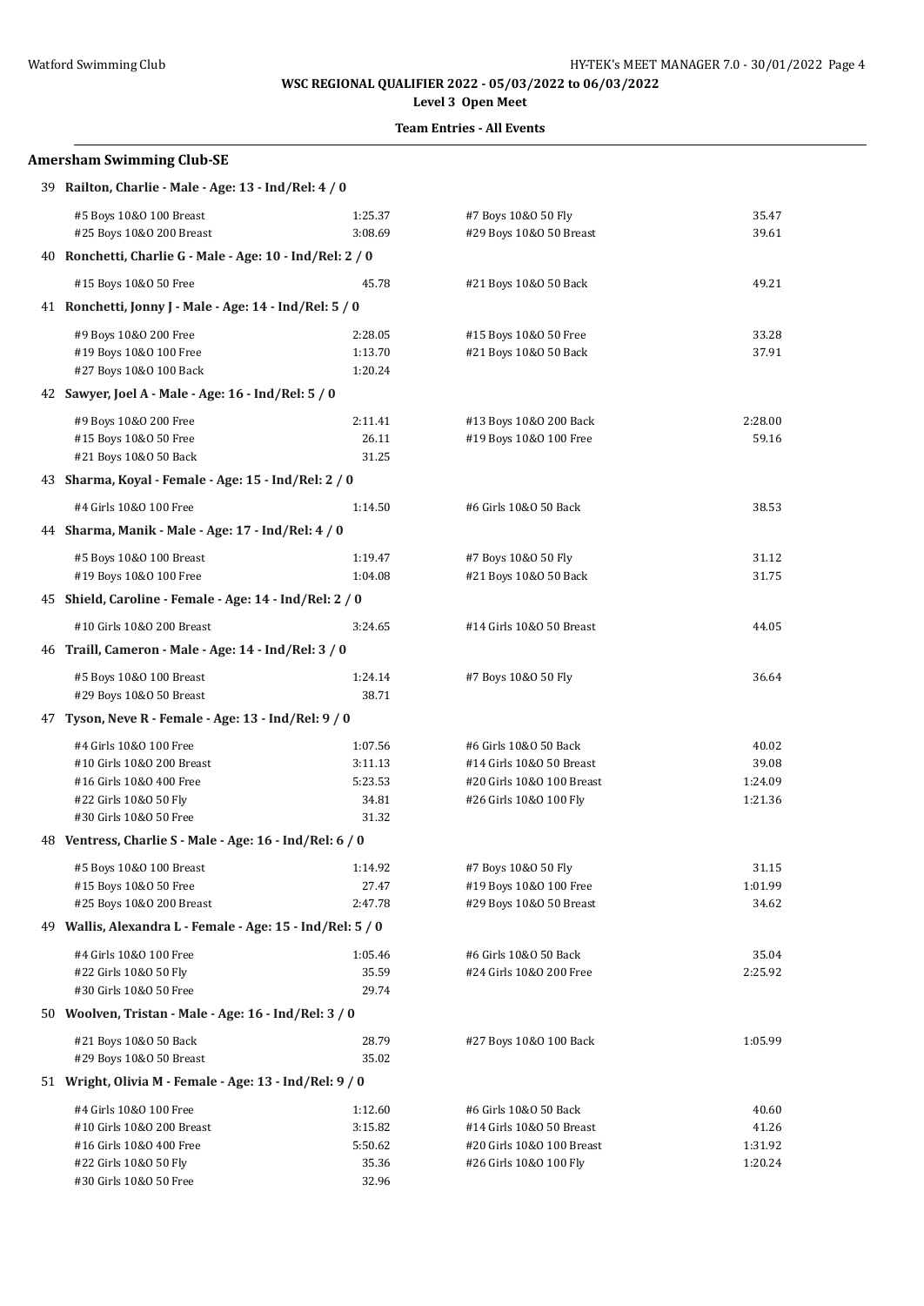**WSC REGIONAL QUALIFIER 2022 - 05/03/2022 to 06/03/2022**

**Level 3 Open Meet**

**Team Entries - All Events**

## Amersham Swimming Club-SE

**39 Railton, Charlie - Male - Age: 13 - Ind/Rel: 4 / 0**

| Event | Time | Event | Time |
|---|---|---|---|
| #5 Boys 10&O 100 Breast | 1:25.37 | #7 Boys 10&O 50 Fly | 35.47 |
| #25 Boys 10&O 200 Breast | 3:08.69 | #29 Boys 10&O 50 Breast | 39.61 |

**40 Ronchetti, Charlie G - Male - Age: 10 - Ind/Rel: 2 / 0**

| Event | Time | Event | Time |
|---|---|---|---|
| #15 Boys 10&O 50 Free | 45.78 | #21 Boys 10&O 50 Back | 49.21 |

**41 Ronchetti, Jonny J - Male - Age: 14 - Ind/Rel: 5 / 0**

| Event | Time | Event | Time |
|---|---|---|---|
| #9 Boys 10&O 200 Free | 2:28.05 | #15 Boys 10&O 50 Free | 33.28 |
| #19 Boys 10&O 100 Free | 1:13.70 | #21 Boys 10&O 50 Back | 37.91 |
| #27 Boys 10&O 100 Back | 1:20.24 | | |

**42 Sawyer, Joel A - Male - Age: 16 - Ind/Rel: 5 / 0**

| Event | Time | Event | Time |
|---|---|---|---|
| #9 Boys 10&O 200 Free | 2:11.41 | #13 Boys 10&O 200 Back | 2:28.00 |
| #15 Boys 10&O 50 Free | 26.11 | #19 Boys 10&O 100 Free | 59.16 |
| #21 Boys 10&O 50 Back | 31.25 | | |

**43 Sharma, Koyal - Female - Age: 15 - Ind/Rel: 2 / 0**

| Event | Time | Event | Time |
|---|---|---|---|
| #4 Girls 10&O 100 Free | 1:14.50 | #6 Girls 10&O 50 Back | 38.53 |

**44 Sharma, Manik - Male - Age: 17 - Ind/Rel: 4 / 0**

| Event | Time | Event | Time |
|---|---|---|---|
| #5 Boys 10&O 100 Breast | 1:19.47 | #7 Boys 10&O 50 Fly | 31.12 |
| #19 Boys 10&O 100 Free | 1:04.08 | #21 Boys 10&O 50 Back | 31.75 |

**45 Shield, Caroline - Female - Age: 14 - Ind/Rel: 2 / 0**

| Event | Time | Event | Time |
|---|---|---|---|
| #10 Girls 10&O 200 Breast | 3:24.65 | #14 Girls 10&O 50 Breast | 44.05 |

**46 Traill, Cameron - Male - Age: 14 - Ind/Rel: 3 / 0**

| Event | Time | Event | Time |
|---|---|---|---|
| #5 Boys 10&O 100 Breast | 1:24.14 | #7 Boys 10&O 50 Fly | 36.64 |
| #29 Boys 10&O 50 Breast | 38.71 | | |

**47 Tyson, Neve R - Female - Age: 13 - Ind/Rel: 9 / 0**

| Event | Time | Event | Time |
|---|---|---|---|
| #4 Girls 10&O 100 Free | 1:07.56 | #6 Girls 10&O 50 Back | 40.02 |
| #10 Girls 10&O 200 Breast | 3:11.13 | #14 Girls 10&O 50 Breast | 39.08 |
| #16 Girls 10&O 400 Free | 5:23.53 | #20 Girls 10&O 100 Breast | 1:24.09 |
| #22 Girls 10&O 50 Fly | 34.81 | #26 Girls 10&O 100 Fly | 1:21.36 |
| #30 Girls 10&O 50 Free | 31.32 | | |

**48 Ventress, Charlie S - Male - Age: 16 - Ind/Rel: 6 / 0**

| Event | Time | Event | Time |
|---|---|---|---|
| #5 Boys 10&O 100 Breast | 1:14.92 | #7 Boys 10&O 50 Fly | 31.15 |
| #15 Boys 10&O 50 Free | 27.47 | #19 Boys 10&O 100 Free | 1:01.99 |
| #25 Boys 10&O 200 Breast | 2:47.78 | #29 Boys 10&O 50 Breast | 34.62 |

**49 Wallis, Alexandra L - Female - Age: 15 - Ind/Rel: 5 / 0**

| Event | Time | Event | Time |
|---|---|---|---|
| #4 Girls 10&O 100 Free | 1:05.46 | #6 Girls 10&O 50 Back | 35.04 |
| #22 Girls 10&O 50 Fly | 35.59 | #24 Girls 10&O 200 Free | 2:25.92 |
| #30 Girls 10&O 50 Free | 29.74 | | |

**50 Woolven, Tristan - Male - Age: 16 - Ind/Rel: 3 / 0**

| Event | Time | Event | Time |
|---|---|---|---|
| #21 Boys 10&O 50 Back | 28.79 | #27 Boys 10&O 100 Back | 1:05.99 |
| #29 Boys 10&O 50 Breast | 35.02 | | |

**51 Wright, Olivia M - Female - Age: 13 - Ind/Rel: 9 / 0**

| Event | Time | Event | Time |
|---|---|---|---|
| #4 Girls 10&O 100 Free | 1:12.60 | #6 Girls 10&O 50 Back | 40.60 |
| #10 Girls 10&O 200 Breast | 3:15.82 | #14 Girls 10&O 50 Breast | 41.26 |
| #16 Girls 10&O 400 Free | 5:50.62 | #20 Girls 10&O 100 Breast | 1:31.92 |
| #22 Girls 10&O 50 Fly | 35.36 | #26 Girls 10&O 100 Fly | 1:20.24 |
| #30 Girls 10&O 50 Free | 32.96 | | |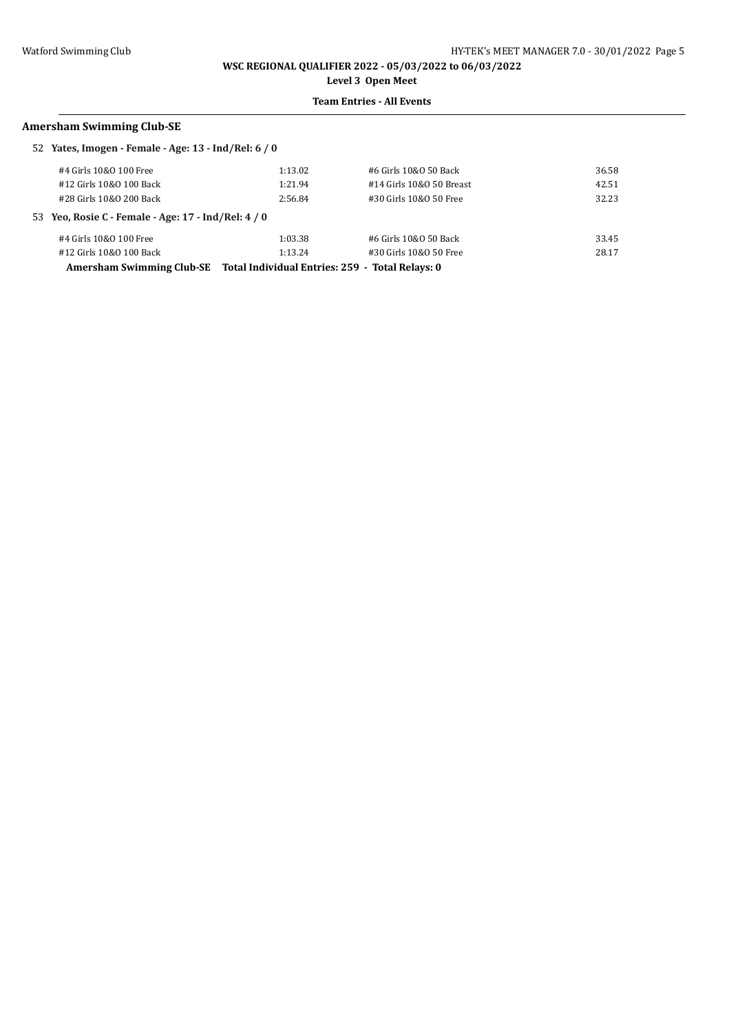## Amersham Swimming Club-SE

**52 Yates, Imogen - Female - Age: 13 - Ind/Rel: 6 / 0**

| Event | Time | Event | Time |
|---|---|---|---|
| #4 Girls 10&O 100 Free | 1:13.02 | #6 Girls 10&O 50 Back | 36.58 |
| #12 Girls 10&O 100 Back | 1:21.94 | #14 Girls 10&O 50 Breast | 42.51 |
| #28 Girls 10&O 200 Back | 2:56.84 | #30 Girls 10&O 50 Free | 32.23 |

**53 Yeo, Rosie C - Female - Age: 17 - Ind/Rel: 4 / 0**

| Event | Time | Event | Time |
|---|---|---|---|
| #4 Girls 10&O 100 Free | 1:03.38 | #6 Girls 10&O 50 Back | 33.45 |
| #12 Girls 10&O 100 Back | 1:13.24 | #30 Girls 10&O 50 Free | 28.17 |

**Amersham Swimming Club-SE Total Individual Entries: 259 - Total Relays: 0**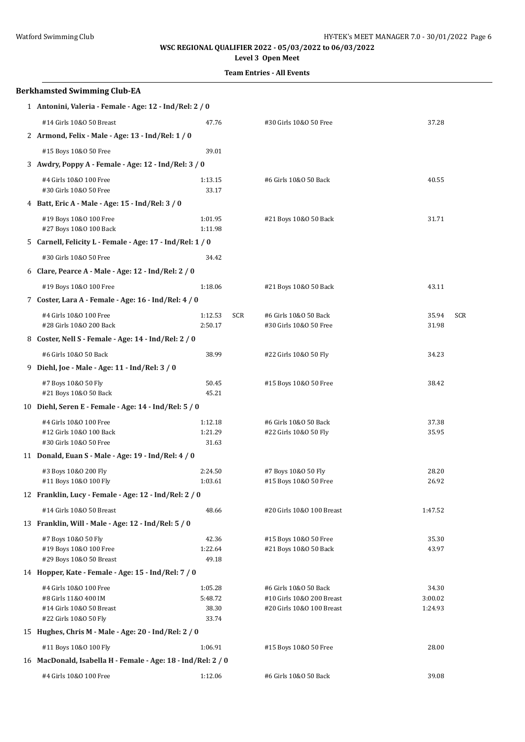**WSC REGIONAL QUALIFIER 2022 - 05/03/2022 to 06/03/2022**

**Level 3 Open Meet**

**Team Entries - All Events**

## Berkhamsted Swimming Club-EA

**1 Antonini, Valeria - Female - Age: 12 - Ind/Rel: 2 / 0**

| Event | Time | | Event | Time | |
|---|---|---|---|---|---|
| #14 Girls 10&O 50 Breast | 47.76 | | #30 Girls 10&O 50 Free | 37.28 | |

**2 Armond, Felix - Male - Age: 13 - Ind/Rel: 1 / 0**

| Event | Time | | Event | Time | |
|---|---|---|---|---|---|
| #15 Boys 10&O 50 Free | 39.01 | | | | |

**3 Awdry, Poppy A - Female - Age: 12 - Ind/Rel: 3 / 0**

| Event | Time | | Event | Time | |
|---|---|---|---|---|---|
| #4 Girls 10&O 100 Free | 1:13.15 | | #6 Girls 10&O 50 Back | 40.55 | |
| #30 Girls 10&O 50 Free | 33.17 | | | | |

**4 Batt, Eric A - Male - Age: 15 - Ind/Rel: 3 / 0**

| Event | Time | | Event | Time | |
|---|---|---|---|---|---|
| #19 Boys 10&O 100 Free | 1:01.95 | | #21 Boys 10&O 50 Back | 31.71 | |
| #27 Boys 10&O 100 Back | 1:11.98 | | | | |

**5 Carnell, Felicity L - Female - Age: 17 - Ind/Rel: 1 / 0**

| Event | Time | | Event | Time | |
|---|---|---|---|---|---|
| #30 Girls 10&O 50 Free | 34.42 | | | | |

**6 Clare, Pearce A - Male - Age: 12 - Ind/Rel: 2 / 0**

| Event | Time | | Event | Time | |
|---|---|---|---|---|---|
| #19 Boys 10&O 100 Free | 1:18.06 | | #21 Boys 10&O 50 Back | 43.11 | |

**7 Coster, Lara A - Female - Age: 16 - Ind/Rel: 4 / 0**

| Event | Time | | Event | Time | |
|---|---|---|---|---|---|
| #4 Girls 10&O 100 Free | 1:12.53 | SCR | #6 Girls 10&O 50 Back | 35.94 | SCR |
| #28 Girls 10&O 200 Back | 2:50.17 | | #30 Girls 10&O 50 Free | 31.98 | |

**8 Coster, Nell S - Female - Age: 14 - Ind/Rel: 2 / 0**

| Event | Time | | Event | Time | |
|---|---|---|---|---|---|
| #6 Girls 10&O 50 Back | 38.99 | | #22 Girls 10&O 50 Fly | 34.23 | |

**9 Diehl, Joe - Male - Age: 11 - Ind/Rel: 3 / 0**

| Event | Time | | Event | Time | |
|---|---|---|---|---|---|
| #7 Boys 10&O 50 Fly | 50.45 | | #15 Boys 10&O 50 Free | 38.42 | |
| #21 Boys 10&O 50 Back | 45.21 | | | | |

**10 Diehl, Seren E - Female - Age: 14 - Ind/Rel: 5 / 0**

| Event | Time | | Event | Time | |
|---|---|---|---|---|---|
| #4 Girls 10&O 100 Free | 1:12.18 | | #6 Girls 10&O 50 Back | 37.38 | |
| #12 Girls 10&O 100 Back | 1:21.29 | | #22 Girls 10&O 50 Fly | 35.95 | |
| #30 Girls 10&O 50 Free | 31.63 | | | | |

**11 Donald, Euan S - Male - Age: 19 - Ind/Rel: 4 / 0**

| Event | Time | | Event | Time | |
|---|---|---|---|---|---|
| #3 Boys 10&O 200 Fly | 2:24.50 | | #7 Boys 10&O 50 Fly | 28.20 | |
| #11 Boys 10&O 100 Fly | 1:03.61 | | #15 Boys 10&O 50 Free | 26.92 | |

**12 Franklin, Lucy - Female - Age: 12 - Ind/Rel: 2 / 0**

| Event | Time | | Event | Time | |
|---|---|---|---|---|---|
| #14 Girls 10&O 50 Breast | 48.66 | | #20 Girls 10&O 100 Breast | 1:47.52 | |

**13 Franklin, Will - Male - Age: 12 - Ind/Rel: 5 / 0**

| Event | Time | | Event | Time | |
|---|---|---|---|---|---|
| #7 Boys 10&O 50 Fly | 42.36 | | #15 Boys 10&O 50 Free | 35.30 | |
| #19 Boys 10&O 100 Free | 1:22.64 | | #21 Boys 10&O 50 Back | 43.97 | |
| #29 Boys 10&O 50 Breast | 49.18 | | | | |

**14 Hopper, Kate - Female - Age: 15 - Ind/Rel: 7 / 0**

| Event | Time | | Event | Time | |
|---|---|---|---|---|---|
| #4 Girls 10&O 100 Free | 1:05.28 | | #6 Girls 10&O 50 Back | 34.30 | |
| #8 Girls 11&O 400 IM | 5:48.72 | | #10 Girls 10&O 200 Breast | 3:00.02 | |
| #14 Girls 10&O 50 Breast | 38.30 | | #20 Girls 10&O 100 Breast | 1:24.93 | |
| #22 Girls 10&O 50 Fly | 33.74 | | | | |

**15 Hughes, Chris M - Male - Age: 20 - Ind/Rel: 2 / 0**

| Event | Time | | Event | Time | |
|---|---|---|---|---|---|
| #11 Boys 10&O 100 Fly | 1:06.91 | | #15 Boys 10&O 50 Free | 28.00 | |

**16 MacDonald, Isabella H - Female - Age: 18 - Ind/Rel: 2 / 0**

| Event | Time | | Event | Time | |
|---|---|---|---|---|---|
| #4 Girls 10&O 100 Free | 1:12.06 | | #6 Girls 10&O 50 Back | 39.08 | |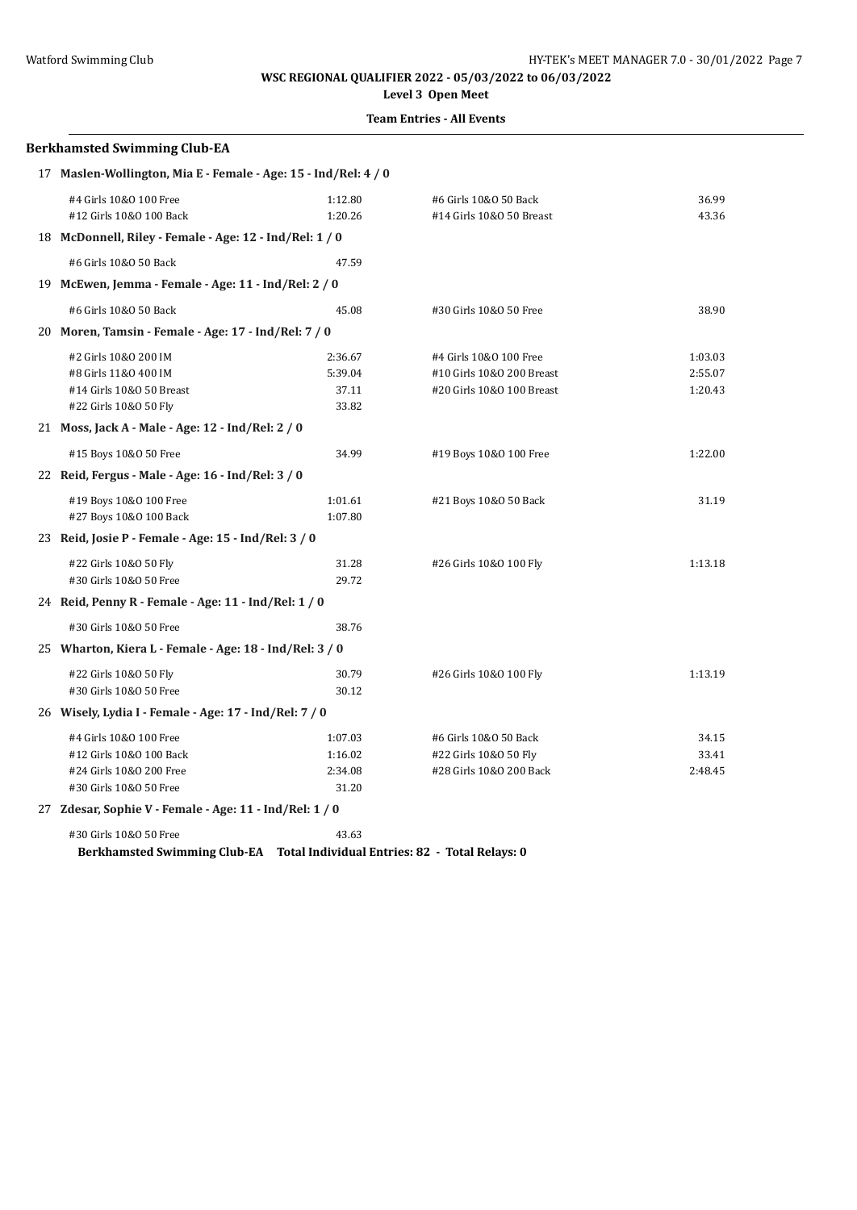## Berkhamsted Swimming Club-EA

**17 Maslen-Wollington, Mia E - Female - Age: 15 - Ind/Rel: 4 / 0**

| | | | |
|---|---|---|---|
| #4 Girls 10&O 100 Free | 1:12.80 | #6 Girls 10&O 50 Back | 36.99 |
| #12 Girls 10&O 100 Back | 1:20.26 | #14 Girls 10&O 50 Breast | 43.36 |

**18 McDonnell, Riley - Female - Age: 12 - Ind/Rel: 1 / 0**

| | | | |
|---|---|---|---|
| #6 Girls 10&O 50 Back | 47.59 | | |

**19 McEwen, Jemma - Female - Age: 11 - Ind/Rel: 2 / 0**

| | | | |
|---|---|---|---|
| #6 Girls 10&O 50 Back | 45.08 | #30 Girls 10&O 50 Free | 38.90 |

**20 Moren, Tamsin - Female - Age: 17 - Ind/Rel: 7 / 0**

| | | | |
|---|---|---|---|
| #2 Girls 10&O 200 IM | 2:36.67 | #4 Girls 10&O 100 Free | 1:03.03 |
| #8 Girls 11&O 400 IM | 5:39.04 | #10 Girls 10&O 200 Breast | 2:55.07 |
| #14 Girls 10&O 50 Breast | 37.11 | #20 Girls 10&O 100 Breast | 1:20.43 |
| #22 Girls 10&O 50 Fly | 33.82 | | |

**21 Moss, Jack A - Male - Age: 12 - Ind/Rel: 2 / 0**

| | | | |
|---|---|---|---|
| #15 Boys 10&O 50 Free | 34.99 | #19 Boys 10&O 100 Free | 1:22.00 |

**22 Reid, Fergus - Male - Age: 16 - Ind/Rel: 3 / 0**

| | | | |
|---|---|---|---|
| #19 Boys 10&O 100 Free | 1:01.61 | #21 Boys 10&O 50 Back | 31.19 |
| #27 Boys 10&O 100 Back | 1:07.80 | | |

**23 Reid, Josie P - Female - Age: 15 - Ind/Rel: 3 / 0**

| | | | |
|---|---|---|---|
| #22 Girls 10&O 50 Fly | 31.28 | #26 Girls 10&O 100 Fly | 1:13.18 |
| #30 Girls 10&O 50 Free | 29.72 | | |

**24 Reid, Penny R - Female - Age: 11 - Ind/Rel: 1 / 0**

| | | | |
|---|---|---|---|
| #30 Girls 10&O 50 Free | 38.76 | | |

**25 Wharton, Kiera L - Female - Age: 18 - Ind/Rel: 3 / 0**

| | | | |
|---|---|---|---|
| #22 Girls 10&O 50 Fly | 30.79 | #26 Girls 10&O 100 Fly | 1:13.19 |
| #30 Girls 10&O 50 Free | 30.12 | | |

**26 Wisely, Lydia I - Female - Age: 17 - Ind/Rel: 7 / 0**

| | | | |
|---|---|---|---|
| #4 Girls 10&O 100 Free | 1:07.03 | #6 Girls 10&O 50 Back | 34.15 |
| #12 Girls 10&O 100 Back | 1:16.02 | #22 Girls 10&O 50 Fly | 33.41 |
| #24 Girls 10&O 200 Free | 2:34.08 | #28 Girls 10&O 200 Back | 2:48.45 |
| #30 Girls 10&O 50 Free | 31.20 | | |

**27 Zdesar, Sophie V - Female - Age: 11 - Ind/Rel: 1 / 0**

| | | | |
|---|---|---|---|
| #30 Girls 10&O 50 Free | 43.63 | | |

**Berkhamsted Swimming Club-EA Total Individual Entries: 82 - Total Relays: 0**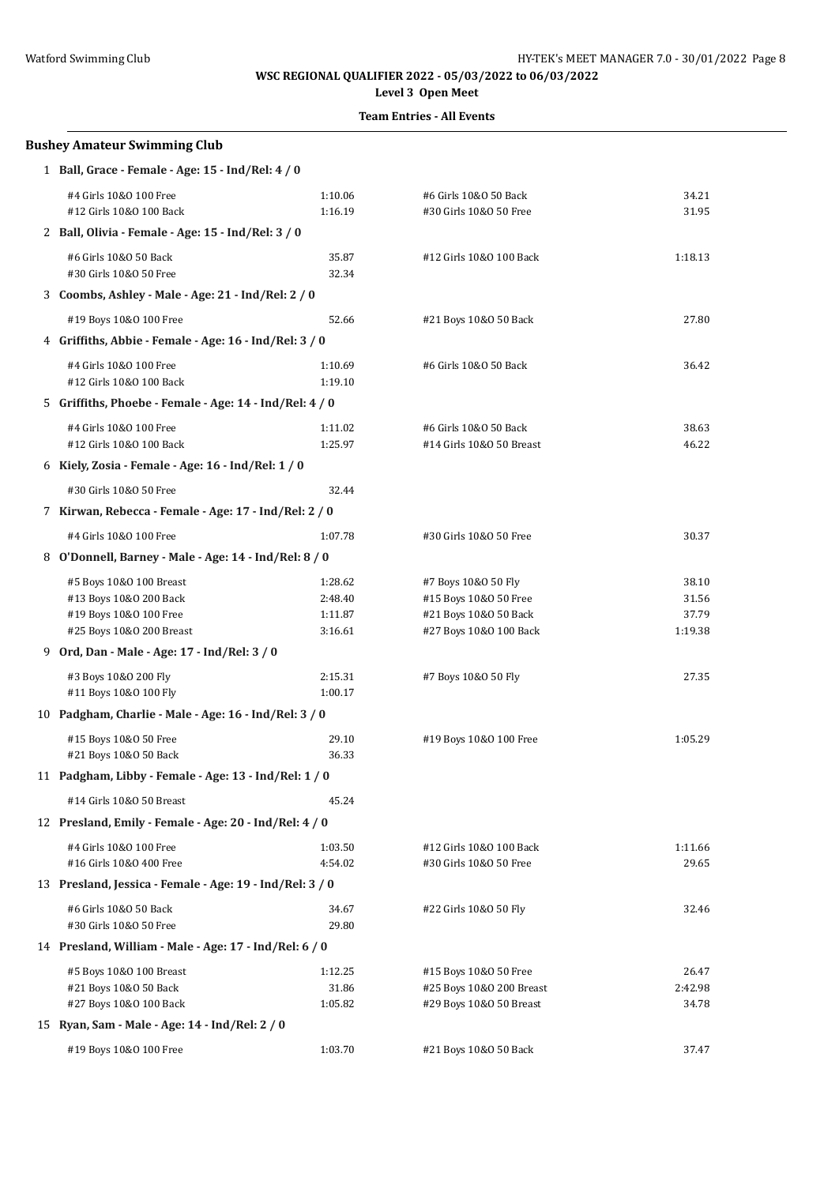**WSC REGIONAL QUALIFIER 2022 - 05/03/2022 to 06/03/2022**

**Level 3 Open Meet**

**Team Entries - All Events**

## Bushey Amateur Swimming Club

**1 Ball, Grace - Female - Age: 15 - Ind/Rel: 4 / 0**

| Event | Time | Event | Time |
|---|---|---|---|
| #4 Girls 10&O 100 Free | 1:10.06 | #6 Girls 10&O 50 Back | 34.21 |
| #12 Girls 10&O 100 Back | 1:16.19 | #30 Girls 10&O 50 Free | 31.95 |

**2 Ball, Olivia - Female - Age: 15 - Ind/Rel: 3 / 0**

| Event | Time | Event | Time |
|---|---|---|---|
| #6 Girls 10&O 50 Back | 35.87 | #12 Girls 10&O 100 Back | 1:18.13 |
| #30 Girls 10&O 50 Free | 32.34 | | |

**3 Coombs, Ashley - Male - Age: 21 - Ind/Rel: 2 / 0**

| Event | Time | Event | Time |
|---|---|---|---|
| #19 Boys 10&O 100 Free | 52.66 | #21 Boys 10&O 50 Back | 27.80 |

**4 Griffiths, Abbie - Female - Age: 16 - Ind/Rel: 3 / 0**

| Event | Time | Event | Time |
|---|---|---|---|
| #4 Girls 10&O 100 Free | 1:10.69 | #6 Girls 10&O 50 Back | 36.42 |
| #12 Girls 10&O 100 Back | 1:19.10 | | |

**5 Griffiths, Phoebe - Female - Age: 14 - Ind/Rel: 4 / 0**

| Event | Time | Event | Time |
|---|---|---|---|
| #4 Girls 10&O 100 Free | 1:11.02 | #6 Girls 10&O 50 Back | 38.63 |
| #12 Girls 10&O 100 Back | 1:25.97 | #14 Girls 10&O 50 Breast | 46.22 |

**6 Kiely, Zosia - Female - Age: 16 - Ind/Rel: 1 / 0**

| Event | Time | Event | Time |
|---|---|---|---|
| #30 Girls 10&O 50 Free | 32.44 | | |

**7 Kirwan, Rebecca - Female - Age: 17 - Ind/Rel: 2 / 0**

| Event | Time | Event | Time |
|---|---|---|---|
| #4 Girls 10&O 100 Free | 1:07.78 | #30 Girls 10&O 50 Free | 30.37 |

**8 O'Donnell, Barney - Male - Age: 14 - Ind/Rel: 8 / 0**

| Event | Time | Event | Time |
|---|---|---|---|
| #5 Boys 10&O 100 Breast | 1:28.62 | #7 Boys 10&O 50 Fly | 38.10 |
| #13 Boys 10&O 200 Back | 2:48.40 | #15 Boys 10&O 50 Free | 31.56 |
| #19 Boys 10&O 100 Free | 1:11.87 | #21 Boys 10&O 50 Back | 37.79 |
| #25 Boys 10&O 200 Breast | 3:16.61 | #27 Boys 10&O 100 Back | 1:19.38 |

**9 Ord, Dan - Male - Age: 17 - Ind/Rel: 3 / 0**

| Event | Time | Event | Time |
|---|---|---|---|
| #3 Boys 10&O 200 Fly | 2:15.31 | #7 Boys 10&O 50 Fly | 27.35 |
| #11 Boys 10&O 100 Fly | 1:00.17 | | |

**10 Padgham, Charlie - Male - Age: 16 - Ind/Rel: 3 / 0**

| Event | Time | Event | Time |
|---|---|---|---|
| #15 Boys 10&O 50 Free | 29.10 | #19 Boys 10&O 100 Free | 1:05.29 |
| #21 Boys 10&O 50 Back | 36.33 | | |

**11 Padgham, Libby - Female - Age: 13 - Ind/Rel: 1 / 0**

| Event | Time | Event | Time |
|---|---|---|---|
| #14 Girls 10&O 50 Breast | 45.24 | | |

**12 Presland, Emily - Female - Age: 20 - Ind/Rel: 4 / 0**

| Event | Time | Event | Time |
|---|---|---|---|
| #4 Girls 10&O 100 Free | 1:03.50 | #12 Girls 10&O 100 Back | 1:11.66 |
| #16 Girls 10&O 400 Free | 4:54.02 | #30 Girls 10&O 50 Free | 29.65 |

**13 Presland, Jessica - Female - Age: 19 - Ind/Rel: 3 / 0**

| Event | Time | Event | Time |
|---|---|---|---|
| #6 Girls 10&O 50 Back | 34.67 | #22 Girls 10&O 50 Fly | 32.46 |
| #30 Girls 10&O 50 Free | 29.80 | | |

**14 Presland, William - Male - Age: 17 - Ind/Rel: 6 / 0**

| Event | Time | Event | Time |
|---|---|---|---|
| #5 Boys 10&O 100 Breast | 1:12.25 | #15 Boys 10&O 50 Free | 26.47 |
| #21 Boys 10&O 50 Back | 31.86 | #25 Boys 10&O 200 Breast | 2:42.98 |
| #27 Boys 10&O 100 Back | 1:05.82 | #29 Boys 10&O 50 Breast | 34.78 |

**15 Ryan, Sam - Male - Age: 14 - Ind/Rel: 2 / 0**

| Event | Time | Event | Time |
|---|---|---|---|
| #19 Boys 10&O 100 Free | 1:03.70 | #21 Boys 10&O 50 Back | 37.47 |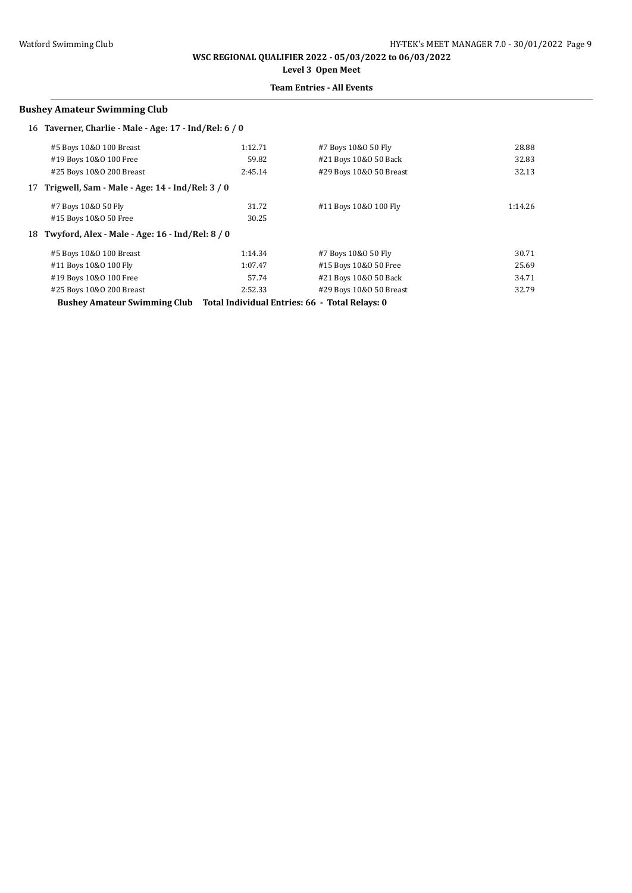**WSC REGIONAL QUALIFIER 2022 - 05/03/2022 to 06/03/2022**

**Level 3 Open Meet**

**Team Entries - All Events**

### Bushey Amateur Swimming Club

**16 Taverner, Charlie - Male - Age: 17 - Ind/Rel: 6 / 0**

| Event | Time | Event | Time |
|---|---|---|---|
| #5 Boys 10&O 100 Breast | 1:12.71 | #7 Boys 10&O 50 Fly | 28.88 |
| #19 Boys 10&O 100 Free | 59.82 | #21 Boys 10&O 50 Back | 32.83 |
| #25 Boys 10&O 200 Breast | 2:45.14 | #29 Boys 10&O 50 Breast | 32.13 |

**17 Trigwell, Sam - Male - Age: 14 - Ind/Rel: 3 / 0**

| Event | Time | Event | Time |
|---|---|---|---|
| #7 Boys 10&O 50 Fly | 31.72 | #11 Boys 10&O 100 Fly | 1:14.26 |
| #15 Boys 10&O 50 Free | 30.25 | | |

**18 Twyford, Alex - Male - Age: 16 - Ind/Rel: 8 / 0**

| Event | Time | Event | Time |
|---|---|---|---|
| #5 Boys 10&O 100 Breast | 1:14.34 | #7 Boys 10&O 50 Fly | 30.71 |
| #11 Boys 10&O 100 Fly | 1:07.47 | #15 Boys 10&O 50 Free | 25.69 |
| #19 Boys 10&O 100 Free | 57.74 | #21 Boys 10&O 50 Back | 34.71 |
| #25 Boys 10&O 200 Breast | 2:52.33 | #29 Boys 10&O 50 Breast | 32.79 |

**Bushey Amateur Swimming Club Total Individual Entries: 66 - Total Relays: 0**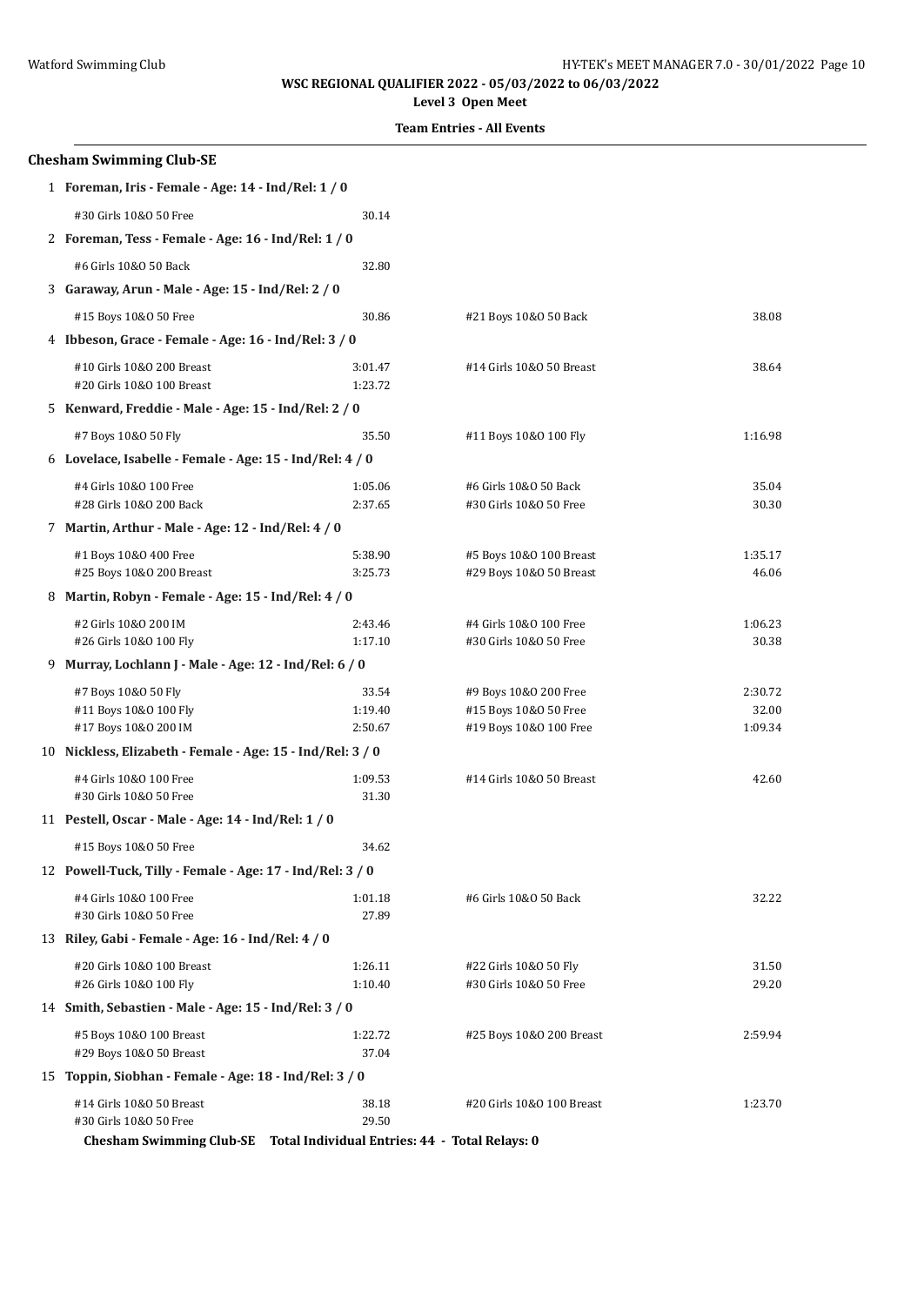**WSC REGIONAL QUALIFIER 2022 - 05/03/2022 to 06/03/2022**

**Level 3 Open Meet**

**Team Entries - All Events**

### Chesham Swimming Club-SE

1 **Foreman, Iris - Female - Age: 14 - Ind/Rel: 1 / 0**

| Event | Time | Event | Time |
|---|---|---|---|
| #30 Girls 10&O 50 Free | 30.14 | | |

2 **Foreman, Tess - Female - Age: 16 - Ind/Rel: 1 / 0**

| Event | Time | Event | Time |
|---|---|---|---|
| #6 Girls 10&O 50 Back | 32.80 | | |

3 **Garaway, Arun - Male - Age: 15 - Ind/Rel: 2 / 0**

| Event | Time | Event | Time |
|---|---|---|---|
| #15 Boys 10&O 50 Free | 30.86 | #21 Boys 10&O 50 Back | 38.08 |

4 **Ibbeson, Grace - Female - Age: 16 - Ind/Rel: 3 / 0**

| Event | Time | Event | Time |
|---|---|---|---|
| #10 Girls 10&O 200 Breast | 3:01.47 | #14 Girls 10&O 50 Breast | 38.64 |
| #20 Girls 10&O 100 Breast | 1:23.72 | | |

5 **Kenward, Freddie - Male - Age: 15 - Ind/Rel: 2 / 0**

| Event | Time | Event | Time |
|---|---|---|---|
| #7 Boys 10&O 50 Fly | 35.50 | #11 Boys 10&O 100 Fly | 1:16.98 |

6 **Lovelace, Isabelle - Female - Age: 15 - Ind/Rel: 4 / 0**

| Event | Time | Event | Time |
|---|---|---|---|
| #4 Girls 10&O 100 Free | 1:05.06 | #6 Girls 10&O 50 Back | 35.04 |
| #28 Girls 10&O 200 Back | 2:37.65 | #30 Girls 10&O 50 Free | 30.30 |

7 **Martin, Arthur - Male - Age: 12 - Ind/Rel: 4 / 0**

| Event | Time | Event | Time |
|---|---|---|---|
| #1 Boys 10&O 400 Free | 5:38.90 | #5 Boys 10&O 100 Breast | 1:35.17 |
| #25 Boys 10&O 200 Breast | 3:25.73 | #29 Boys 10&O 50 Breast | 46.06 |

8 **Martin, Robyn - Female - Age: 15 - Ind/Rel: 4 / 0**

| Event | Time | Event | Time |
|---|---|---|---|
| #2 Girls 10&O 200 IM | 2:43.46 | #4 Girls 10&O 100 Free | 1:06.23 |
| #26 Girls 10&O 100 Fly | 1:17.10 | #30 Girls 10&O 50 Free | 30.38 |

9 **Murray, Lochlann J - Male - Age: 12 - Ind/Rel: 6 / 0**

| Event | Time | Event | Time |
|---|---|---|---|
| #7 Boys 10&O 50 Fly | 33.54 | #9 Boys 10&O 200 Free | 2:30.72 |
| #11 Boys 10&O 100 Fly | 1:19.40 | #15 Boys 10&O 50 Free | 32.00 |
| #17 Boys 10&O 200 IM | 2:50.67 | #19 Boys 10&O 100 Free | 1:09.34 |

10 **Nickless, Elizabeth - Female - Age: 15 - Ind/Rel: 3 / 0**

| Event | Time | Event | Time |
|---|---|---|---|
| #4 Girls 10&O 100 Free | 1:09.53 | #14 Girls 10&O 50 Breast | 42.60 |
| #30 Girls 10&O 50 Free | 31.30 | | |

11 **Pestell, Oscar - Male - Age: 14 - Ind/Rel: 1 / 0**

| Event | Time | Event | Time |
|---|---|---|---|
| #15 Boys 10&O 50 Free | 34.62 | | |

12 **Powell-Tuck, Tilly - Female - Age: 17 - Ind/Rel: 3 / 0**

| Event | Time | Event | Time |
|---|---|---|---|
| #4 Girls 10&O 100 Free | 1:01.18 | #6 Girls 10&O 50 Back | 32.22 |
| #30 Girls 10&O 50 Free | 27.89 | | |

13 **Riley, Gabi - Female - Age: 16 - Ind/Rel: 4 / 0**

| Event | Time | Event | Time |
|---|---|---|---|
| #20 Girls 10&O 100 Breast | 1:26.11 | #22 Girls 10&O 50 Fly | 31.50 |
| #26 Girls 10&O 100 Fly | 1:10.40 | #30 Girls 10&O 50 Free | 29.20 |

14 **Smith, Sebastien - Male - Age: 15 - Ind/Rel: 3 / 0**

| Event | Time | Event | Time |
|---|---|---|---|
| #5 Boys 10&O 100 Breast | 1:22.72 | #25 Boys 10&O 200 Breast | 2:59.94 |
| #29 Boys 10&O 50 Breast | 37.04 | | |

15 **Toppin, Siobhan - Female - Age: 18 - Ind/Rel: 3 / 0**

| Event | Time | Event | Time |
|---|---|---|---|
| #14 Girls 10&O 50 Breast | 38.18 | #20 Girls 10&O 100 Breast | 1:23.70 |
| #30 Girls 10&O 50 Free | 29.50 | | |

**Chesham Swimming Club-SE Total Individual Entries: 44 - Total Relays: 0**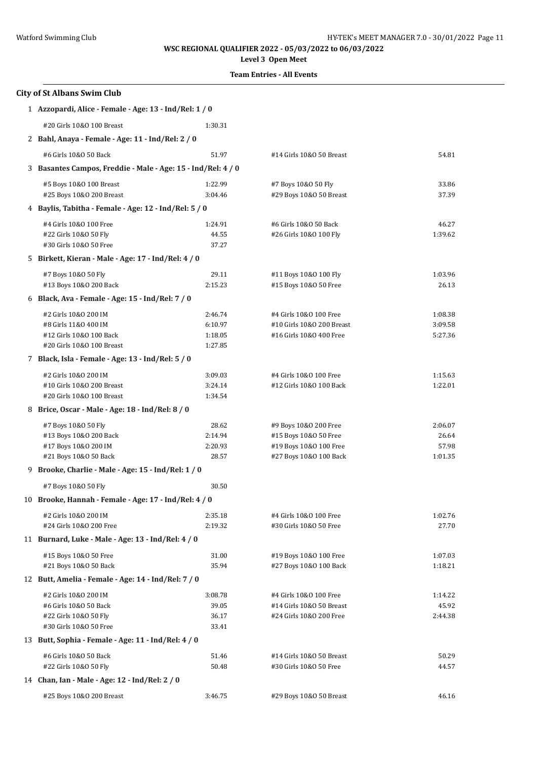**WSC REGIONAL QUALIFIER 2022 - 05/03/2022 to 06/03/2022**

**Level 3 Open Meet**

**Team Entries - All Events**

## City of St Albans Swim Club

**1 Azzopardi, Alice - Female - Age: 13 - Ind/Rel: 1 / 0**

| | | | |
|---|---|---|---|
| #20 Girls 10&O 100 Breast | 1:30.31 | | |

**2 Bahl, Anaya - Female - Age: 11 - Ind/Rel: 2 / 0**

| | | | |
|---|---|---|---|
| #6 Girls 10&O 50 Back | 51.97 | #14 Girls 10&O 50 Breast | 54.81 |

**3 Basantes Campos, Freddie - Male - Age: 15 - Ind/Rel: 4 / 0**

| | | | |
|---|---|---|---|
| #5 Boys 10&O 100 Breast | 1:22.99 | #7 Boys 10&O 50 Fly | 33.86 |
| #25 Boys 10&O 200 Breast | 3:04.46 | #29 Boys 10&O 50 Breast | 37.39 |

**4 Baylis, Tabitha - Female - Age: 12 - Ind/Rel: 5 / 0**

| | | | |
|---|---|---|---|
| #4 Girls 10&O 100 Free | 1:24.91 | #6 Girls 10&O 50 Back | 46.27 |
| #22 Girls 10&O 50 Fly | 44.55 | #26 Girls 10&O 100 Fly | 1:39.62 |
| #30 Girls 10&O 50 Free | 37.27 | | |

**5 Birkett, Kieran - Male - Age: 17 - Ind/Rel: 4 / 0**

| | | | |
|---|---|---|---|
| #7 Boys 10&O 50 Fly | 29.11 | #11 Boys 10&O 100 Fly | 1:03.96 |
| #13 Boys 10&O 200 Back | 2:15.23 | #15 Boys 10&O 50 Free | 26.13 |

**6 Black, Ava - Female - Age: 15 - Ind/Rel: 7 / 0**

| | | | |
|---|---|---|---|
| #2 Girls 10&O 200 IM | 2:46.74 | #4 Girls 10&O 100 Free | 1:08.38 |
| #8 Girls 11&O 400 IM | 6:10.97 | #10 Girls 10&O 200 Breast | 3:09.58 |
| #12 Girls 10&O 100 Back | 1:18.05 | #16 Girls 10&O 400 Free | 5:27.36 |
| #20 Girls 10&O 100 Breast | 1:27.85 | | |

**7 Black, Isla - Female - Age: 13 - Ind/Rel: 5 / 0**

| | | | |
|---|---|---|---|
| #2 Girls 10&O 200 IM | 3:09.03 | #4 Girls 10&O 100 Free | 1:15.63 |
| #10 Girls 10&O 200 Breast | 3:24.14 | #12 Girls 10&O 100 Back | 1:22.01 |
| #20 Girls 10&O 100 Breast | 1:34.54 | | |

**8 Brice, Oscar - Male - Age: 18 - Ind/Rel: 8 / 0**

| | | | |
|---|---|---|---|
| #7 Boys 10&O 50 Fly | 28.62 | #9 Boys 10&O 200 Free | 2:06.07 |
| #13 Boys 10&O 200 Back | 2:14.94 | #15 Boys 10&O 50 Free | 26.64 |
| #17 Boys 10&O 200 IM | 2:20.93 | #19 Boys 10&O 100 Free | 57.98 |
| #21 Boys 10&O 50 Back | 28.57 | #27 Boys 10&O 100 Back | 1:01.35 |

**9 Brooke, Charlie - Male - Age: 15 - Ind/Rel: 1 / 0**

| | | | |
|---|---|---|---|
| #7 Boys 10&O 50 Fly | 30.50 | | |

**10 Brooke, Hannah - Female - Age: 17 - Ind/Rel: 4 / 0**

| | | | |
|---|---|---|---|
| #2 Girls 10&O 200 IM | 2:35.18 | #4 Girls 10&O 100 Free | 1:02.76 |
| #24 Girls 10&O 200 Free | 2:19.32 | #30 Girls 10&O 50 Free | 27.70 |

**11 Burnard, Luke - Male - Age: 13 - Ind/Rel: 4 / 0**

| | | | |
|---|---|---|---|
| #15 Boys 10&O 50 Free | 31.00 | #19 Boys 10&O 100 Free | 1:07.03 |
| #21 Boys 10&O 50 Back | 35.94 | #27 Boys 10&O 100 Back | 1:18.21 |

**12 Butt, Amelia - Female - Age: 14 - Ind/Rel: 7 / 0**

| | | | |
|---|---|---|---|
| #2 Girls 10&O 200 IM | 3:08.78 | #4 Girls 10&O 100 Free | 1:14.22 |
| #6 Girls 10&O 50 Back | 39.05 | #14 Girls 10&O 50 Breast | 45.92 |
| #22 Girls 10&O 50 Fly | 36.17 | #24 Girls 10&O 200 Free | 2:44.38 |
| #30 Girls 10&O 50 Free | 33.41 | | |

**13 Butt, Sophia - Female - Age: 11 - Ind/Rel: 4 / 0**

| | | | |
|---|---|---|---|
| #6 Girls 10&O 50 Back | 51.46 | #14 Girls 10&O 50 Breast | 50.29 |
| #22 Girls 10&O 50 Fly | 50.48 | #30 Girls 10&O 50 Free | 44.57 |

**14 Chan, Ian - Male - Age: 12 - Ind/Rel: 2 / 0**

| | | | |
|---|---|---|---|
| #25 Boys 10&O 200 Breast | 3:46.75 | #29 Boys 10&O 50 Breast | 46.16 |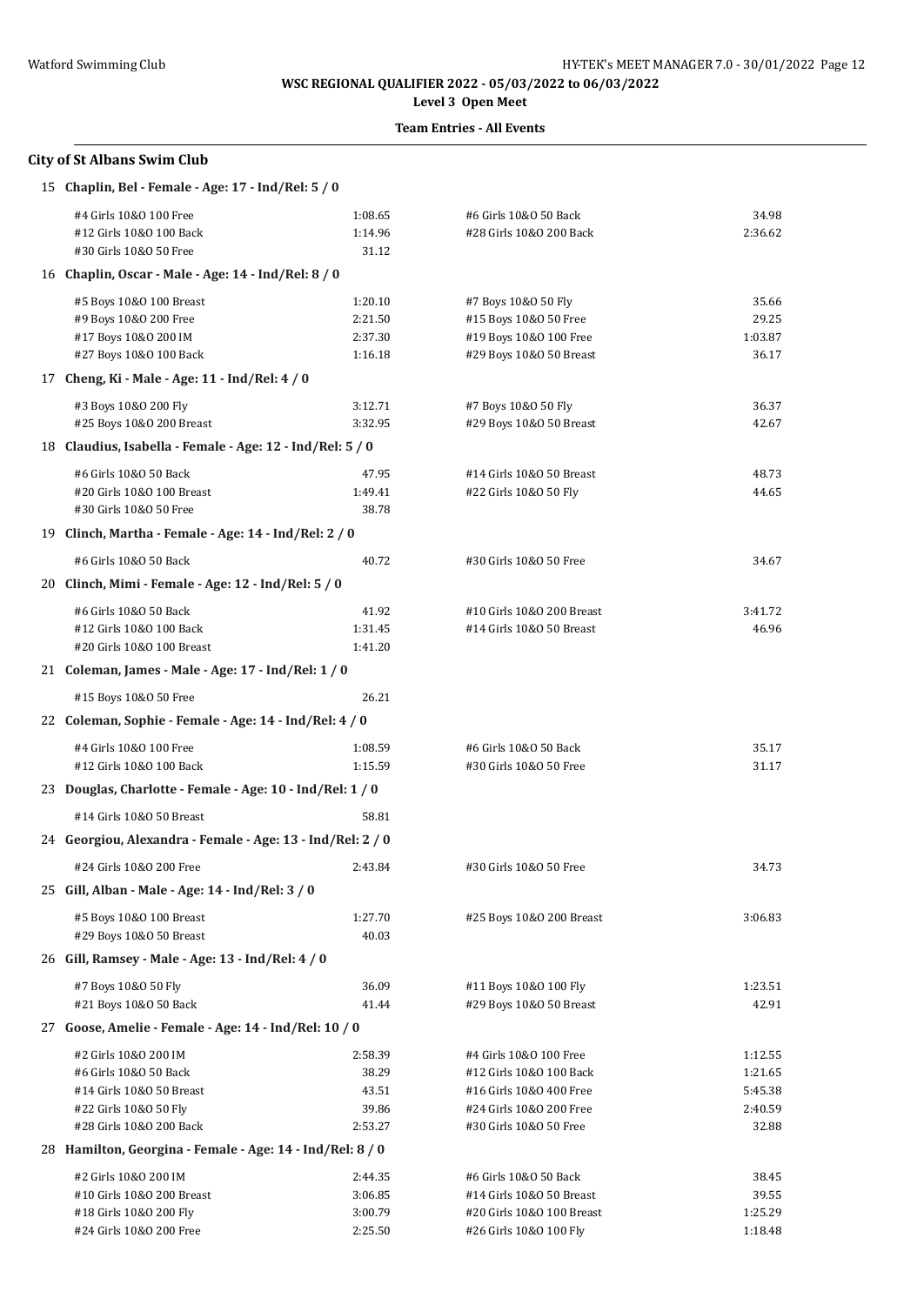WSC REGIONAL QUALIFIER 2022 - 05/03/2022 to 06/03/2022

Level 3 Open Meet

**Team Entries - All Events**

### City of St Albans Swim Club

**15 Chaplin, Bel - Female - Age: 17 - Ind/Rel: 5 / 0**

| Event | Time | Event | Time |
|---|---|---|---|
| #4 Girls 10&O 100 Free | 1:08.65 | #6 Girls 10&O 50 Back | 34.98 |
| #12 Girls 10&O 100 Back | 1:14.96 | #28 Girls 10&O 200 Back | 2:36.62 |
| #30 Girls 10&O 50 Free | 31.12 | | |

**16 Chaplin, Oscar - Male - Age: 14 - Ind/Rel: 8 / 0**

| Event | Time | Event | Time |
|---|---|---|---|
| #5 Boys 10&O 100 Breast | 1:20.10 | #7 Boys 10&O 50 Fly | 35.66 |
| #9 Boys 10&O 200 Free | 2:21.50 | #15 Boys 10&O 50 Free | 29.25 |
| #17 Boys 10&O 200 IM | 2:37.30 | #19 Boys 10&O 100 Free | 1:03.87 |
| #27 Boys 10&O 100 Back | 1:16.18 | #29 Boys 10&O 50 Breast | 36.17 |

**17 Cheng, Ki - Male - Age: 11 - Ind/Rel: 4 / 0**

| Event | Time | Event | Time |
|---|---|---|---|
| #3 Boys 10&O 200 Fly | 3:12.71 | #7 Boys 10&O 50 Fly | 36.37 |
| #25 Boys 10&O 200 Breast | 3:32.95 | #29 Boys 10&O 50 Breast | 42.67 |

**18 Claudius, Isabella - Female - Age: 12 - Ind/Rel: 5 / 0**

| Event | Time | Event | Time |
|---|---|---|---|
| #6 Girls 10&O 50 Back | 47.95 | #14 Girls 10&O 50 Breast | 48.73 |
| #20 Girls 10&O 100 Breast | 1:49.41 | #22 Girls 10&O 50 Fly | 44.65 |
| #30 Girls 10&O 50 Free | 38.78 | | |

**19 Clinch, Martha - Female - Age: 14 - Ind/Rel: 2 / 0**

| Event | Time | Event | Time |
|---|---|---|---|
| #6 Girls 10&O 50 Back | 40.72 | #30 Girls 10&O 50 Free | 34.67 |

**20 Clinch, Mimi - Female - Age: 12 - Ind/Rel: 5 / 0**

| Event | Time | Event | Time |
|---|---|---|---|
| #6 Girls 10&O 50 Back | 41.92 | #10 Girls 10&O 200 Breast | 3:41.72 |
| #12 Girls 10&O 100 Back | 1:31.45 | #14 Girls 10&O 50 Breast | 46.96 |
| #20 Girls 10&O 100 Breast | 1:41.20 | | |

**21 Coleman, James - Male - Age: 17 - Ind/Rel: 1 / 0**

| Event | Time | Event | Time |
|---|---|---|---|
| #15 Boys 10&O 50 Free | 26.21 | | |

**22 Coleman, Sophie - Female - Age: 14 - Ind/Rel: 4 / 0**

| Event | Time | Event | Time |
|---|---|---|---|
| #4 Girls 10&O 100 Free | 1:08.59 | #6 Girls 10&O 50 Back | 35.17 |
| #12 Girls 10&O 100 Back | 1:15.59 | #30 Girls 10&O 50 Free | 31.17 |

**23 Douglas, Charlotte - Female - Age: 10 - Ind/Rel: 1 / 0**

| Event | Time | Event | Time |
|---|---|---|---|
| #14 Girls 10&O 50 Breast | 58.81 | | |

**24 Georgiou, Alexandra - Female - Age: 13 - Ind/Rel: 2 / 0**

| Event | Time | Event | Time |
|---|---|---|---|
| #24 Girls 10&O 200 Free | 2:43.84 | #30 Girls 10&O 50 Free | 34.73 |

**25 Gill, Alban - Male - Age: 14 - Ind/Rel: 3 / 0**

| Event | Time | Event | Time |
|---|---|---|---|
| #5 Boys 10&O 100 Breast | 1:27.70 | #25 Boys 10&O 200 Breast | 3:06.83 |
| #29 Boys 10&O 50 Breast | 40.03 | | |

**26 Gill, Ramsey - Male - Age: 13 - Ind/Rel: 4 / 0**

| Event | Time | Event | Time |
|---|---|---|---|
| #7 Boys 10&O 50 Fly | 36.09 | #11 Boys 10&O 100 Fly | 1:23.51 |
| #21 Boys 10&O 50 Back | 41.44 | #29 Boys 10&O 50 Breast | 42.91 |

**27 Goose, Amelie - Female - Age: 14 - Ind/Rel: 10 / 0**

| Event | Time | Event | Time |
|---|---|---|---|
| #2 Girls 10&O 200 IM | 2:58.39 | #4 Girls 10&O 100 Free | 1:12.55 |
| #6 Girls 10&O 50 Back | 38.29 | #12 Girls 10&O 100 Back | 1:21.65 |
| #14 Girls 10&O 50 Breast | 43.51 | #16 Girls 10&O 400 Free | 5:45.38 |
| #22 Girls 10&O 50 Fly | 39.86 | #24 Girls 10&O 200 Free | 2:40.59 |
| #28 Girls 10&O 200 Back | 2:53.27 | #30 Girls 10&O 50 Free | 32.88 |

**28 Hamilton, Georgina - Female - Age: 14 - Ind/Rel: 8 / 0**

| Event | Time | Event | Time |
|---|---|---|---|
| #2 Girls 10&O 200 IM | 2:44.35 | #6 Girls 10&O 50 Back | 38.45 |
| #10 Girls 10&O 200 Breast | 3:06.85 | #14 Girls 10&O 50 Breast | 39.55 |
| #18 Girls 10&O 200 Fly | 3:00.79 | #20 Girls 10&O 100 Breast | 1:25.29 |
| #24 Girls 10&O 200 Free | 2:25.50 | #26 Girls 10&O 100 Fly | 1:18.48 |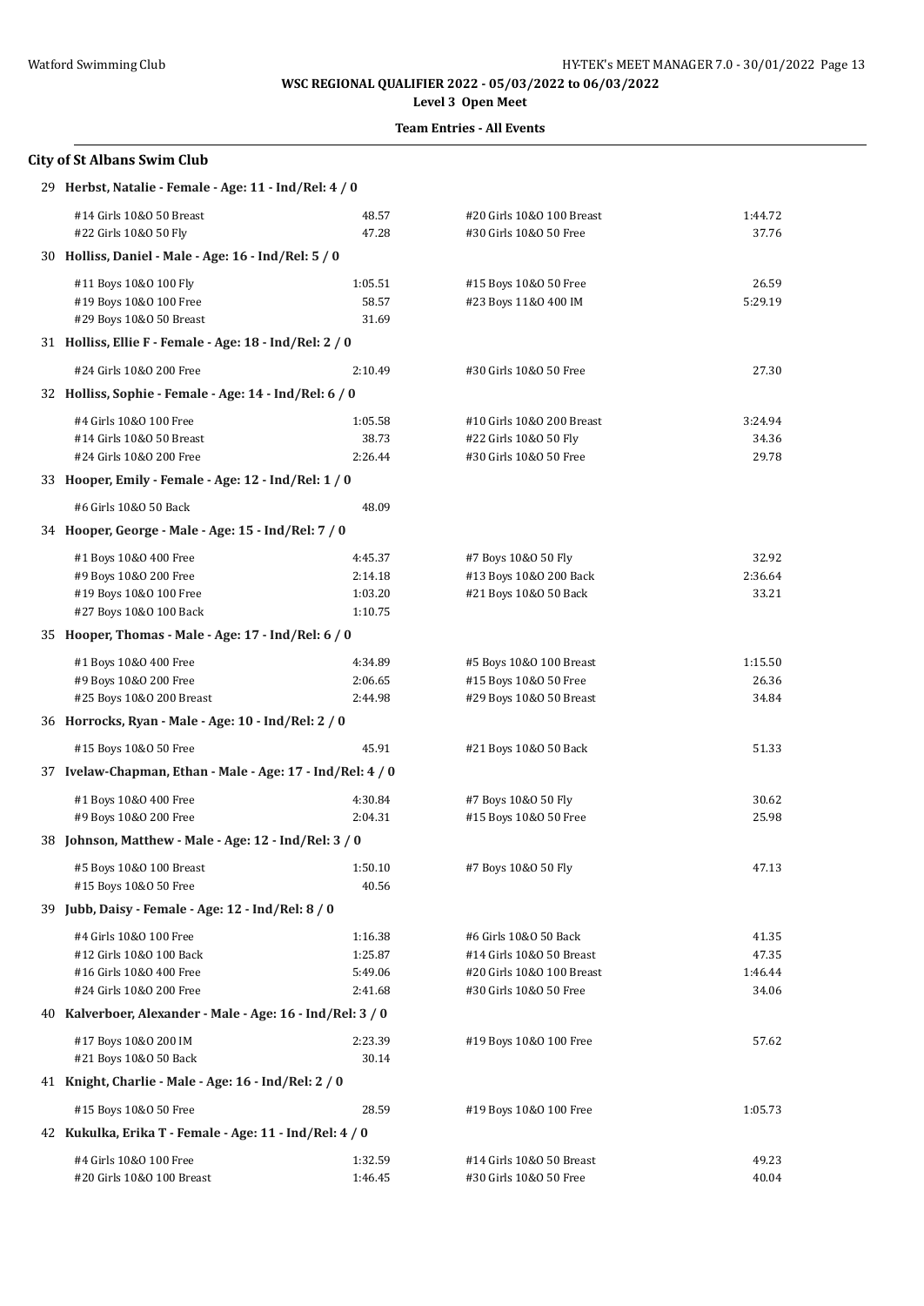**WSC REGIONAL QUALIFIER 2022 - 05/03/2022 to 06/03/2022**

**Level 3 Open Meet**

**Team Entries - All Events**

### City of St Albans Swim Club

**29 Herbst, Natalie - Female - Age: 11 - Ind/Rel: 4 / 0**

| | | | |
|---|---|---|---|
| #14 Girls 10&O 50 Breast | 48.57 | #20 Girls 10&O 100 Breast | 1:44.72 |
| #22 Girls 10&O 50 Fly | 47.28 | #30 Girls 10&O 50 Free | 37.76 |

**30 Holliss, Daniel - Male - Age: 16 - Ind/Rel: 5 / 0**

| | | | |
|---|---|---|---|
| #11 Boys 10&O 100 Fly | 1:05.51 | #15 Boys 10&O 50 Free | 26.59 |
| #19 Boys 10&O 100 Free | 58.57 | #23 Boys 11&O 400 IM | 5:29.19 |
| #29 Boys 10&O 50 Breast | 31.69 | | |

**31 Holliss, Ellie F - Female - Age: 18 - Ind/Rel: 2 / 0**

| | | | |
|---|---|---|---|
| #24 Girls 10&O 200 Free | 2:10.49 | #30 Girls 10&O 50 Free | 27.30 |

**32 Holliss, Sophie - Female - Age: 14 - Ind/Rel: 6 / 0**

| | | | |
|---|---|---|---|
| #4 Girls 10&O 100 Free | 1:05.58 | #10 Girls 10&O 200 Breast | 3:24.94 |
| #14 Girls 10&O 50 Breast | 38.73 | #22 Girls 10&O 50 Fly | 34.36 |
| #24 Girls 10&O 200 Free | 2:26.44 | #30 Girls 10&O 50 Free | 29.78 |

**33 Hooper, Emily - Female - Age: 12 - Ind/Rel: 1 / 0**

| | | | |
|---|---|---|---|
| #6 Girls 10&O 50 Back | 48.09 | | |

**34 Hooper, George - Male - Age: 15 - Ind/Rel: 7 / 0**

| | | | |
|---|---|---|---|
| #1 Boys 10&O 400 Free | 4:45.37 | #7 Boys 10&O 50 Fly | 32.92 |
| #9 Boys 10&O 200 Free | 2:14.18 | #13 Boys 10&O 200 Back | 2:36.64 |
| #19 Boys 10&O 100 Free | 1:03.20 | #21 Boys 10&O 50 Back | 33.21 |
| #27 Boys 10&O 100 Back | 1:10.75 | | |

**35 Hooper, Thomas - Male - Age: 17 - Ind/Rel: 6 / 0**

| | | | |
|---|---|---|---|
| #1 Boys 10&O 400 Free | 4:34.89 | #5 Boys 10&O 100 Breast | 1:15.50 |
| #9 Boys 10&O 200 Free | 2:06.65 | #15 Boys 10&O 50 Free | 26.36 |
| #25 Boys 10&O 200 Breast | 2:44.98 | #29 Boys 10&O 50 Breast | 34.84 |

**36 Horrocks, Ryan - Male - Age: 10 - Ind/Rel: 2 / 0**

| | | | |
|---|---|---|---|
| #15 Boys 10&O 50 Free | 45.91 | #21 Boys 10&O 50 Back | 51.33 |

**37 Ivelaw-Chapman, Ethan - Male - Age: 17 - Ind/Rel: 4 / 0**

| | | | |
|---|---|---|---|
| #1 Boys 10&O 400 Free | 4:30.84 | #7 Boys 10&O 50 Fly | 30.62 |
| #9 Boys 10&O 200 Free | 2:04.31 | #15 Boys 10&O 50 Free | 25.98 |

**38 Johnson, Matthew - Male - Age: 12 - Ind/Rel: 3 / 0**

| | | | |
|---|---|---|---|
| #5 Boys 10&O 100 Breast | 1:50.10 | #7 Boys 10&O 50 Fly | 47.13 |
| #15 Boys 10&O 50 Free | 40.56 | | |

**39 Jubb, Daisy - Female - Age: 12 - Ind/Rel: 8 / 0**

| | | | |
|---|---|---|---|
| #4 Girls 10&O 100 Free | 1:16.38 | #6 Girls 10&O 50 Back | 41.35 |
| #12 Girls 10&O 100 Back | 1:25.87 | #14 Girls 10&O 50 Breast | 47.35 |
| #16 Girls 10&O 400 Free | 5:49.06 | #20 Girls 10&O 100 Breast | 1:46.44 |
| #24 Girls 10&O 200 Free | 2:41.68 | #30 Girls 10&O 50 Free | 34.06 |

**40 Kalverboer, Alexander - Male - Age: 16 - Ind/Rel: 3 / 0**

| | | | |
|---|---|---|---|
| #17 Boys 10&O 200 IM | 2:23.39 | #19 Boys 10&O 100 Free | 57.62 |
| #21 Boys 10&O 50 Back | 30.14 | | |

**41 Knight, Charlie - Male - Age: 16 - Ind/Rel: 2 / 0**

| | | | |
|---|---|---|---|
| #15 Boys 10&O 50 Free | 28.59 | #19 Boys 10&O 100 Free | 1:05.73 |

**42 Kukulka, Erika T - Female - Age: 11 - Ind/Rel: 4 / 0**

| | | | |
|---|---|---|---|
| #4 Girls 10&O 100 Free | 1:32.59 | #14 Girls 10&O 50 Breast | 49.23 |
| #20 Girls 10&O 100 Breast | 1:46.45 | #30 Girls 10&O 50 Free | 40.04 |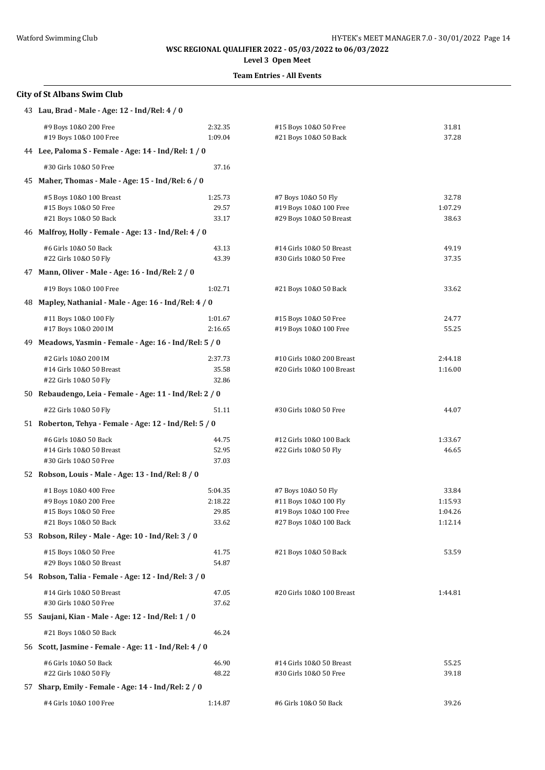**WSC REGIONAL QUALIFIER 2022 - 05/03/2022 to 06/03/2022**

**Level 3 Open Meet**

**Team Entries - All Events**

### City of St Albans Swim Club

**43 Lau, Brad - Male - Age: 12 - Ind/Rel: 4 / 0**

| Event | Time | Event | Time |
|---|---|---|---|
| #9 Boys 10&O 200 Free | 2:32.35 | #15 Boys 10&O 50 Free | 31.81 |
| #19 Boys 10&O 100 Free | 1:09.04 | #21 Boys 10&O 50 Back | 37.28 |

**44 Lee, Paloma S - Female - Age: 14 - Ind/Rel: 1 / 0**

| Event | Time | Event | Time |
|---|---|---|---|
| #30 Girls 10&O 50 Free | 37.16 | | |

**45 Maher, Thomas - Male - Age: 15 - Ind/Rel: 6 / 0**

| Event | Time | Event | Time |
|---|---|---|---|
| #5 Boys 10&O 100 Breast | 1:25.73 | #7 Boys 10&O 50 Fly | 32.78 |
| #15 Boys 10&O 50 Free | 29.57 | #19 Boys 10&O 100 Free | 1:07.29 |
| #21 Boys 10&O 50 Back | 33.17 | #29 Boys 10&O 50 Breast | 38.63 |

**46 Malfroy, Holly - Female - Age: 13 - Ind/Rel: 4 / 0**

| Event | Time | Event | Time |
|---|---|---|---|
| #6 Girls 10&O 50 Back | 43.13 | #14 Girls 10&O 50 Breast | 49.19 |
| #22 Girls 10&O 50 Fly | 43.39 | #30 Girls 10&O 50 Free | 37.35 |

**47 Mann, Oliver - Male - Age: 16 - Ind/Rel: 2 / 0**

| Event | Time | Event | Time |
|---|---|---|---|
| #19 Boys 10&O 100 Free | 1:02.71 | #21 Boys 10&O 50 Back | 33.62 |

**48 Mapley, Nathanial - Male - Age: 16 - Ind/Rel: 4 / 0**

| Event | Time | Event | Time |
|---|---|---|---|
| #11 Boys 10&O 100 Fly | 1:01.67 | #15 Boys 10&O 50 Free | 24.77 |
| #17 Boys 10&O 200 IM | 2:16.65 | #19 Boys 10&O 100 Free | 55.25 |

**49 Meadows, Yasmin - Female - Age: 16 - Ind/Rel: 5 / 0**

| Event | Time | Event | Time |
|---|---|---|---|
| #2 Girls 10&O 200 IM | 2:37.73 | #10 Girls 10&O 200 Breast | 2:44.18 |
| #14 Girls 10&O 50 Breast | 35.58 | #20 Girls 10&O 100 Breast | 1:16.00 |
| #22 Girls 10&O 50 Fly | 32.86 | | |

**50 Rebaudengo, Leia - Female - Age: 11 - Ind/Rel: 2 / 0**

| Event | Time | Event | Time |
|---|---|---|---|
| #22 Girls 10&O 50 Fly | 51.11 | #30 Girls 10&O 50 Free | 44.07 |

**51 Roberton, Tehya - Female - Age: 12 - Ind/Rel: 5 / 0**

| Event | Time | Event | Time |
|---|---|---|---|
| #6 Girls 10&O 50 Back | 44.75 | #12 Girls 10&O 100 Back | 1:33.67 |
| #14 Girls 10&O 50 Breast | 52.95 | #22 Girls 10&O 50 Fly | 46.65 |
| #30 Girls 10&O 50 Free | 37.03 | | |

**52 Robson, Louis - Male - Age: 13 - Ind/Rel: 8 / 0**

| Event | Time | Event | Time |
|---|---|---|---|
| #1 Boys 10&O 400 Free | 5:04.35 | #7 Boys 10&O 50 Fly | 33.84 |
| #9 Boys 10&O 200 Free | 2:18.22 | #11 Boys 10&O 100 Fly | 1:15.93 |
| #15 Boys 10&O 50 Free | 29.85 | #19 Boys 10&O 100 Free | 1:04.26 |
| #21 Boys 10&O 50 Back | 33.62 | #27 Boys 10&O 100 Back | 1:12.14 |

**53 Robson, Riley - Male - Age: 10 - Ind/Rel: 3 / 0**

| Event | Time | Event | Time |
|---|---|---|---|
| #15 Boys 10&O 50 Free | 41.75 | #21 Boys 10&O 50 Back | 53.59 |
| #29 Boys 10&O 50 Breast | 54.87 | | |

**54 Robson, Talia - Female - Age: 12 - Ind/Rel: 3 / 0**

| Event | Time | Event | Time |
|---|---|---|---|
| #14 Girls 10&O 50 Breast | 47.05 | #20 Girls 10&O 100 Breast | 1:44.81 |
| #30 Girls 10&O 50 Free | 37.62 | | |

**55 Saujani, Kian - Male - Age: 12 - Ind/Rel: 1 / 0**

| Event | Time | Event | Time |
|---|---|---|---|
| #21 Boys 10&O 50 Back | 46.24 | | |

**56 Scott, Jasmine - Female - Age: 11 - Ind/Rel: 4 / 0**

| Event | Time | Event | Time |
|---|---|---|---|
| #6 Girls 10&O 50 Back | 46.90 | #14 Girls 10&O 50 Breast | 55.25 |
| #22 Girls 10&O 50 Fly | 48.22 | #30 Girls 10&O 50 Free | 39.18 |

**57 Sharp, Emily - Female - Age: 14 - Ind/Rel: 2 / 0**

| Event | Time | Event | Time |
|---|---|---|---|
| #4 Girls 10&O 100 Free | 1:14.87 | #6 Girls 10&O 50 Back | 39.26 |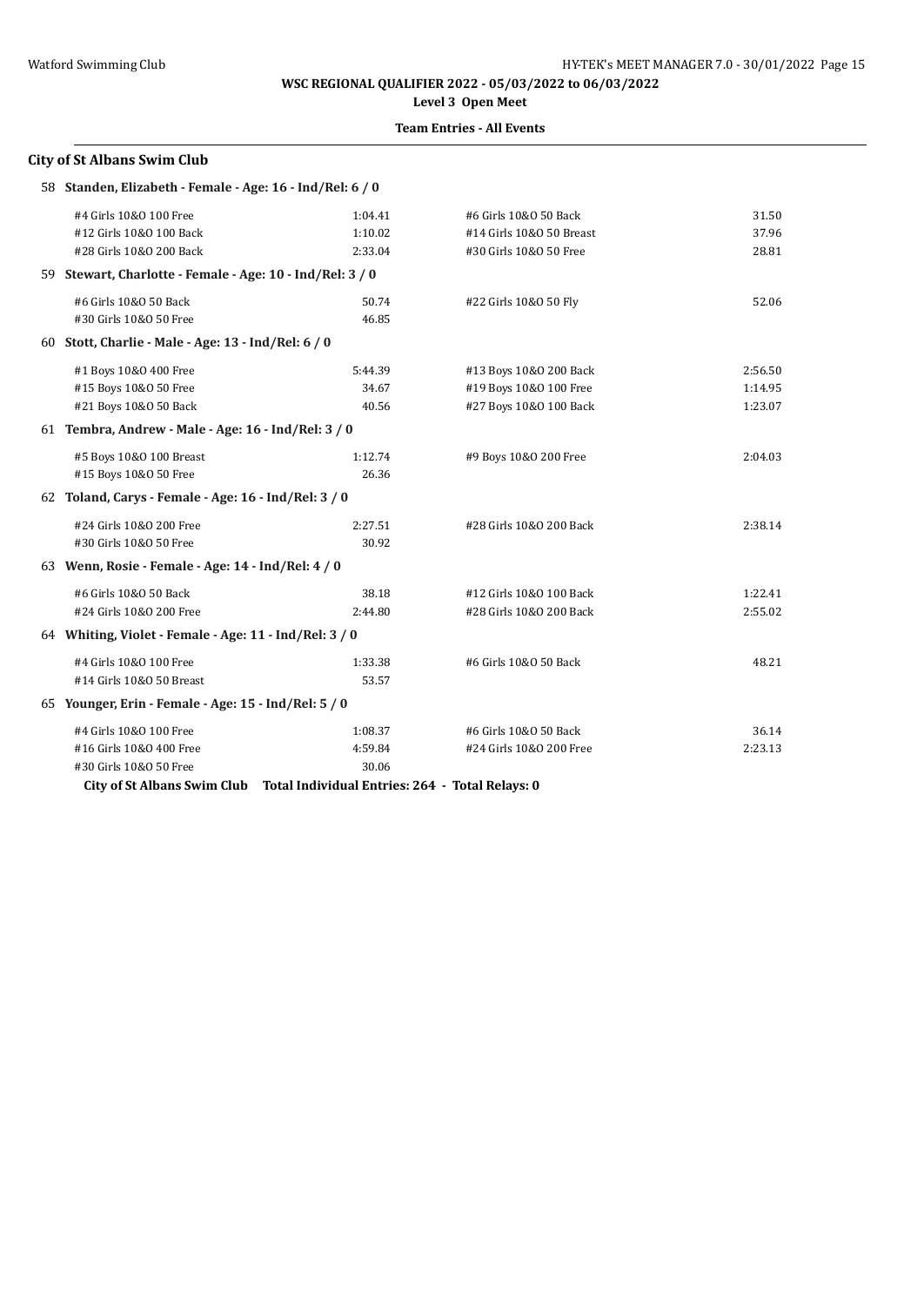**WSC REGIONAL QUALIFIER 2022 - 05/03/2022 to 06/03/2022**

**Level 3 Open Meet**

**Team Entries - All Events**

## City of St Albans Swim Club

**58 Standen, Elizabeth - Female - Age: 16 - Ind/Rel: 6 / 0**

| Event | Time | Event | Time |
|---|---|---|---|
| #4 Girls 10&O 100 Free | 1:04.41 | #6 Girls 10&O 50 Back | 31.50 |
| #12 Girls 10&O 100 Back | 1:10.02 | #14 Girls 10&O 50 Breast | 37.96 |
| #28 Girls 10&O 200 Back | 2:33.04 | #30 Girls 10&O 50 Free | 28.81 |

**59 Stewart, Charlotte - Female - Age: 10 - Ind/Rel: 3 / 0**

| Event | Time | Event | Time |
|---|---|---|---|
| #6 Girls 10&O 50 Back | 50.74 | #22 Girls 10&O 50 Fly | 52.06 |
| #30 Girls 10&O 50 Free | 46.85 | | |

**60 Stott, Charlie - Male - Age: 13 - Ind/Rel: 6 / 0**

| Event | Time | Event | Time |
|---|---|---|---|
| #1 Boys 10&O 400 Free | 5:44.39 | #13 Boys 10&O 200 Back | 2:56.50 |
| #15 Boys 10&O 50 Free | 34.67 | #19 Boys 10&O 100 Free | 1:14.95 |
| #21 Boys 10&O 50 Back | 40.56 | #27 Boys 10&O 100 Back | 1:23.07 |

**61 Tembra, Andrew - Male - Age: 16 - Ind/Rel: 3 / 0**

| Event | Time | Event | Time |
|---|---|---|---|
| #5 Boys 10&O 100 Breast | 1:12.74 | #9 Boys 10&O 200 Free | 2:04.03 |
| #15 Boys 10&O 50 Free | 26.36 | | |

**62 Toland, Carys - Female - Age: 16 - Ind/Rel: 3 / 0**

| Event | Time | Event | Time |
|---|---|---|---|
| #24 Girls 10&O 200 Free | 2:27.51 | #28 Girls 10&O 200 Back | 2:38.14 |
| #30 Girls 10&O 50 Free | 30.92 | | |

**63 Wenn, Rosie - Female - Age: 14 - Ind/Rel: 4 / 0**

| Event | Time | Event | Time |
|---|---|---|---|
| #6 Girls 10&O 50 Back | 38.18 | #12 Girls 10&O 100 Back | 1:22.41 |
| #24 Girls 10&O 200 Free | 2:44.80 | #28 Girls 10&O 200 Back | 2:55.02 |

**64 Whiting, Violet - Female - Age: 11 - Ind/Rel: 3 / 0**

| Event | Time | Event | Time |
|---|---|---|---|
| #4 Girls 10&O 100 Free | 1:33.38 | #6 Girls 10&O 50 Back | 48.21 |
| #14 Girls 10&O 50 Breast | 53.57 | | |

**65 Younger, Erin - Female - Age: 15 - Ind/Rel: 5 / 0**

| Event | Time | Event | Time |
|---|---|---|---|
| #4 Girls 10&O 100 Free | 1:08.37 | #6 Girls 10&O 50 Back | 36.14 |
| #16 Girls 10&O 400 Free | 4:59.84 | #24 Girls 10&O 200 Free | 2:23.13 |
| #30 Girls 10&O 50 Free | 30.06 | | |

**City of St Albans Swim Club Total Individual Entries: 264 - Total Relays: 0**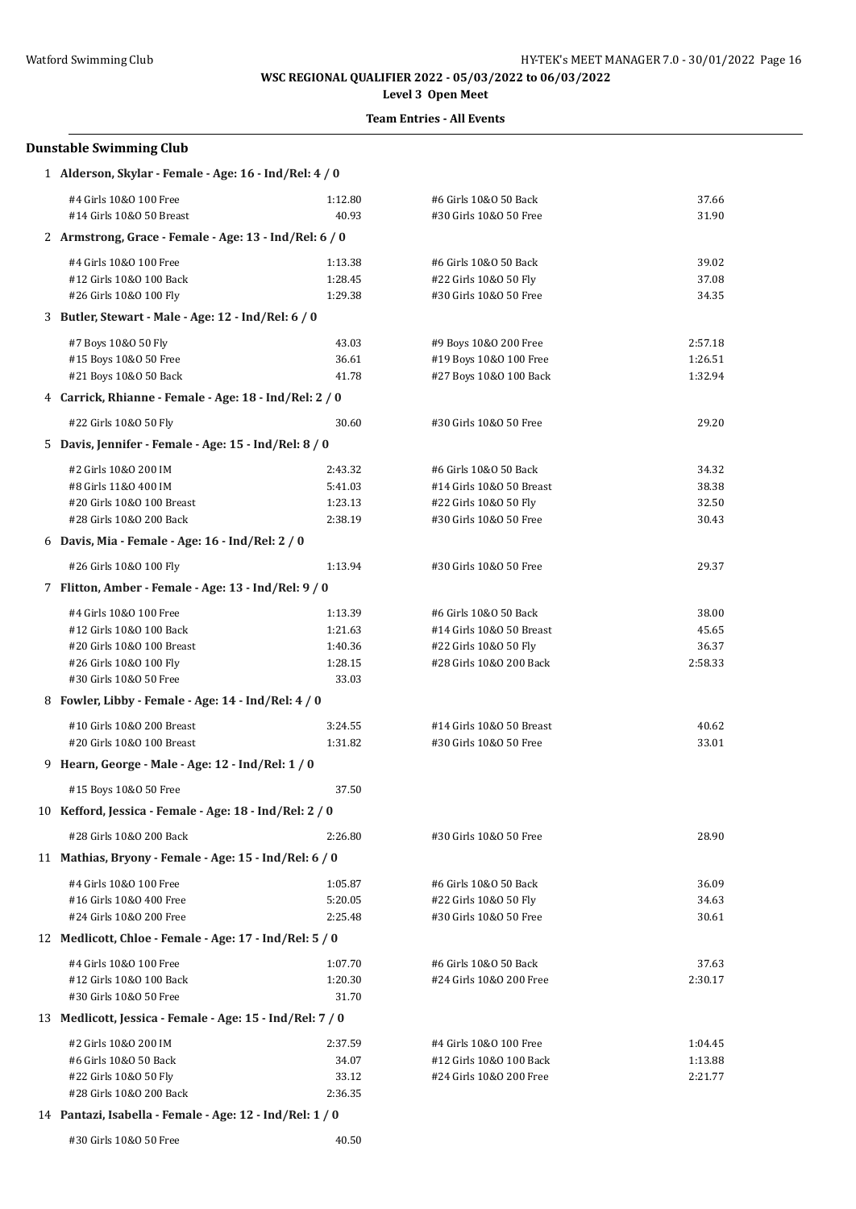**WSC REGIONAL QUALIFIER 2022 - 05/03/2022 to 06/03/2022**

**Level 3 Open Meet**

**Team Entries - All Events**

## Dunstable Swimming Club

**1 Alderson, Skylar - Female - Age: 16 - Ind/Rel: 4 / 0**

| | | | |
|---|---|---|---|
| #4 Girls 10&O 100 Free | 1:12.80 | #6 Girls 10&O 50 Back | 37.66 |
| #14 Girls 10&O 50 Breast | 40.93 | #30 Girls 10&O 50 Free | 31.90 |

**2 Armstrong, Grace - Female - Age: 13 - Ind/Rel: 6 / 0**

| | | | |
|---|---|---|---|
| #4 Girls 10&O 100 Free | 1:13.38 | #6 Girls 10&O 50 Back | 39.02 |
| #12 Girls 10&O 100 Back | 1:28.45 | #22 Girls 10&O 50 Fly | 37.08 |
| #26 Girls 10&O 100 Fly | 1:29.38 | #30 Girls 10&O 50 Free | 34.35 |

**3 Butler, Stewart - Male - Age: 12 - Ind/Rel: 6 / 0**

| | | | |
|---|---|---|---|
| #7 Boys 10&O 50 Fly | 43.03 | #9 Boys 10&O 200 Free | 2:57.18 |
| #15 Boys 10&O 50 Free | 36.61 | #19 Boys 10&O 100 Free | 1:26.51 |
| #21 Boys 10&O 50 Back | 41.78 | #27 Boys 10&O 100 Back | 1:32.94 |

**4 Carrick, Rhianne - Female - Age: 18 - Ind/Rel: 2 / 0**

| | | | |
|---|---|---|---|
| #22 Girls 10&O 50 Fly | 30.60 | #30 Girls 10&O 50 Free | 29.20 |

**5 Davis, Jennifer - Female - Age: 15 - Ind/Rel: 8 / 0**

| | | | |
|---|---|---|---|
| #2 Girls 10&O 200 IM | 2:43.32 | #6 Girls 10&O 50 Back | 34.32 |
| #8 Girls 11&O 400 IM | 5:41.03 | #14 Girls 10&O 50 Breast | 38.38 |
| #20 Girls 10&O 100 Breast | 1:23.13 | #22 Girls 10&O 50 Fly | 32.50 |
| #28 Girls 10&O 200 Back | 2:38.19 | #30 Girls 10&O 50 Free | 30.43 |

**6 Davis, Mia - Female - Age: 16 - Ind/Rel: 2 / 0**

| | | | |
|---|---|---|---|
| #26 Girls 10&O 100 Fly | 1:13.94 | #30 Girls 10&O 50 Free | 29.37 |

**7 Flitton, Amber - Female - Age: 13 - Ind/Rel: 9 / 0**

| | | | |
|---|---|---|---|
| #4 Girls 10&O 100 Free | 1:13.39 | #6 Girls 10&O 50 Back | 38.00 |
| #12 Girls 10&O 100 Back | 1:21.63 | #14 Girls 10&O 50 Breast | 45.65 |
| #20 Girls 10&O 100 Breast | 1:40.36 | #22 Girls 10&O 50 Fly | 36.37 |
| #26 Girls 10&O 100 Fly | 1:28.15 | #28 Girls 10&O 200 Back | 2:58.33 |
| #30 Girls 10&O 50 Free | 33.03 | | |

**8 Fowler, Libby - Female - Age: 14 - Ind/Rel: 4 / 0**

| | | | |
|---|---|---|---|
| #10 Girls 10&O 200 Breast | 3:24.55 | #14 Girls 10&O 50 Breast | 40.62 |
| #20 Girls 10&O 100 Breast | 1:31.82 | #30 Girls 10&O 50 Free | 33.01 |

**9 Hearn, George - Male - Age: 12 - Ind/Rel: 1 / 0**

| | | | |
|---|---|---|---|
| #15 Boys 10&O 50 Free | 37.50 | | |

**10 Kefford, Jessica - Female - Age: 18 - Ind/Rel: 2 / 0**

| | | | |
|---|---|---|---|
| #28 Girls 10&O 200 Back | 2:26.80 | #30 Girls 10&O 50 Free | 28.90 |

**11 Mathias, Bryony - Female - Age: 15 - Ind/Rel: 6 / 0**

| | | | |
|---|---|---|---|
| #4 Girls 10&O 100 Free | 1:05.87 | #6 Girls 10&O 50 Back | 36.09 |
| #16 Girls 10&O 400 Free | 5:20.05 | #22 Girls 10&O 50 Fly | 34.63 |
| #24 Girls 10&O 200 Free | 2:25.48 | #30 Girls 10&O 50 Free | 30.61 |

**12 Medlicott, Chloe - Female - Age: 17 - Ind/Rel: 5 / 0**

| | | | |
|---|---|---|---|
| #4 Girls 10&O 100 Free | 1:07.70 | #6 Girls 10&O 50 Back | 37.63 |
| #12 Girls 10&O 100 Back | 1:20.30 | #24 Girls 10&O 200 Free | 2:30.17 |
| #30 Girls 10&O 50 Free | 31.70 | | |

**13 Medlicott, Jessica - Female - Age: 15 - Ind/Rel: 7 / 0**

| | | | |
|---|---|---|---|
| #2 Girls 10&O 200 IM | 2:37.59 | #4 Girls 10&O 100 Free | 1:04.45 |
| #6 Girls 10&O 50 Back | 34.07 | #12 Girls 10&O 100 Back | 1:13.88 |
| #22 Girls 10&O 50 Fly | 33.12 | #24 Girls 10&O 200 Free | 2:21.77 |
| #28 Girls 10&O 200 Back | 2:36.35 | | |

**14 Pantazi, Isabella - Female - Age: 12 - Ind/Rel: 1 / 0**

| | | | |
|---|---|---|---|
| #30 Girls 10&O 50 Free | 40.50 | | |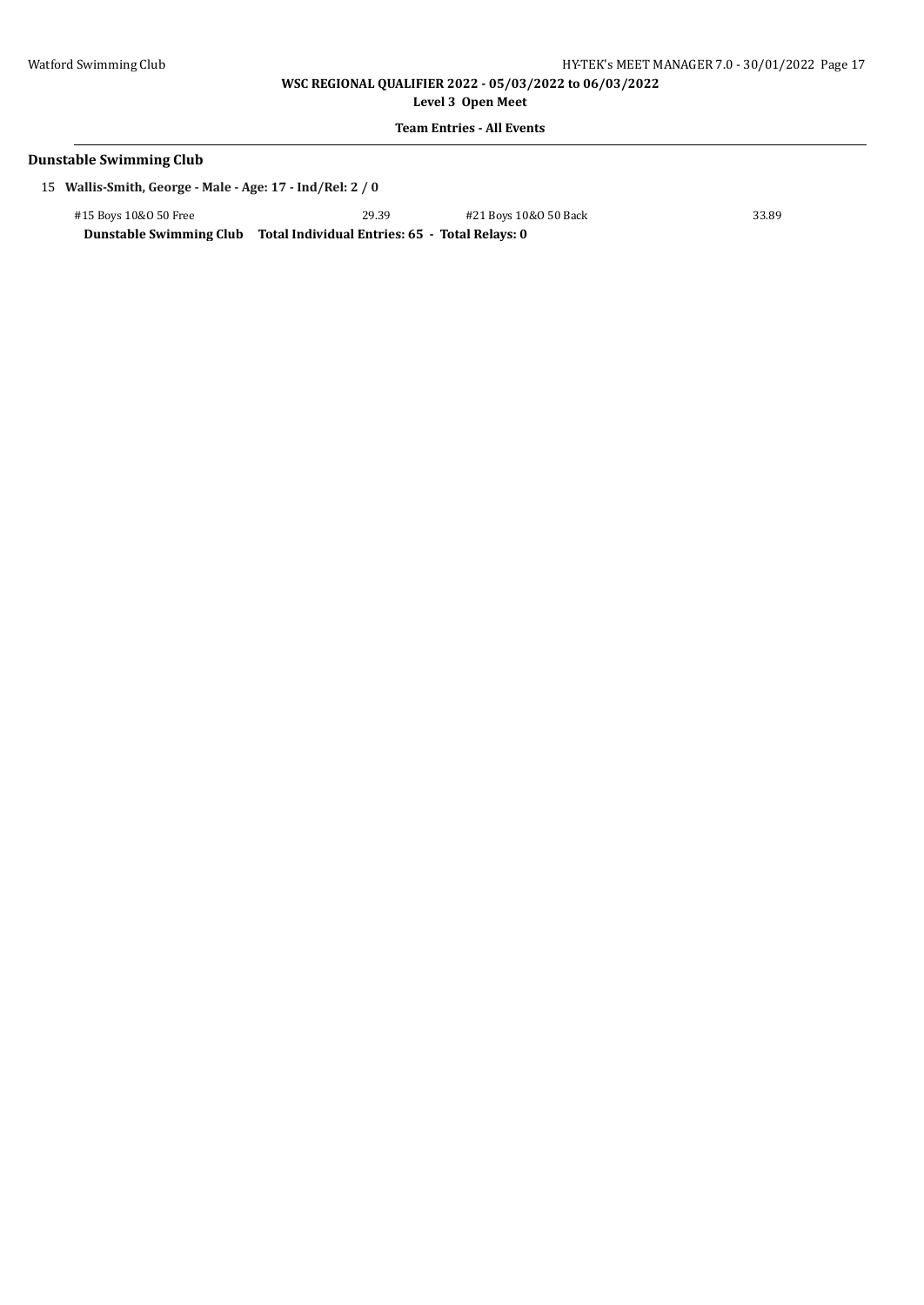## Dunstable Swimming Club

15 **Wallis-Smith, George - Male - Age: 17 - Ind/Rel: 2 / 0**

| Event | Time | Event | Time |
|---|---|---|---|
| #15 Boys 10&O 50 Free | 29.39 | #21 Boys 10&O 50 Back | 33.89 |

**Dunstable Swimming Club Total Individual Entries: 65 - Total Relays: 0**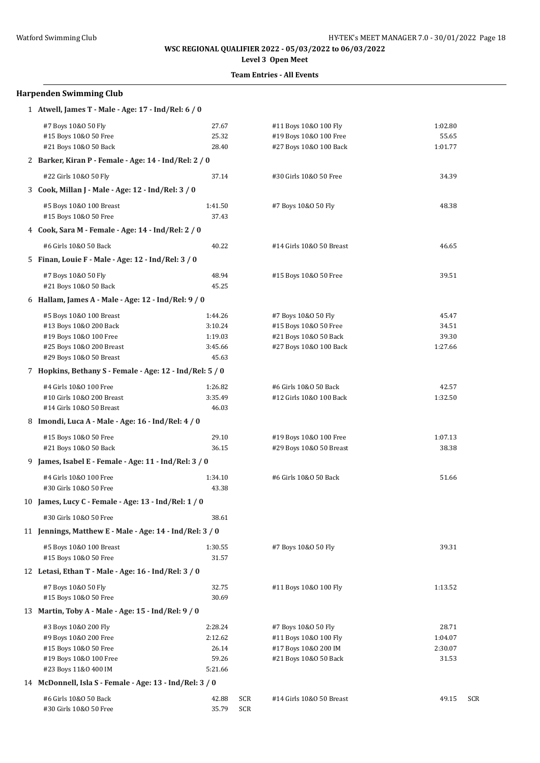**WSC REGIONAL QUALIFIER 2022 - 05/03/2022 to 06/03/2022**

**Level 3 Open Meet**

**Team Entries - All Events**

## Harpenden Swimming Club

**1 Atwell, James T - Male - Age: 17 - Ind/Rel: 6 / 0**

| Event | Time | | Event | Time | |
|---|---|---|---|---|---|
| #7 Boys 10&O 50 Fly | 27.67 | | #11 Boys 10&O 100 Fly | 1:02.80 | |
| #15 Boys 10&O 50 Free | 25.32 | | #19 Boys 10&O 100 Free | 55.65 | |
| #21 Boys 10&O 50 Back | 28.40 | | #27 Boys 10&O 100 Back | 1:01.77 | |

**2 Barker, Kiran P - Female - Age: 14 - Ind/Rel: 2 / 0**

| Event | Time | | Event | Time | |
|---|---|---|---|---|---|
| #22 Girls 10&O 50 Fly | 37.14 | | #30 Girls 10&O 50 Free | 34.39 | |

**3 Cook, Millan J - Male - Age: 12 - Ind/Rel: 3 / 0**

| Event | Time | | Event | Time | |
|---|---|---|---|---|---|
| #5 Boys 10&O 100 Breast | 1:41.50 | | #7 Boys 10&O 50 Fly | 48.38 | |
| #15 Boys 10&O 50 Free | 37.43 | | | | |

**4 Cook, Sara M - Female - Age: 14 - Ind/Rel: 2 / 0**

| Event | Time | | Event | Time | |
|---|---|---|---|---|---|
| #6 Girls 10&O 50 Back | 40.22 | | #14 Girls 10&O 50 Breast | 46.65 | |

**5 Finan, Louie F - Male - Age: 12 - Ind/Rel: 3 / 0**

| Event | Time | | Event | Time | |
|---|---|---|---|---|---|
| #7 Boys 10&O 50 Fly | 48.94 | | #15 Boys 10&O 50 Free | 39.51 | |
| #21 Boys 10&O 50 Back | 45.25 | | | | |

**6 Hallam, James A - Male - Age: 12 - Ind/Rel: 9 / 0**

| Event | Time | | Event | Time | |
|---|---|---|---|---|---|
| #5 Boys 10&O 100 Breast | 1:44.26 | | #7 Boys 10&O 50 Fly | 45.47 | |
| #13 Boys 10&O 200 Back | 3:10.24 | | #15 Boys 10&O 50 Free | 34.51 | |
| #19 Boys 10&O 100 Free | 1:19.03 | | #21 Boys 10&O 50 Back | 39.30 | |
| #25 Boys 10&O 200 Breast | 3:45.66 | | #27 Boys 10&O 100 Back | 1:27.66 | |
| #29 Boys 10&O 50 Breast | 45.63 | | | | |

**7 Hopkins, Bethany S - Female - Age: 12 - Ind/Rel: 5 / 0**

| Event | Time | | Event | Time | |
|---|---|---|---|---|---|
| #4 Girls 10&O 100 Free | 1:26.82 | | #6 Girls 10&O 50 Back | 42.57 | |
| #10 Girls 10&O 200 Breast | 3:35.49 | | #12 Girls 10&O 100 Back | 1:32.50 | |
| #14 Girls 10&O 50 Breast | 46.03 | | | | |

**8 Imondi, Luca A - Male - Age: 16 - Ind/Rel: 4 / 0**

| Event | Time | | Event | Time | |
|---|---|---|---|---|---|
| #15 Boys 10&O 50 Free | 29.10 | | #19 Boys 10&O 100 Free | 1:07.13 | |
| #21 Boys 10&O 50 Back | 36.15 | | #29 Boys 10&O 50 Breast | 38.38 | |

**9 James, Isabel E - Female - Age: 11 - Ind/Rel: 3 / 0**

| Event | Time | | Event | Time | |
|---|---|---|---|---|---|
| #4 Girls 10&O 100 Free | 1:34.10 | | #6 Girls 10&O 50 Back | 51.66 | |
| #30 Girls 10&O 50 Free | 43.38 | | | | |

**10 James, Lucy C - Female - Age: 13 - Ind/Rel: 1 / 0**

| Event | Time | | Event | Time | |
|---|---|---|---|---|---|
| #30 Girls 10&O 50 Free | 38.61 | | | | |

**11 Jennings, Matthew E - Male - Age: 14 - Ind/Rel: 3 / 0**

| Event | Time | | Event | Time | |
|---|---|---|---|---|---|
| #5 Boys 10&O 100 Breast | 1:30.55 | | #7 Boys 10&O 50 Fly | 39.31 | |
| #15 Boys 10&O 50 Free | 31.57 | | | | |

**12 Letasi, Ethan T - Male - Age: 16 - Ind/Rel: 3 / 0**

| Event | Time | | Event | Time | |
|---|---|---|---|---|---|
| #7 Boys 10&O 50 Fly | 32.75 | | #11 Boys 10&O 100 Fly | 1:13.52 | |
| #15 Boys 10&O 50 Free | 30.69 | | | | |

**13 Martin, Toby A - Male - Age: 15 - Ind/Rel: 9 / 0**

| Event | Time | | Event | Time | |
|---|---|---|---|---|---|
| #3 Boys 10&O 200 Fly | 2:28.24 | | #7 Boys 10&O 50 Fly | 28.71 | |
| #9 Boys 10&O 200 Free | 2:12.62 | | #11 Boys 10&O 100 Fly | 1:04.07 | |
| #15 Boys 10&O 50 Free | 26.14 | | #17 Boys 10&O 200 IM | 2:30.07 | |
| #19 Boys 10&O 100 Free | 59.26 | | #21 Boys 10&O 50 Back | 31.53 | |
| #23 Boys 11&O 400 IM | 5:21.66 | | | | |

**14 McDonnell, Isla S - Female - Age: 13 - Ind/Rel: 3 / 0**

| Event | Time | | Event | Time | |
|---|---|---|---|---|---|
| #6 Girls 10&O 50 Back | 42.88 | SCR | #14 Girls 10&O 50 Breast | 49.15 | SCR |
| #30 Girls 10&O 50 Free | 35.79 | SCR | | | |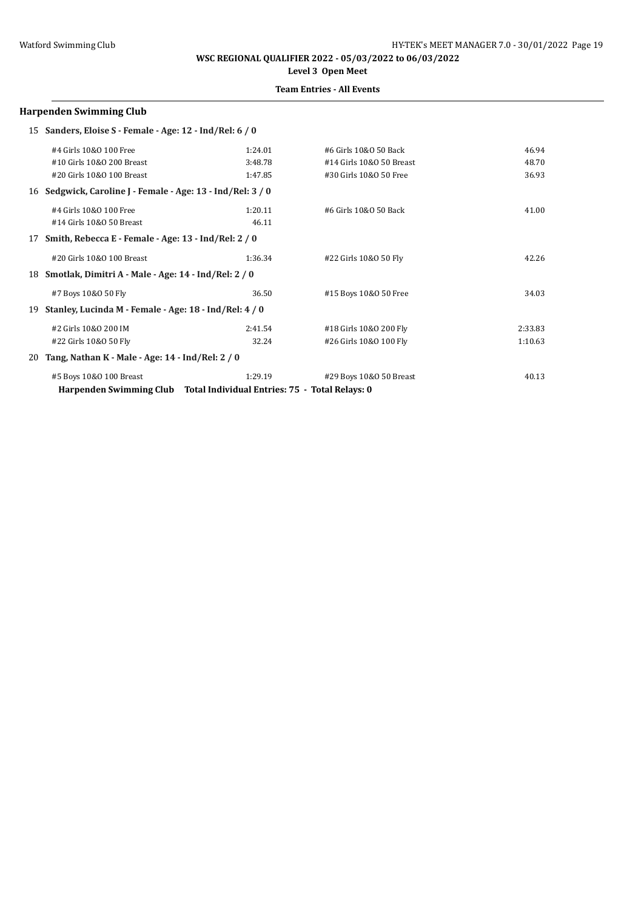**WSC REGIONAL QUALIFIER 2022 - 05/03/2022 to 06/03/2022**

**Level 3 Open Meet**

**Team Entries - All Events**

## Harpenden Swimming Club

**15 Sanders, Eloise S - Female - Age: 12 - Ind/Rel: 6 / 0**

| Event | Time | Event | Time |
|---|---|---|---|
| #4 Girls 10&O 100 Free | 1:24.01 | #6 Girls 10&O 50 Back | 46.94 |
| #10 Girls 10&O 200 Breast | 3:48.78 | #14 Girls 10&O 50 Breast | 48.70 |
| #20 Girls 10&O 100 Breast | 1:47.85 | #30 Girls 10&O 50 Free | 36.93 |

**16 Sedgwick, Caroline J - Female - Age: 13 - Ind/Rel: 3 / 0**

| Event | Time | Event | Time |
|---|---|---|---|
| #4 Girls 10&O 100 Free | 1:20.11 | #6 Girls 10&O 50 Back | 41.00 |
| #14 Girls 10&O 50 Breast | 46.11 | | |

**17 Smith, Rebecca E - Female - Age: 13 - Ind/Rel: 2 / 0**

| Event | Time | Event | Time |
|---|---|---|---|
| #20 Girls 10&O 100 Breast | 1:36.34 | #22 Girls 10&O 50 Fly | 42.26 |

**18 Smotlak, Dimitri A - Male - Age: 14 - Ind/Rel: 2 / 0**

| Event | Time | Event | Time |
|---|---|---|---|
| #7 Boys 10&O 50 Fly | 36.50 | #15 Boys 10&O 50 Free | 34.03 |

**19 Stanley, Lucinda M - Female - Age: 18 - Ind/Rel: 4 / 0**

| Event | Time | Event | Time |
|---|---|---|---|
| #2 Girls 10&O 200 IM | 2:41.54 | #18 Girls 10&O 200 Fly | 2:33.83 |
| #22 Girls 10&O 50 Fly | 32.24 | #26 Girls 10&O 100 Fly | 1:10.63 |

**20 Tang, Nathan K - Male - Age: 14 - Ind/Rel: 2 / 0**

| Event | Time | Event | Time |
|---|---|---|---|
| #5 Boys 10&O 100 Breast | 1:29.19 | #29 Boys 10&O 50 Breast | 40.13 |

**Harpenden Swimming Club Total Individual Entries: 75 - Total Relays: 0**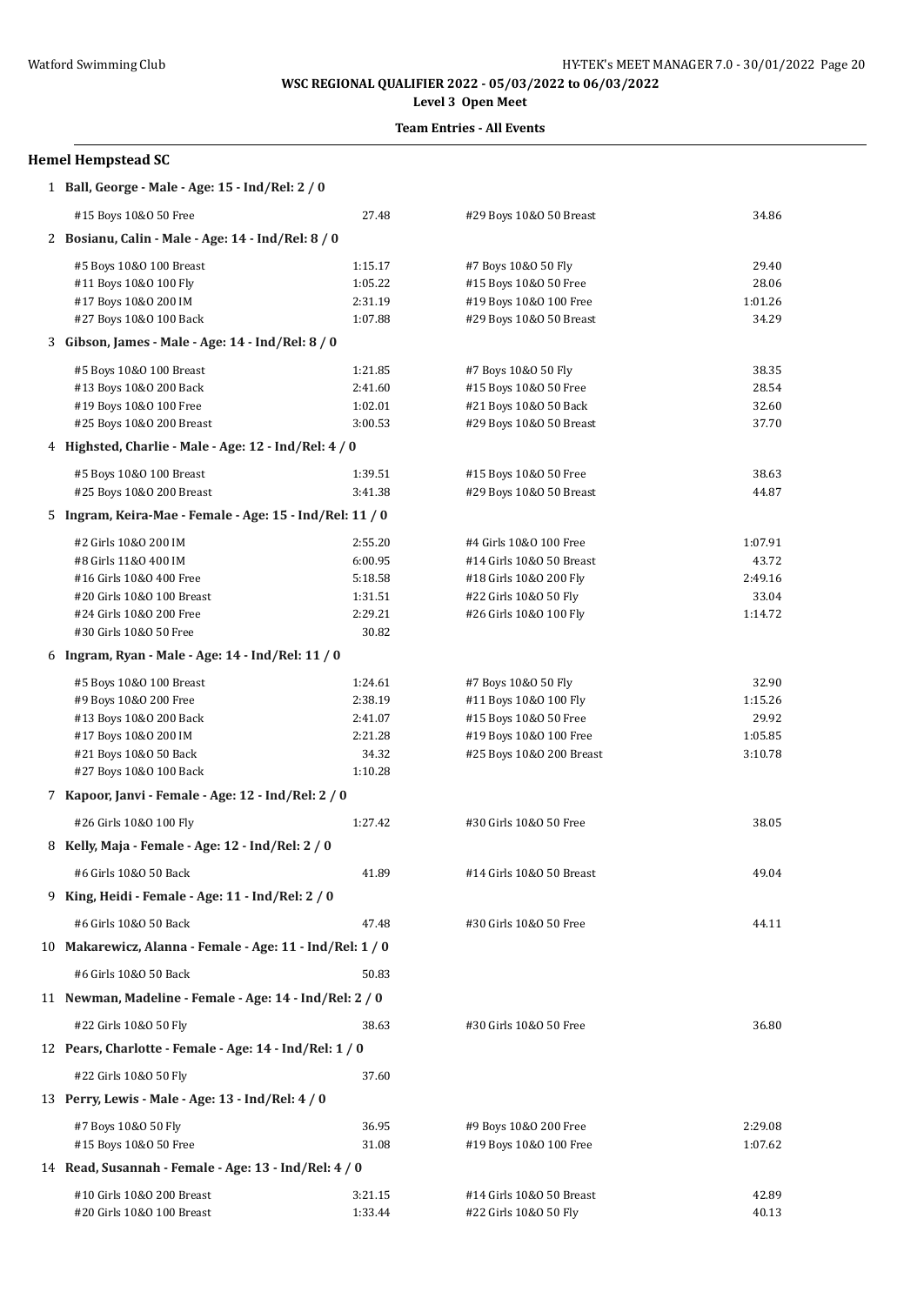**WSC REGIONAL QUALIFIER 2022 - 05/03/2022 to 06/03/2022**

**Level 3 Open Meet**

**Team Entries - All Events**

### Hemel Hempstead SC

**1 Ball, George - Male - Age: 15 - Ind/Rel: 2 / 0**

| Event | Time | Event | Time |
|---|---|---|---|
| #15 Boys 10&O 50 Free | 27.48 | #29 Boys 10&O 50 Breast | 34.86 |

**2 Bosianu, Calin - Male - Age: 14 - Ind/Rel: 8 / 0**

| Event | Time | Event | Time |
|---|---|---|---|
| #5 Boys 10&O 100 Breast | 1:15.17 | #7 Boys 10&O 50 Fly | 29.40 |
| #11 Boys 10&O 100 Fly | 1:05.22 | #15 Boys 10&O 50 Free | 28.06 |
| #17 Boys 10&O 200 IM | 2:31.19 | #19 Boys 10&O 100 Free | 1:01.26 |
| #27 Boys 10&O 100 Back | 1:07.88 | #29 Boys 10&O 50 Breast | 34.29 |

**3 Gibson, James - Male - Age: 14 - Ind/Rel: 8 / 0**

| Event | Time | Event | Time |
|---|---|---|---|
| #5 Boys 10&O 100 Breast | 1:21.85 | #7 Boys 10&O 50 Fly | 38.35 |
| #13 Boys 10&O 200 Back | 2:41.60 | #15 Boys 10&O 50 Free | 28.54 |
| #19 Boys 10&O 100 Free | 1:02.01 | #21 Boys 10&O 50 Back | 32.60 |
| #25 Boys 10&O 200 Breast | 3:00.53 | #29 Boys 10&O 50 Breast | 37.70 |

**4 Highsted, Charlie - Male - Age: 12 - Ind/Rel: 4 / 0**

| Event | Time | Event | Time |
|---|---|---|---|
| #5 Boys 10&O 100 Breast | 1:39.51 | #15 Boys 10&O 50 Free | 38.63 |
| #25 Boys 10&O 200 Breast | 3:41.38 | #29 Boys 10&O 50 Breast | 44.87 |

**5 Ingram, Keira-Mae - Female - Age: 15 - Ind/Rel: 11 / 0**

| Event | Time | Event | Time |
|---|---|---|---|
| #2 Girls 10&O 200 IM | 2:55.20 | #4 Girls 10&O 100 Free | 1:07.91 |
| #8 Girls 11&O 400 IM | 6:00.95 | #14 Girls 10&O 50 Breast | 43.72 |
| #16 Girls 10&O 400 Free | 5:18.58 | #18 Girls 10&O 200 Fly | 2:49.16 |
| #20 Girls 10&O 100 Breast | 1:31.51 | #22 Girls 10&O 50 Fly | 33.04 |
| #24 Girls 10&O 200 Free | 2:29.21 | #26 Girls 10&O 100 Fly | 1:14.72 |
| #30 Girls 10&O 50 Free | 30.82 | | |

**6 Ingram, Ryan - Male - Age: 14 - Ind/Rel: 11 / 0**

| Event | Time | Event | Time |
|---|---|---|---|
| #5 Boys 10&O 100 Breast | 1:24.61 | #7 Boys 10&O 50 Fly | 32.90 |
| #9 Boys 10&O 200 Free | 2:38.19 | #11 Boys 10&O 100 Fly | 1:15.26 |
| #13 Boys 10&O 200 Back | 2:41.07 | #15 Boys 10&O 50 Free | 29.92 |
| #17 Boys 10&O 200 IM | 2:21.28 | #19 Boys 10&O 100 Free | 1:05.85 |
| #21 Boys 10&O 50 Back | 34.32 | #25 Boys 10&O 200 Breast | 3:10.78 |
| #27 Boys 10&O 100 Back | 1:10.28 | | |

**7 Kapoor, Janvi - Female - Age: 12 - Ind/Rel: 2 / 0**

| Event | Time | Event | Time |
|---|---|---|---|
| #26 Girls 10&O 100 Fly | 1:27.42 | #30 Girls 10&O 50 Free | 38.05 |

**8 Kelly, Maja - Female - Age: 12 - Ind/Rel: 2 / 0**

| Event | Time | Event | Time |
|---|---|---|---|
| #6 Girls 10&O 50 Back | 41.89 | #14 Girls 10&O 50 Breast | 49.04 |

**9 King, Heidi - Female - Age: 11 - Ind/Rel: 2 / 0**

| Event | Time | Event | Time |
|---|---|---|---|
| #6 Girls 10&O 50 Back | 47.48 | #30 Girls 10&O 50 Free | 44.11 |

**10 Makarewicz, Alanna - Female - Age: 11 - Ind/Rel: 1 / 0**

| Event | Time |
|---|---|
| #6 Girls 10&O 50 Back | 50.83 |

**11 Newman, Madeline - Female - Age: 14 - Ind/Rel: 2 / 0**

| Event | Time | Event | Time |
|---|---|---|---|
| #22 Girls 10&O 50 Fly | 38.63 | #30 Girls 10&O 50 Free | 36.80 |

**12 Pears, Charlotte - Female - Age: 14 - Ind/Rel: 1 / 0**

| Event | Time |
|---|---|
| #22 Girls 10&O 50 Fly | 37.60 |

**13 Perry, Lewis - Male - Age: 13 - Ind/Rel: 4 / 0**

| Event | Time | Event | Time |
|---|---|---|---|
| #7 Boys 10&O 50 Fly | 36.95 | #9 Boys 10&O 200 Free | 2:29.08 |
| #15 Boys 10&O 50 Free | 31.08 | #19 Boys 10&O 100 Free | 1:07.62 |

**14 Read, Susannah - Female - Age: 13 - Ind/Rel: 4 / 0**

| Event | Time | Event | Time |
|---|---|---|---|
| #10 Girls 10&O 200 Breast | 3:21.15 | #14 Girls 10&O 50 Breast | 42.89 |
| #20 Girls 10&O 100 Breast | 1:33.44 | #22 Girls 10&O 50 Fly | 40.13 |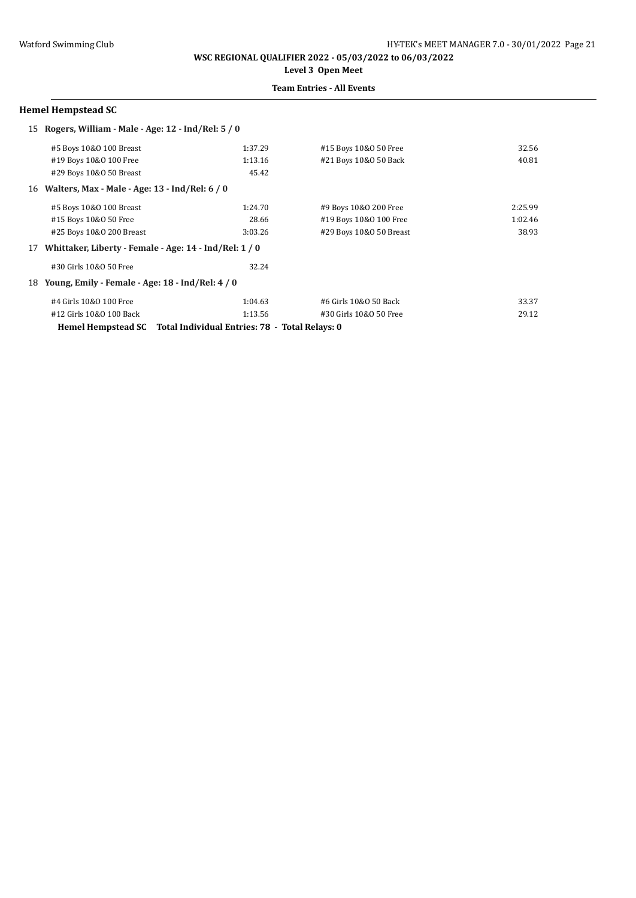**WSC REGIONAL QUALIFIER 2022 - 05/03/2022 to 06/03/2022**

**Level 3 Open Meet**

**Team Entries - All Events**

## Hemel Hempstead SC

**15 Rogers, William - Male - Age: 12 - Ind/Rel: 5 / 0**

| | | | |
|---|---|---|---|
| #5 Boys 10&O 100 Breast | 1:37.29 | #15 Boys 10&O 50 Free | 32.56 |
| #19 Boys 10&O 100 Free | 1:13.16 | #21 Boys 10&O 50 Back | 40.81 |
| #29 Boys 10&O 50 Breast | 45.42 | | |

**16 Walters, Max - Male - Age: 13 - Ind/Rel: 6 / 0**

| | | | |
|---|---|---|---|
| #5 Boys 10&O 100 Breast | 1:24.70 | #9 Boys 10&O 200 Free | 2:25.99 |
| #15 Boys 10&O 50 Free | 28.66 | #19 Boys 10&O 100 Free | 1:02.46 |
| #25 Boys 10&O 200 Breast | 3:03.26 | #29 Boys 10&O 50 Breast | 38.93 |

**17 Whittaker, Liberty - Female - Age: 14 - Ind/Rel: 1 / 0**

| | | | |
|---|---|---|---|
| #30 Girls 10&O 50 Free | 32.24 | | |

**18 Young, Emily - Female - Age: 18 - Ind/Rel: 4 / 0**

| | | | |
|---|---|---|---|
| #4 Girls 10&O 100 Free | 1:04.63 | #6 Girls 10&O 50 Back | 33.37 |
| #12 Girls 10&O 100 Back | 1:13.56 | #30 Girls 10&O 50 Free | 29.12 |

**Hemel Hempstead SC Total Individual Entries: 78 - Total Relays: 0**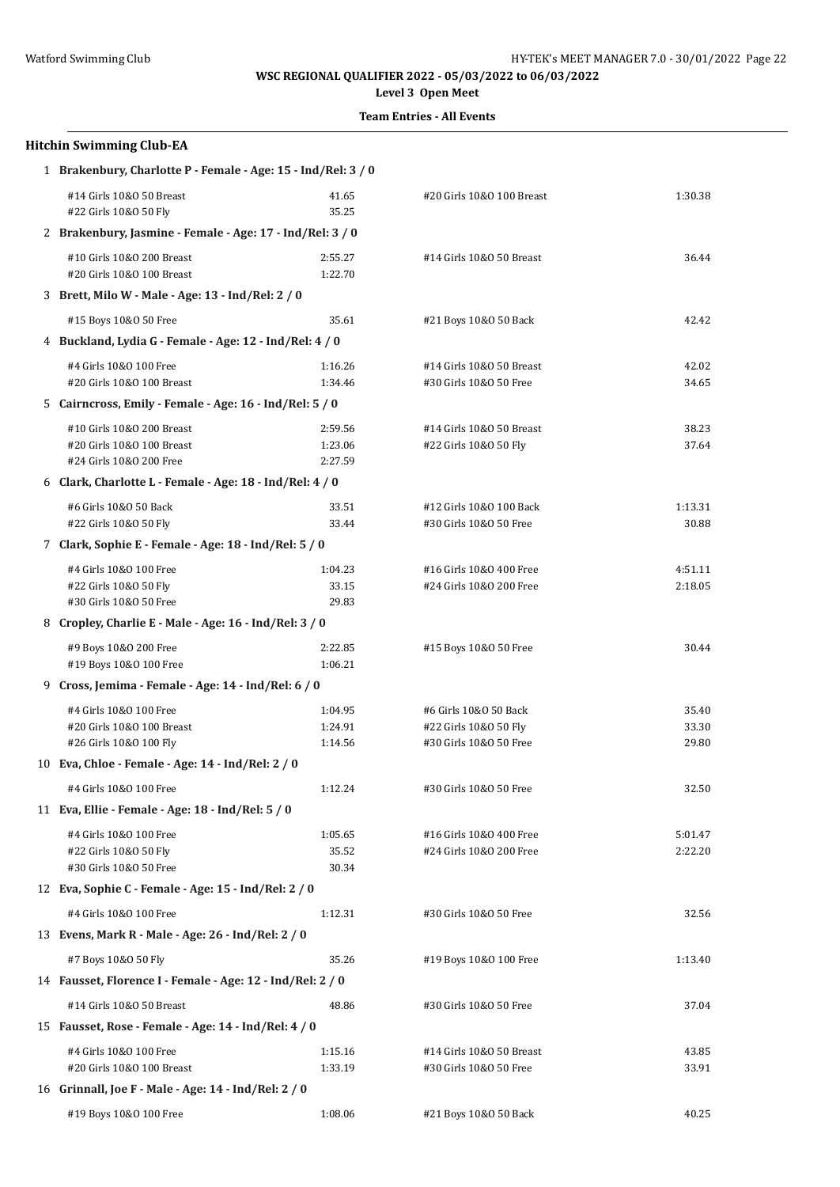**WSC REGIONAL QUALIFIER 2022 - 05/03/2022 to 06/03/2022**

**Level 3 Open Meet**

**Team Entries - All Events**

## Hitchin Swimming Club-EA

**1 Brakenbury, Charlotte P - Female - Age: 15 - Ind/Rel: 3 / 0**

| Event | Time | Event | Time |
|---|---|---|---|
| #14 Girls 10&O 50 Breast | 41.65 | #20 Girls 10&O 100 Breast | 1:30.38 |
| #22 Girls 10&O 50 Fly | 35.25 | | |

**2 Brakenbury, Jasmine - Female - Age: 17 - Ind/Rel: 3 / 0**

| Event | Time | Event | Time |
|---|---|---|---|
| #10 Girls 10&O 200 Breast | 2:55.27 | #14 Girls 10&O 50 Breast | 36.44 |
| #20 Girls 10&O 100 Breast | 1:22.70 | | |

**3 Brett, Milo W - Male - Age: 13 - Ind/Rel: 2 / 0**

| Event | Time | Event | Time |
|---|---|---|---|
| #15 Boys 10&O 50 Free | 35.61 | #21 Boys 10&O 50 Back | 42.42 |

**4 Buckland, Lydia G - Female - Age: 12 - Ind/Rel: 4 / 0**

| Event | Time | Event | Time |
|---|---|---|---|
| #4 Girls 10&O 100 Free | 1:16.26 | #14 Girls 10&O 50 Breast | 42.02 |
| #20 Girls 10&O 100 Breast | 1:34.46 | #30 Girls 10&O 50 Free | 34.65 |

**5 Cairncross, Emily - Female - Age: 16 - Ind/Rel: 5 / 0**

| Event | Time | Event | Time |
|---|---|---|---|
| #10 Girls 10&O 200 Breast | 2:59.56 | #14 Girls 10&O 50 Breast | 38.23 |
| #20 Girls 10&O 100 Breast | 1:23.06 | #22 Girls 10&O 50 Fly | 37.64 |
| #24 Girls 10&O 200 Free | 2:27.59 | | |

**6 Clark, Charlotte L - Female - Age: 18 - Ind/Rel: 4 / 0**

| Event | Time | Event | Time |
|---|---|---|---|
| #6 Girls 10&O 50 Back | 33.51 | #12 Girls 10&O 100 Back | 1:13.31 |
| #22 Girls 10&O 50 Fly | 33.44 | #30 Girls 10&O 50 Free | 30.88 |

**7 Clark, Sophie E - Female - Age: 18 - Ind/Rel: 5 / 0**

| Event | Time | Event | Time |
|---|---|---|---|
| #4 Girls 10&O 100 Free | 1:04.23 | #16 Girls 10&O 400 Free | 4:51.11 |
| #22 Girls 10&O 50 Fly | 33.15 | #24 Girls 10&O 200 Free | 2:18.05 |
| #30 Girls 10&O 50 Free | 29.83 | | |

**8 Cropley, Charlie E - Male - Age: 16 - Ind/Rel: 3 / 0**

| Event | Time | Event | Time |
|---|---|---|---|
| #9 Boys 10&O 200 Free | 2:22.85 | #15 Boys 10&O 50 Free | 30.44 |
| #19 Boys 10&O 100 Free | 1:06.21 | | |

**9 Cross, Jemima - Female - Age: 14 - Ind/Rel: 6 / 0**

| Event | Time | Event | Time |
|---|---|---|---|
| #4 Girls 10&O 100 Free | 1:04.95 | #6 Girls 10&O 50 Back | 35.40 |
| #20 Girls 10&O 100 Breast | 1:24.91 | #22 Girls 10&O 50 Fly | 33.30 |
| #26 Girls 10&O 100 Fly | 1:14.56 | #30 Girls 10&O 50 Free | 29.80 |

**10 Eva, Chloe - Female - Age: 14 - Ind/Rel: 2 / 0**

| Event | Time | Event | Time |
|---|---|---|---|
| #4 Girls 10&O 100 Free | 1:12.24 | #30 Girls 10&O 50 Free | 32.50 |

**11 Eva, Ellie - Female - Age: 18 - Ind/Rel: 5 / 0**

| Event | Time | Event | Time |
|---|---|---|---|
| #4 Girls 10&O 100 Free | 1:05.65 | #16 Girls 10&O 400 Free | 5:01.47 |
| #22 Girls 10&O 50 Fly | 35.52 | #24 Girls 10&O 200 Free | 2:22.20 |
| #30 Girls 10&O 50 Free | 30.34 | | |

**12 Eva, Sophie C - Female - Age: 15 - Ind/Rel: 2 / 0**

| Event | Time | Event | Time |
|---|---|---|---|
| #4 Girls 10&O 100 Free | 1:12.31 | #30 Girls 10&O 50 Free | 32.56 |

**13 Evens, Mark R - Male - Age: 26 - Ind/Rel: 2 / 0**

| Event | Time | Event | Time |
|---|---|---|---|
| #7 Boys 10&O 50 Fly | 35.26 | #19 Boys 10&O 100 Free | 1:13.40 |

**14 Fausset, Florence I - Female - Age: 12 - Ind/Rel: 2 / 0**

| Event | Time | Event | Time |
|---|---|---|---|
| #14 Girls 10&O 50 Breast | 48.86 | #30 Girls 10&O 50 Free | 37.04 |

**15 Fausset, Rose - Female - Age: 14 - Ind/Rel: 4 / 0**

| Event | Time | Event | Time |
|---|---|---|---|
| #4 Girls 10&O 100 Free | 1:15.16 | #14 Girls 10&O 50 Breast | 43.85 |
| #20 Girls 10&O 100 Breast | 1:33.19 | #30 Girls 10&O 50 Free | 33.91 |

**16 Grinnall, Joe F - Male - Age: 14 - Ind/Rel: 2 / 0**

| Event | Time | Event | Time |
|---|---|---|---|
| #19 Boys 10&O 100 Free | 1:08.06 | #21 Boys 10&O 50 Back | 40.25 |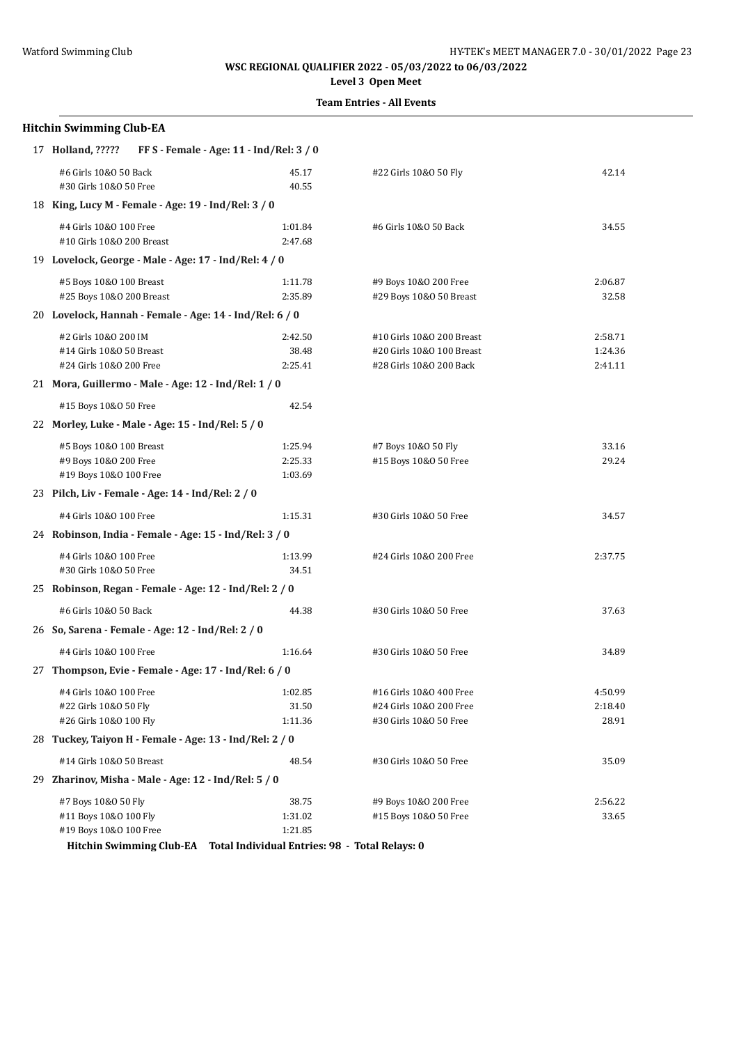**WSC REGIONAL QUALIFIER 2022 - 05/03/2022 to 06/03/2022**

**Level 3 Open Meet**

**Team Entries - All Events**

### Hitchin Swimming Club-EA

**17 Holland, ????? FF S - Female - Age: 11 - Ind/Rel: 3 / 0**

| | | | |
|---|---|---|---|
| #6 Girls 10&O 50 Back | 45.17 | #22 Girls 10&O 50 Fly | 42.14 |
| #30 Girls 10&O 50 Free | 40.55 | | |

**18 King, Lucy M - Female - Age: 19 - Ind/Rel: 3 / 0**

| | | | |
|---|---|---|---|
| #4 Girls 10&O 100 Free | 1:01.84 | #6 Girls 10&O 50 Back | 34.55 |
| #10 Girls 10&O 200 Breast | 2:47.68 | | |

**19 Lovelock, George - Male - Age: 17 - Ind/Rel: 4 / 0**

| | | | |
|---|---|---|---|
| #5 Boys 10&O 100 Breast | 1:11.78 | #9 Boys 10&O 200 Free | 2:06.87 |
| #25 Boys 10&O 200 Breast | 2:35.89 | #29 Boys 10&O 50 Breast | 32.58 |

**20 Lovelock, Hannah - Female - Age: 14 - Ind/Rel: 6 / 0**

| | | | |
|---|---|---|---|
| #2 Girls 10&O 200 IM | 2:42.50 | #10 Girls 10&O 200 Breast | 2:58.71 |
| #14 Girls 10&O 50 Breast | 38.48 | #20 Girls 10&O 100 Breast | 1:24.36 |
| #24 Girls 10&O 200 Free | 2:25.41 | #28 Girls 10&O 200 Back | 2:41.11 |

**21 Mora, Guillermo - Male - Age: 12 - Ind/Rel: 1 / 0**

| | | | |
|---|---|---|---|
| #15 Boys 10&O 50 Free | 42.54 | | |

**22 Morley, Luke - Male - Age: 15 - Ind/Rel: 5 / 0**

| | | | |
|---|---|---|---|
| #5 Boys 10&O 100 Breast | 1:25.94 | #7 Boys 10&O 50 Fly | 33.16 |
| #9 Boys 10&O 200 Free | 2:25.33 | #15 Boys 10&O 50 Free | 29.24 |
| #19 Boys 10&O 100 Free | 1:03.69 | | |

**23 Pilch, Liv - Female - Age: 14 - Ind/Rel: 2 / 0**

| | | | |
|---|---|---|---|
| #4 Girls 10&O 100 Free | 1:15.31 | #30 Girls 10&O 50 Free | 34.57 |

**24 Robinson, India - Female - Age: 15 - Ind/Rel: 3 / 0**

| | | | |
|---|---|---|---|
| #4 Girls 10&O 100 Free | 1:13.99 | #24 Girls 10&O 200 Free | 2:37.75 |
| #30 Girls 10&O 50 Free | 34.51 | | |

**25 Robinson, Regan - Female - Age: 12 - Ind/Rel: 2 / 0**

| | | | |
|---|---|---|---|
| #6 Girls 10&O 50 Back | 44.38 | #30 Girls 10&O 50 Free | 37.63 |

**26 So, Sarena - Female - Age: 12 - Ind/Rel: 2 / 0**

| | | | |
|---|---|---|---|
| #4 Girls 10&O 100 Free | 1:16.64 | #30 Girls 10&O 50 Free | 34.89 |

**27 Thompson, Evie - Female - Age: 17 - Ind/Rel: 6 / 0**

| | | | |
|---|---|---|---|
| #4 Girls 10&O 100 Free | 1:02.85 | #16 Girls 10&O 400 Free | 4:50.99 |
| #22 Girls 10&O 50 Fly | 31.50 | #24 Girls 10&O 200 Free | 2:18.40 |
| #26 Girls 10&O 100 Fly | 1:11.36 | #30 Girls 10&O 50 Free | 28.91 |

**28 Tuckey, Taiyon H - Female - Age: 13 - Ind/Rel: 2 / 0**

| | | | |
|---|---|---|---|
| #14 Girls 10&O 50 Breast | 48.54 | #30 Girls 10&O 50 Free | 35.09 |

**29 Zharinov, Misha - Male - Age: 12 - Ind/Rel: 5 / 0**

| | | | |
|---|---|---|---|
| #7 Boys 10&O 50 Fly | 38.75 | #9 Boys 10&O 200 Free | 2:56.22 |
| #11 Boys 10&O 100 Fly | 1:31.02 | #15 Boys 10&O 50 Free | 33.65 |
| #19 Boys 10&O 100 Free | 1:21.85 | | |

**Hitchin Swimming Club-EA Total Individual Entries: 98 - Total Relays: 0**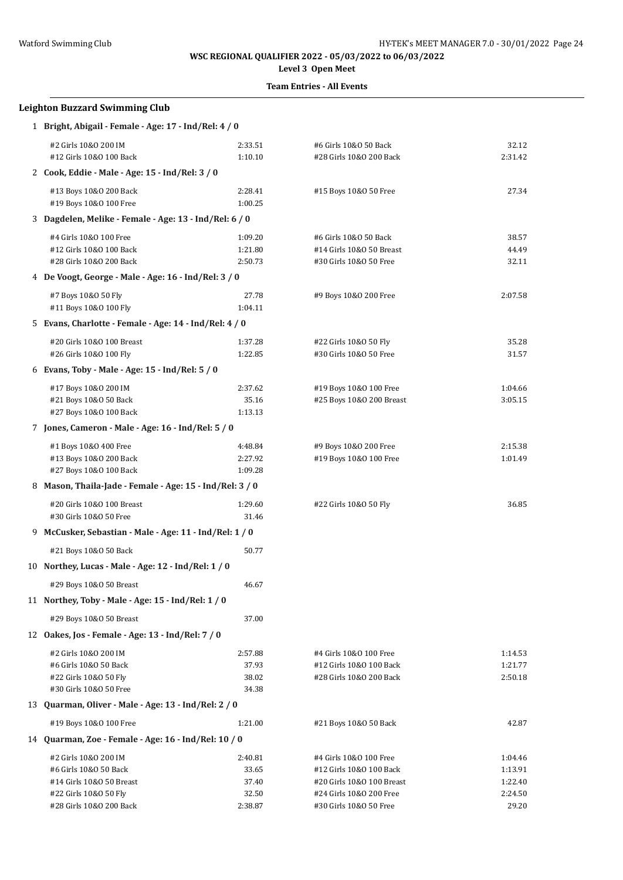**WSC REGIONAL QUALIFIER 2022 - 05/03/2022 to 06/03/2022**

**Level 3 Open Meet**

**Team Entries - All Events**

### Leighton Buzzard Swimming Club

1 **Bright, Abigail - Female - Age: 17 - Ind/Rel: 4 / 0**

| | | | |
|---|---|---|---|
| #2 Girls 10&O 200 IM | 2:33.51 | #6 Girls 10&O 50 Back | 32.12 |
| #12 Girls 10&O 100 Back | 1:10.10 | #28 Girls 10&O 200 Back | 2:31.42 |

2 **Cook, Eddie - Male - Age: 15 - Ind/Rel: 3 / 0**

| | | | |
|---|---|---|---|
| #13 Boys 10&O 200 Back | 2:28.41 | #15 Boys 10&O 50 Free | 27.34 |
| #19 Boys 10&O 100 Free | 1:00.25 | | |

3 **Dagdelen, Melike - Female - Age: 13 - Ind/Rel: 6 / 0**

| | | | |
|---|---|---|---|
| #4 Girls 10&O 100 Free | 1:09.20 | #6 Girls 10&O 50 Back | 38.57 |
| #12 Girls 10&O 100 Back | 1:21.80 | #14 Girls 10&O 50 Breast | 44.49 |
| #28 Girls 10&O 200 Back | 2:50.73 | #30 Girls 10&O 50 Free | 32.11 |

4 **De Voogt, George - Male - Age: 16 - Ind/Rel: 3 / 0**

| | | | |
|---|---|---|---|
| #7 Boys 10&O 50 Fly | 27.78 | #9 Boys 10&O 200 Free | 2:07.58 |
| #11 Boys 10&O 100 Fly | 1:04.11 | | |

5 **Evans, Charlotte - Female - Age: 14 - Ind/Rel: 4 / 0**

| | | | |
|---|---|---|---|
| #20 Girls 10&O 100 Breast | 1:37.28 | #22 Girls 10&O 50 Fly | 35.28 |
| #26 Girls 10&O 100 Fly | 1:22.85 | #30 Girls 10&O 50 Free | 31.57 |

6 **Evans, Toby - Male - Age: 15 - Ind/Rel: 5 / 0**

| | | | |
|---|---|---|---|
| #17 Boys 10&O 200 IM | 2:37.62 | #19 Boys 10&O 100 Free | 1:04.66 |
| #21 Boys 10&O 50 Back | 35.16 | #25 Boys 10&O 200 Breast | 3:05.15 |
| #27 Boys 10&O 100 Back | 1:13.13 | | |

7 **Jones, Cameron - Male - Age: 16 - Ind/Rel: 5 / 0**

| | | | |
|---|---|---|---|
| #1 Boys 10&O 400 Free | 4:48.84 | #9 Boys 10&O 200 Free | 2:15.38 |
| #13 Boys 10&O 200 Back | 2:27.92 | #19 Boys 10&O 100 Free | 1:01.49 |
| #27 Boys 10&O 100 Back | 1:09.28 | | |

8 **Mason, Thaila-Jade - Female - Age: 15 - Ind/Rel: 3 / 0**

| | | | |
|---|---|---|---|
| #20 Girls 10&O 100 Breast | 1:29.60 | #22 Girls 10&O 50 Fly | 36.85 |
| #30 Girls 10&O 50 Free | 31.46 | | |

9 **McCusker, Sebastian - Male - Age: 11 - Ind/Rel: 1 / 0**

| | |
|---|---|
| #21 Boys 10&O 50 Back | 50.77 |

10 **Northey, Lucas - Male - Age: 12 - Ind/Rel: 1 / 0**

| | |
|---|---|
| #29 Boys 10&O 50 Breast | 46.67 |

11 **Northey, Toby - Male - Age: 15 - Ind/Rel: 1 / 0**

| | |
|---|---|
| #29 Boys 10&O 50 Breast | 37.00 |

12 **Oakes, Jos - Female - Age: 13 - Ind/Rel: 7 / 0**

| | | | |
|---|---|---|---|
| #2 Girls 10&O 200 IM | 2:57.88 | #4 Girls 10&O 100 Free | 1:14.53 |
| #6 Girls 10&O 50 Back | 37.93 | #12 Girls 10&O 100 Back | 1:21.77 |
| #22 Girls 10&O 50 Fly | 38.02 | #28 Girls 10&O 200 Back | 2:50.18 |
| #30 Girls 10&O 50 Free | 34.38 | | |

13 **Quarman, Oliver - Male - Age: 13 - Ind/Rel: 2 / 0**

| | | | |
|---|---|---|---|
| #19 Boys 10&O 100 Free | 1:21.00 | #21 Boys 10&O 50 Back | 42.87 |

14 **Quarman, Zoe - Female - Age: 16 - Ind/Rel: 10 / 0**

| | | | |
|---|---|---|---|
| #2 Girls 10&O 200 IM | 2:40.81 | #4 Girls 10&O 100 Free | 1:04.46 |
| #6 Girls 10&O 50 Back | 33.65 | #12 Girls 10&O 100 Back | 1:13.91 |
| #14 Girls 10&O 50 Breast | 37.40 | #20 Girls 10&O 100 Breast | 1:22.40 |
| #22 Girls 10&O 50 Fly | 32.50 | #24 Girls 10&O 200 Free | 2:24.50 |
| #28 Girls 10&O 200 Back | 2:38.87 | #30 Girls 10&O 50 Free | 29.20 |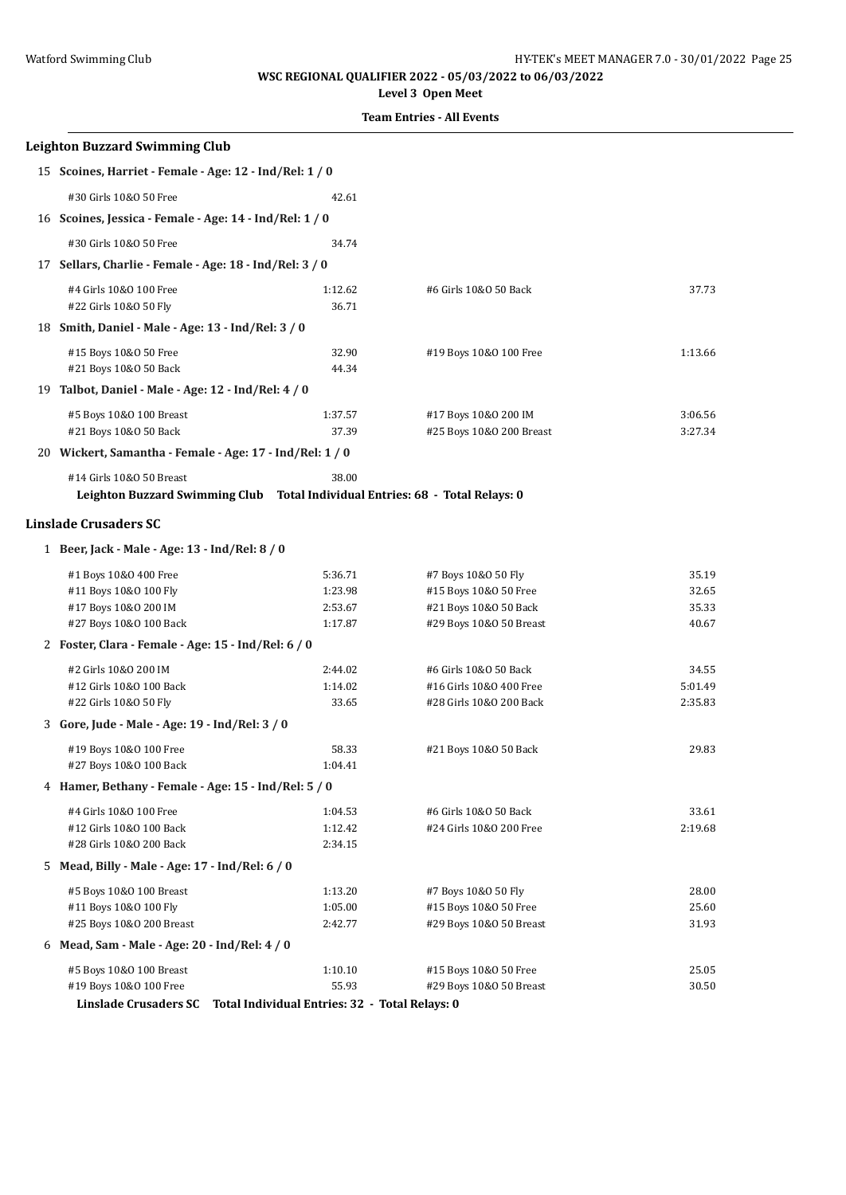WSC REGIONAL QUALIFIER 2022 - 05/03/2022 to 06/03/2022

Level 3 Open Meet

Team Entries - All Events

## Leighton Buzzard Swimming Club

**15 Scoines, Harriet - Female - Age: 12 - Ind/Rel: 1 / 0**

| | | | |
|---|---|---|---|
| #30 Girls 10&O 50 Free | 42.61 | | |

**16 Scoines, Jessica - Female - Age: 14 - Ind/Rel: 1 / 0**

| | | | |
|---|---|---|---|
| #30 Girls 10&O 50 Free | 34.74 | | |

**17 Sellars, Charlie - Female - Age: 18 - Ind/Rel: 3 / 0**

| | | | |
|---|---|---|---|
| #4 Girls 10&O 100 Free | 1:12.62 | #6 Girls 10&O 50 Back | 37.73 |
| #22 Girls 10&O 50 Fly | 36.71 | | |

**18 Smith, Daniel - Male - Age: 13 - Ind/Rel: 3 / 0**

| | | | |
|---|---|---|---|
| #15 Boys 10&O 50 Free | 32.90 | #19 Boys 10&O 100 Free | 1:13.66 |
| #21 Boys 10&O 50 Back | 44.34 | | |

**19 Talbot, Daniel - Male - Age: 12 - Ind/Rel: 4 / 0**

| | | | |
|---|---|---|---|
| #5 Boys 10&O 100 Breast | 1:37.57 | #17 Boys 10&O 200 IM | 3:06.56 |
| #21 Boys 10&O 50 Back | 37.39 | #25 Boys 10&O 200 Breast | 3:27.34 |

**20 Wickert, Samantha - Female - Age: 17 - Ind/Rel: 1 / 0**

| | | | |
|---|---|---|---|
| #14 Girls 10&O 50 Breast | 38.00 | | |

**Leighton Buzzard Swimming Club Total Individual Entries: 68 - Total Relays: 0**

## Linslade Crusaders SC

**1 Beer, Jack - Male - Age: 13 - Ind/Rel: 8 / 0**

| | | | |
|---|---|---|---|
| #1 Boys 10&O 400 Free | 5:36.71 | #7 Boys 10&O 50 Fly | 35.19 |
| #11 Boys 10&O 100 Fly | 1:23.98 | #15 Boys 10&O 50 Free | 32.65 |
| #17 Boys 10&O 200 IM | 2:53.67 | #21 Boys 10&O 50 Back | 35.33 |
| #27 Boys 10&O 100 Back | 1:17.87 | #29 Boys 10&O 50 Breast | 40.67 |

**2 Foster, Clara - Female - Age: 15 - Ind/Rel: 6 / 0**

| | | | |
|---|---|---|---|
| #2 Girls 10&O 200 IM | 2:44.02 | #6 Girls 10&O 50 Back | 34.55 |
| #12 Girls 10&O 100 Back | 1:14.02 | #16 Girls 10&O 400 Free | 5:01.49 |
| #22 Girls 10&O 50 Fly | 33.65 | #28 Girls 10&O 200 Back | 2:35.83 |

**3 Gore, Jude - Male - Age: 19 - Ind/Rel: 3 / 0**

| | | | |
|---|---|---|---|
| #19 Boys 10&O 100 Free | 58.33 | #21 Boys 10&O 50 Back | 29.83 |
| #27 Boys 10&O 100 Back | 1:04.41 | | |

**4 Hamer, Bethany - Female - Age: 15 - Ind/Rel: 5 / 0**

| | | | |
|---|---|---|---|
| #4 Girls 10&O 100 Free | 1:04.53 | #6 Girls 10&O 50 Back | 33.61 |
| #12 Girls 10&O 100 Back | 1:12.42 | #24 Girls 10&O 200 Free | 2:19.68 |
| #28 Girls 10&O 200 Back | 2:34.15 | | |

**5 Mead, Billy - Male - Age: 17 - Ind/Rel: 6 / 0**

| | | | |
|---|---|---|---|
| #5 Boys 10&O 100 Breast | 1:13.20 | #7 Boys 10&O 50 Fly | 28.00 |
| #11 Boys 10&O 100 Fly | 1:05.00 | #15 Boys 10&O 50 Free | 25.60 |
| #25 Boys 10&O 200 Breast | 2:42.77 | #29 Boys 10&O 50 Breast | 31.93 |

**6 Mead, Sam - Male - Age: 20 - Ind/Rel: 4 / 0**

| | | | |
|---|---|---|---|
| #5 Boys 10&O 100 Breast | 1:10.10 | #15 Boys 10&O 50 Free | 25.05 |
| #19 Boys 10&O 100 Free | 55.93 | #29 Boys 10&O 50 Breast | 30.50 |

**Linslade Crusaders SC Total Individual Entries: 32 - Total Relays: 0**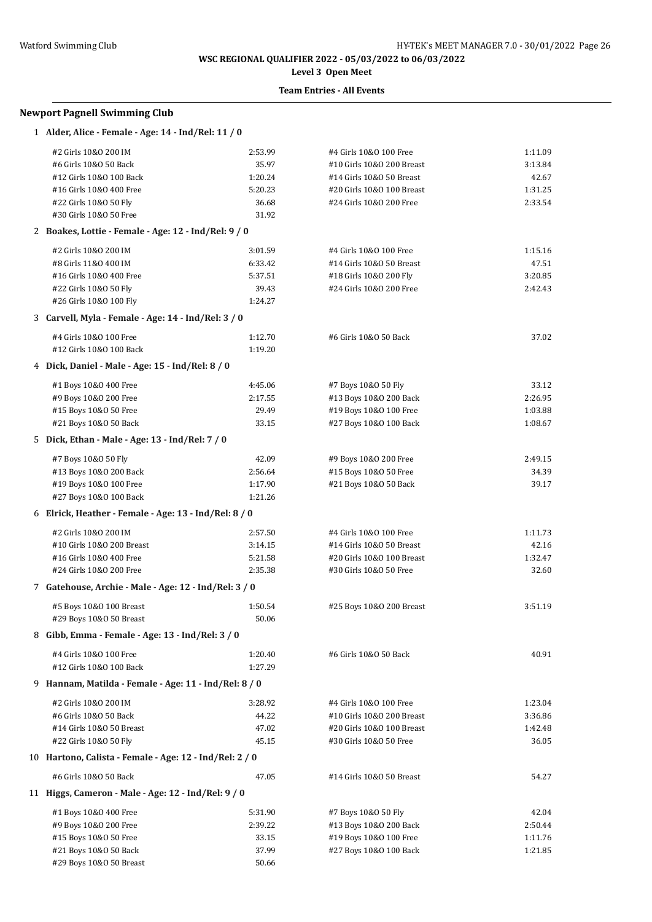WSC REGIONAL QUALIFIER 2022 - 05/03/2022 to 06/03/2022

Level 3 Open Meet

Team Entries - All Events

### Newport Pagnell Swimming Club

**1 Alder, Alice - Female - Age: 14 - Ind/Rel: 11 / 0**

| Event | Time | Event | Time |
|---|---|---|---|
| #2 Girls 10&O 200 IM | 2:53.99 | #4 Girls 10&O 100 Free | 1:11.09 |
| #6 Girls 10&O 50 Back | 35.97 | #10 Girls 10&O 200 Breast | 3:13.84 |
| #12 Girls 10&O 100 Back | 1:20.24 | #14 Girls 10&O 50 Breast | 42.67 |
| #16 Girls 10&O 400 Free | 5:20.23 | #20 Girls 10&O 100 Breast | 1:31.25 |
| #22 Girls 10&O 50 Fly | 36.68 | #24 Girls 10&O 200 Free | 2:33.54 |
| #30 Girls 10&O 50 Free | 31.92 | | |

**2 Boakes, Lottie - Female - Age: 12 - Ind/Rel: 9 / 0**

| Event | Time | Event | Time |
|---|---|---|---|
| #2 Girls 10&O 200 IM | 3:01.59 | #4 Girls 10&O 100 Free | 1:15.16 |
| #8 Girls 11&O 400 IM | 6:33.42 | #14 Girls 10&O 50 Breast | 47.51 |
| #16 Girls 10&O 400 Free | 5:37.51 | #18 Girls 10&O 200 Fly | 3:20.85 |
| #22 Girls 10&O 50 Fly | 39.43 | #24 Girls 10&O 200 Free | 2:42.43 |
| #26 Girls 10&O 100 Fly | 1:24.27 | | |

**3 Carvell, Myla - Female - Age: 14 - Ind/Rel: 3 / 0**

| Event | Time | Event | Time |
|---|---|---|---|
| #4 Girls 10&O 100 Free | 1:12.70 | #6 Girls 10&O 50 Back | 37.02 |
| #12 Girls 10&O 100 Back | 1:19.20 | | |

**4 Dick, Daniel - Male - Age: 15 - Ind/Rel: 8 / 0**

| Event | Time | Event | Time |
|---|---|---|---|
| #1 Boys 10&O 400 Free | 4:45.06 | #7 Boys 10&O 50 Fly | 33.12 |
| #9 Boys 10&O 200 Free | 2:17.55 | #13 Boys 10&O 200 Back | 2:26.95 |
| #15 Boys 10&O 50 Free | 29.49 | #19 Boys 10&O 100 Free | 1:03.88 |
| #21 Boys 10&O 50 Back | 33.15 | #27 Boys 10&O 100 Back | 1:08.67 |

**5 Dick, Ethan - Male - Age: 13 - Ind/Rel: 7 / 0**

| Event | Time | Event | Time |
|---|---|---|---|
| #7 Boys 10&O 50 Fly | 42.09 | #9 Boys 10&O 200 Free | 2:49.15 |
| #13 Boys 10&O 200 Back | 2:56.64 | #15 Boys 10&O 50 Free | 34.39 |
| #19 Boys 10&O 100 Free | 1:17.90 | #21 Boys 10&O 50 Back | 39.17 |
| #27 Boys 10&O 100 Back | 1:21.26 | | |

**6 Elrick, Heather - Female - Age: 13 - Ind/Rel: 8 / 0**

| Event | Time | Event | Time |
|---|---|---|---|
| #2 Girls 10&O 200 IM | 2:57.50 | #4 Girls 10&O 100 Free | 1:11.73 |
| #10 Girls 10&O 200 Breast | 3:14.15 | #14 Girls 10&O 50 Breast | 42.16 |
| #16 Girls 10&O 400 Free | 5:21.58 | #20 Girls 10&O 100 Breast | 1:32.47 |
| #24 Girls 10&O 200 Free | 2:35.38 | #30 Girls 10&O 50 Free | 32.60 |

**7 Gatehouse, Archie - Male - Age: 12 - Ind/Rel: 3 / 0**

| Event | Time | Event | Time |
|---|---|---|---|
| #5 Boys 10&O 100 Breast | 1:50.54 | #25 Boys 10&O 200 Breast | 3:51.19 |
| #29 Boys 10&O 50 Breast | 50.06 | | |

**8 Gibb, Emma - Female - Age: 13 - Ind/Rel: 3 / 0**

| Event | Time | Event | Time |
|---|---|---|---|
| #4 Girls 10&O 100 Free | 1:20.40 | #6 Girls 10&O 50 Back | 40.91 |
| #12 Girls 10&O 100 Back | 1:27.29 | | |

**9 Hannam, Matilda - Female - Age: 11 - Ind/Rel: 8 / 0**

| Event | Time | Event | Time |
|---|---|---|---|
| #2 Girls 10&O 200 IM | 3:28.92 | #4 Girls 10&O 100 Free | 1:23.04 |
| #6 Girls 10&O 50 Back | 44.22 | #10 Girls 10&O 200 Breast | 3:36.86 |
| #14 Girls 10&O 50 Breast | 47.02 | #20 Girls 10&O 100 Breast | 1:42.48 |
| #22 Girls 10&O 50 Fly | 45.15 | #30 Girls 10&O 50 Free | 36.05 |

**10 Hartono, Calista - Female - Age: 12 - Ind/Rel: 2 / 0**

| Event | Time | Event | Time |
|---|---|---|---|
| #6 Girls 10&O 50 Back | 47.05 | #14 Girls 10&O 50 Breast | 54.27 |

**11 Higgs, Cameron - Male - Age: 12 - Ind/Rel: 9 / 0**

| Event | Time | Event | Time |
|---|---|---|---|
| #1 Boys 10&O 400 Free | 5:31.90 | #7 Boys 10&O 50 Fly | 42.04 |
| #9 Boys 10&O 200 Free | 2:39.22 | #13 Boys 10&O 200 Back | 2:50.44 |
| #15 Boys 10&O 50 Free | 33.15 | #19 Boys 10&O 100 Free | 1:11.76 |
| #21 Boys 10&O 50 Back | 37.99 | #27 Boys 10&O 100 Back | 1:21.85 |
| #29 Boys 10&O 50 Breast | 50.66 | | |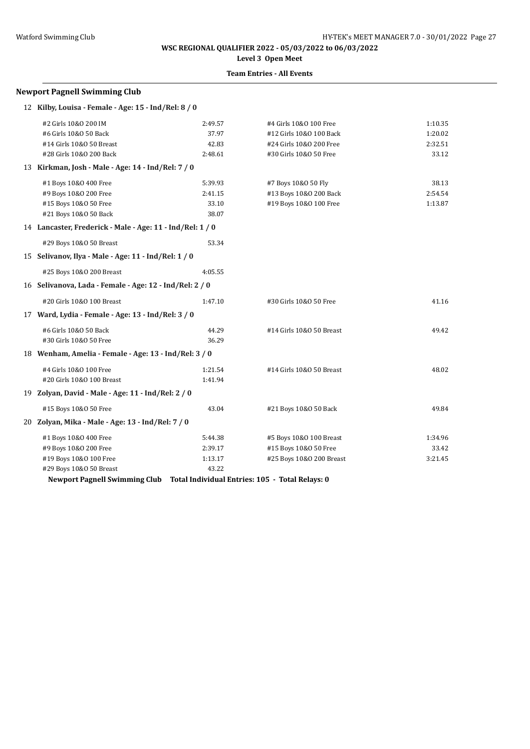**WSC REGIONAL QUALIFIER 2022 - 05/03/2022 to 06/03/2022**

**Level 3 Open Meet**

**Team Entries - All Events**

### Newport Pagnell Swimming Club

**12 Kilby, Louisa - Female - Age: 15 - Ind/Rel: 8 / 0**

| Event | Time | Event | Time |
|---|---|---|---|
| #2 Girls 10&O 200 IM | 2:49.57 | #4 Girls 10&O 100 Free | 1:10.35 |
| #6 Girls 10&O 50 Back | 37.97 | #12 Girls 10&O 100 Back | 1:20.02 |
| #14 Girls 10&O 50 Breast | 42.83 | #24 Girls 10&O 200 Free | 2:32.51 |
| #28 Girls 10&O 200 Back | 2:48.61 | #30 Girls 10&O 50 Free | 33.12 |

**13 Kirkman, Josh - Male - Age: 14 - Ind/Rel: 7 / 0**

| Event | Time | Event | Time |
|---|---|---|---|
| #1 Boys 10&O 400 Free | 5:39.93 | #7 Boys 10&O 50 Fly | 38.13 |
| #9 Boys 10&O 200 Free | 2:41.15 | #13 Boys 10&O 200 Back | 2:54.54 |
| #15 Boys 10&O 50 Free | 33.10 | #19 Boys 10&O 100 Free | 1:13.87 |
| #21 Boys 10&O 50 Back | 38.07 | | |

**14 Lancaster, Frederick - Male - Age: 11 - Ind/Rel: 1 / 0**

| Event | Time | Event | Time |
|---|---|---|---|
| #29 Boys 10&O 50 Breast | 53.34 | | |

**15 Selivanov, Ilya - Male - Age: 11 - Ind/Rel: 1 / 0**

| Event | Time | Event | Time |
|---|---|---|---|
| #25 Boys 10&O 200 Breast | 4:05.55 | | |

**16 Selivanova, Lada - Female - Age: 12 - Ind/Rel: 2 / 0**

| Event | Time | Event | Time |
|---|---|---|---|
| #20 Girls 10&O 100 Breast | 1:47.10 | #30 Girls 10&O 50 Free | 41.16 |

**17 Ward, Lydia - Female - Age: 13 - Ind/Rel: 3 / 0**

| Event | Time | Event | Time |
|---|---|---|---|
| #6 Girls 10&O 50 Back | 44.29 | #14 Girls 10&O 50 Breast | 49.42 |
| #30 Girls 10&O 50 Free | 36.29 | | |

**18 Wenham, Amelia - Female - Age: 13 - Ind/Rel: 3 / 0**

| Event | Time | Event | Time |
|---|---|---|---|
| #4 Girls 10&O 100 Free | 1:21.54 | #14 Girls 10&O 50 Breast | 48.02 |
| #20 Girls 10&O 100 Breast | 1:41.94 | | |

**19 Zolyan, David - Male - Age: 11 - Ind/Rel: 2 / 0**

| Event | Time | Event | Time |
|---|---|---|---|
| #15 Boys 10&O 50 Free | 43.04 | #21 Boys 10&O 50 Back | 49.84 |

**20 Zolyan, Mika - Male - Age: 13 - Ind/Rel: 7 / 0**

| Event | Time | Event | Time |
|---|---|---|---|
| #1 Boys 10&O 400 Free | 5:44.38 | #5 Boys 10&O 100 Breast | 1:34.96 |
| #9 Boys 10&O 200 Free | 2:39.17 | #15 Boys 10&O 50 Free | 33.42 |
| #19 Boys 10&O 100 Free | 1:13.17 | #25 Boys 10&O 200 Breast | 3:21.45 |
| #29 Boys 10&O 50 Breast | 43.22 | | |

**Newport Pagnell Swimming Club Total Individual Entries: 105 - Total Relays: 0**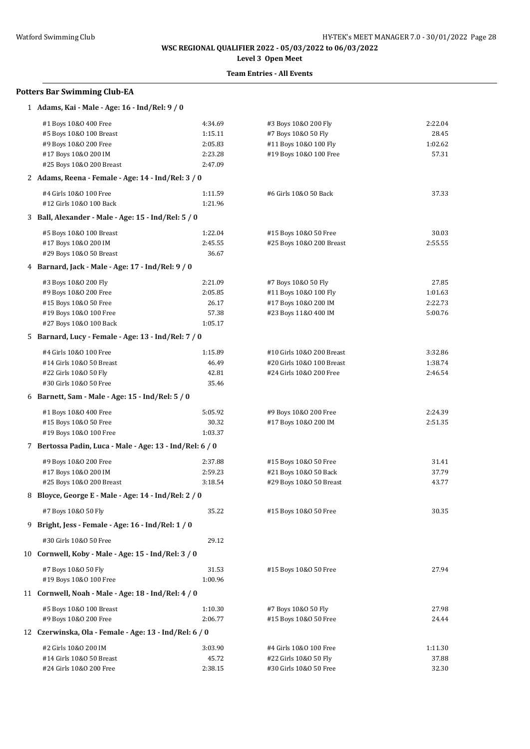**WSC REGIONAL QUALIFIER 2022 - 05/03/2022 to 06/03/2022**

**Level 3 Open Meet**

**Team Entries - All Events**

### Potters Bar Swimming Club-EA

**1 Adams, Kai - Male - Age: 16 - Ind/Rel: 9 / 0**

| Event | Time | Event | Time |
|---|---|---|---|
| #1 Boys 10&O 400 Free | 4:34.69 | #3 Boys 10&O 200 Fly | 2:22.04 |
| #5 Boys 10&O 100 Breast | 1:15.11 | #7 Boys 10&O 50 Fly | 28.45 |
| #9 Boys 10&O 200 Free | 2:05.83 | #11 Boys 10&O 100 Fly | 1:02.62 |
| #17 Boys 10&O 200 IM | 2:23.28 | #19 Boys 10&O 100 Free | 57.31 |
| #25 Boys 10&O 200 Breast | 2:47.09 | | |

**2 Adams, Reena - Female - Age: 14 - Ind/Rel: 3 / 0**

| Event | Time | Event | Time |
|---|---|---|---|
| #4 Girls 10&O 100 Free | 1:11.59 | #6 Girls 10&O 50 Back | 37.33 |
| #12 Girls 10&O 100 Back | 1:21.96 | | |

**3 Ball, Alexander - Male - Age: 15 - Ind/Rel: 5 / 0**

| Event | Time | Event | Time |
|---|---|---|---|
| #5 Boys 10&O 100 Breast | 1:22.04 | #15 Boys 10&O 50 Free | 30.03 |
| #17 Boys 10&O 200 IM | 2:45.55 | #25 Boys 10&O 200 Breast | 2:55.55 |
| #29 Boys 10&O 50 Breast | 36.67 | | |

**4 Barnard, Jack - Male - Age: 17 - Ind/Rel: 9 / 0**

| Event | Time | Event | Time |
|---|---|---|---|
| #3 Boys 10&O 200 Fly | 2:21.09 | #7 Boys 10&O 50 Fly | 27.85 |
| #9 Boys 10&O 200 Free | 2:05.85 | #11 Boys 10&O 100 Fly | 1:01.63 |
| #15 Boys 10&O 50 Free | 26.17 | #17 Boys 10&O 200 IM | 2:22.73 |
| #19 Boys 10&O 100 Free | 57.38 | #23 Boys 11&O 400 IM | 5:00.76 |
| #27 Boys 10&O 100 Back | 1:05.17 | | |

**5 Barnard, Lucy - Female - Age: 13 - Ind/Rel: 7 / 0**

| Event | Time | Event | Time |
|---|---|---|---|
| #4 Girls 10&O 100 Free | 1:15.89 | #10 Girls 10&O 200 Breast | 3:32.86 |
| #14 Girls 10&O 50 Breast | 46.49 | #20 Girls 10&O 100 Breast | 1:38.74 |
| #22 Girls 10&O 50 Fly | 42.81 | #24 Girls 10&O 200 Free | 2:46.54 |
| #30 Girls 10&O 50 Free | 35.46 | | |

**6 Barnett, Sam - Male - Age: 15 - Ind/Rel: 5 / 0**

| Event | Time | Event | Time |
|---|---|---|---|
| #1 Boys 10&O 400 Free | 5:05.92 | #9 Boys 10&O 200 Free | 2:24.39 |
| #15 Boys 10&O 50 Free | 30.32 | #17 Boys 10&O 200 IM | 2:51.35 |
| #19 Boys 10&O 100 Free | 1:03.37 | | |

**7 Bertossa Padin, Luca - Male - Age: 13 - Ind/Rel: 6 / 0**

| Event | Time | Event | Time |
|---|---|---|---|
| #9 Boys 10&O 200 Free | 2:37.88 | #15 Boys 10&O 50 Free | 31.41 |
| #17 Boys 10&O 200 IM | 2:59.23 | #21 Boys 10&O 50 Back | 37.79 |
| #25 Boys 10&O 200 Breast | 3:18.54 | #29 Boys 10&O 50 Breast | 43.77 |

**8 Bloyce, George E - Male - Age: 14 - Ind/Rel: 2 / 0**

| Event | Time | Event | Time |
|---|---|---|---|
| #7 Boys 10&O 50 Fly | 35.22 | #15 Boys 10&O 50 Free | 30.35 |

**9 Bright, Jess - Female - Age: 16 - Ind/Rel: 1 / 0**

| Event | Time | Event | Time |
|---|---|---|---|
| #30 Girls 10&O 50 Free | 29.12 | | |

**10 Cornwell, Koby - Male - Age: 15 - Ind/Rel: 3 / 0**

| Event | Time | Event | Time |
|---|---|---|---|
| #7 Boys 10&O 50 Fly | 31.53 | #15 Boys 10&O 50 Free | 27.94 |
| #19 Boys 10&O 100 Free | 1:00.96 | | |

**11 Cornwell, Noah - Male - Age: 18 - Ind/Rel: 4 / 0**

| Event | Time | Event | Time |
|---|---|---|---|
| #5 Boys 10&O 100 Breast | 1:10.30 | #7 Boys 10&O 50 Fly | 27.98 |
| #9 Boys 10&O 200 Free | 2:06.77 | #15 Boys 10&O 50 Free | 24.44 |

**12 Czerwinska, Ola - Female - Age: 13 - Ind/Rel: 6 / 0**

| Event | Time | Event | Time |
|---|---|---|---|
| #2 Girls 10&O 200 IM | 3:03.90 | #4 Girls 10&O 100 Free | 1:11.30 |
| #14 Girls 10&O 50 Breast | 45.72 | #22 Girls 10&O 50 Fly | 37.88 |
| #24 Girls 10&O 200 Free | 2:38.15 | #30 Girls 10&O 50 Free | 32.30 |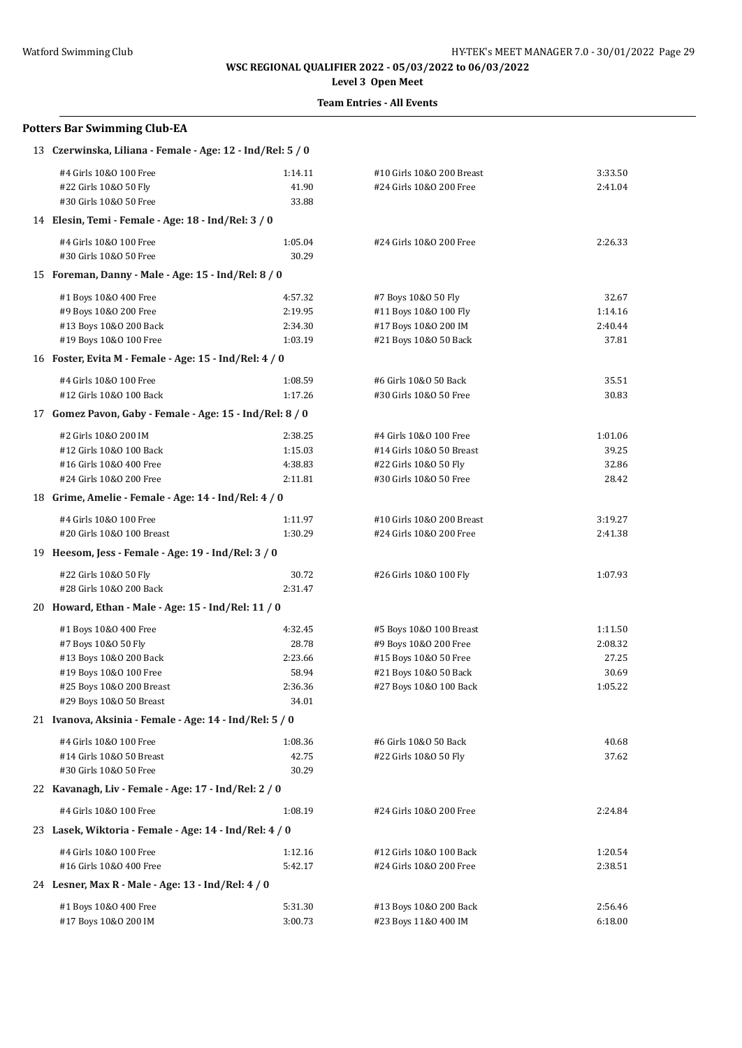# WSC REGIONAL QUALIFIER 2022 - 05/03/2022 to 06/03/2022

**Level 3 Open Meet**

**Team Entries - All Events**

## Potters Bar Swimming Club-EA

**13 Czerwinska, Liliana - Female - Age: 12 - Ind/Rel: 5 / 0**

| | | | |
|---|---|---|---|
| #4 Girls 10&O 100 Free | 1:14.11 | #10 Girls 10&O 200 Breast | 3:33.50 |
| #22 Girls 10&O 50 Fly | 41.90 | #24 Girls 10&O 200 Free | 2:41.04 |
| #30 Girls 10&O 50 Free | 33.88 | | |

**14 Elesin, Temi - Female - Age: 18 - Ind/Rel: 3 / 0**

| | | | |
|---|---|---|---|
| #4 Girls 10&O 100 Free | 1:05.04 | #24 Girls 10&O 200 Free | 2:26.33 |
| #30 Girls 10&O 50 Free | 30.29 | | |

**15 Foreman, Danny - Male - Age: 15 - Ind/Rel: 8 / 0**

| | | | |
|---|---|---|---|
| #1 Boys 10&O 400 Free | 4:57.32 | #7 Boys 10&O 50 Fly | 32.67 |
| #9 Boys 10&O 200 Free | 2:19.95 | #11 Boys 10&O 100 Fly | 1:14.16 |
| #13 Boys 10&O 200 Back | 2:34.30 | #17 Boys 10&O 200 IM | 2:40.44 |
| #19 Boys 10&O 100 Free | 1:03.19 | #21 Boys 10&O 50 Back | 37.81 |

**16 Foster, Evita M - Female - Age: 15 - Ind/Rel: 4 / 0**

| | | | |
|---|---|---|---|
| #4 Girls 10&O 100 Free | 1:08.59 | #6 Girls 10&O 50 Back | 35.51 |
| #12 Girls 10&O 100 Back | 1:17.26 | #30 Girls 10&O 50 Free | 30.83 |

**17 Gomez Pavon, Gaby - Female - Age: 15 - Ind/Rel: 8 / 0**

| | | | |
|---|---|---|---|
| #2 Girls 10&O 200 IM | 2:38.25 | #4 Girls 10&O 100 Free | 1:01.06 |
| #12 Girls 10&O 100 Back | 1:15.03 | #14 Girls 10&O 50 Breast | 39.25 |
| #16 Girls 10&O 400 Free | 4:38.83 | #22 Girls 10&O 50 Fly | 32.86 |
| #24 Girls 10&O 200 Free | 2:11.81 | #30 Girls 10&O 50 Free | 28.42 |

**18 Grime, Amelie - Female - Age: 14 - Ind/Rel: 4 / 0**

| | | | |
|---|---|---|---|
| #4 Girls 10&O 100 Free | 1:11.97 | #10 Girls 10&O 200 Breast | 3:19.27 |
| #20 Girls 10&O 100 Breast | 1:30.29 | #24 Girls 10&O 200 Free | 2:41.38 |

**19 Heesom, Jess - Female - Age: 19 - Ind/Rel: 3 / 0**

| | | | |
|---|---|---|---|
| #22 Girls 10&O 50 Fly | 30.72 | #26 Girls 10&O 100 Fly | 1:07.93 |
| #28 Girls 10&O 200 Back | 2:31.47 | | |

**20 Howard, Ethan - Male - Age: 15 - Ind/Rel: 11 / 0**

| | | | |
|---|---|---|---|
| #1 Boys 10&O 400 Free | 4:32.45 | #5 Boys 10&O 100 Breast | 1:11.50 |
| #7 Boys 10&O 50 Fly | 28.78 | #9 Boys 10&O 200 Free | 2:08.32 |
| #13 Boys 10&O 200 Back | 2:23.66 | #15 Boys 10&O 50 Free | 27.25 |
| #19 Boys 10&O 100 Free | 58.94 | #21 Boys 10&O 50 Back | 30.69 |
| #25 Boys 10&O 200 Breast | 2:36.36 | #27 Boys 10&O 100 Back | 1:05.22 |
| #29 Boys 10&O 50 Breast | 34.01 | | |

**21 Ivanova, Aksinia - Female - Age: 14 - Ind/Rel: 5 / 0**

| | | | |
|---|---|---|---|
| #4 Girls 10&O 100 Free | 1:08.36 | #6 Girls 10&O 50 Back | 40.68 |
| #14 Girls 10&O 50 Breast | 42.75 | #22 Girls 10&O 50 Fly | 37.62 |
| #30 Girls 10&O 50 Free | 30.29 | | |

**22 Kavanagh, Liv - Female - Age: 17 - Ind/Rel: 2 / 0**

| | | | |
|---|---|---|---|
| #4 Girls 10&O 100 Free | 1:08.19 | #24 Girls 10&O 200 Free | 2:24.84 |

**23 Lasek, Wiktoria - Female - Age: 14 - Ind/Rel: 4 / 0**

| | | | |
|---|---|---|---|
| #4 Girls 10&O 100 Free | 1:12.16 | #12 Girls 10&O 100 Back | 1:20.54 |
| #16 Girls 10&O 400 Free | 5:42.17 | #24 Girls 10&O 200 Free | 2:38.51 |

**24 Lesner, Max R - Male - Age: 13 - Ind/Rel: 4 / 0**

| | | | |
|---|---|---|---|
| #1 Boys 10&O 400 Free | 5:31.30 | #13 Boys 10&O 200 Back | 2:56.46 |
| #17 Boys 10&O 200 IM | 3:00.73 | #23 Boys 11&O 400 IM | 6:18.00 |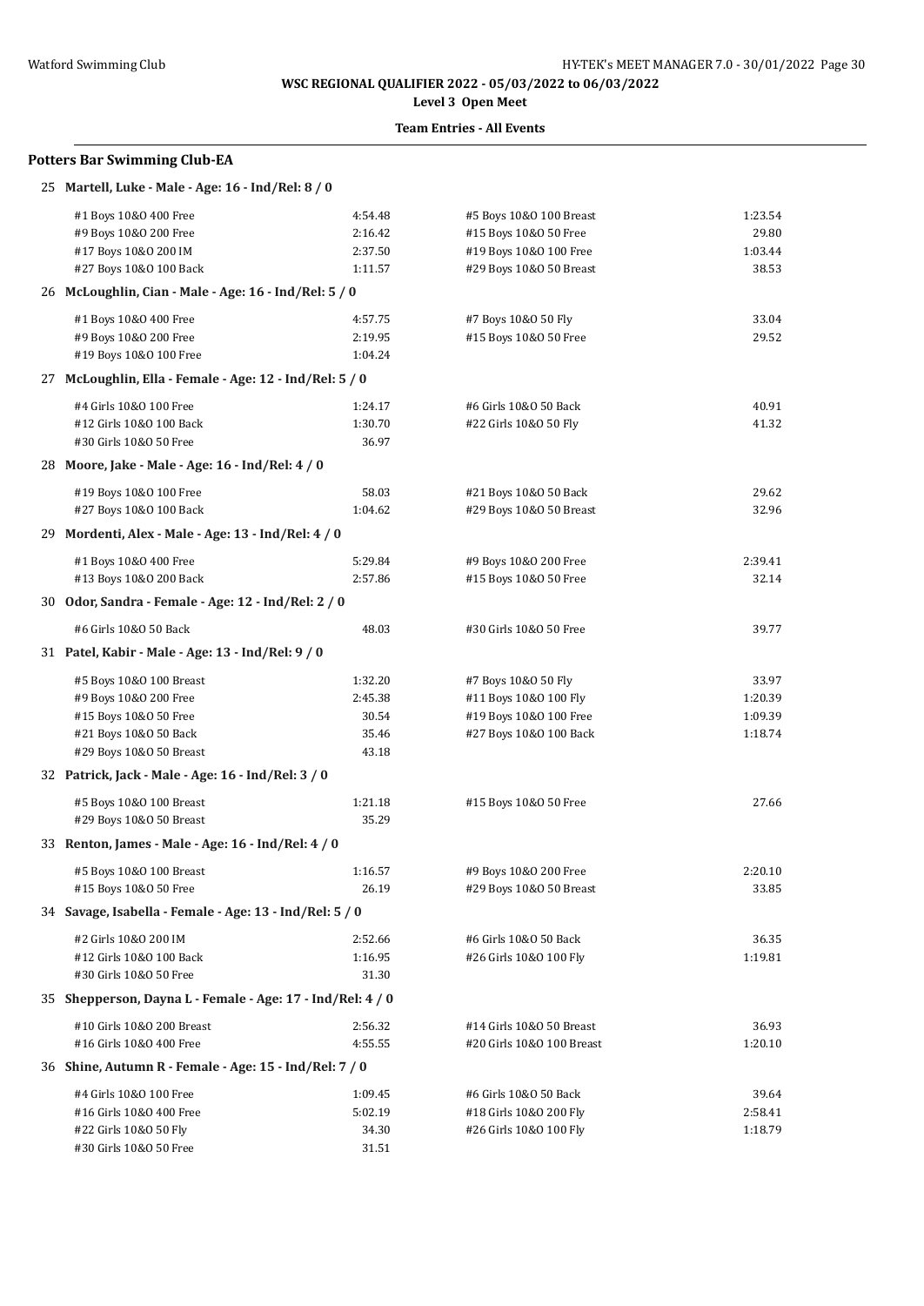WSC REGIONAL QUALIFIER 2022 - 05/03/2022 to 06/03/2022

Level 3 Open Meet

Team Entries - All Events

## Potters Bar Swimming Club-EA

### 25 Martell, Luke - Male - Age: 16 - Ind/Rel: 8 / 0

| Event | Time | Event | Time |
|---|---|---|---|
| #1 Boys 10&O 400 Free | 4:54.48 | #5 Boys 10&O 100 Breast | 1:23.54 |
| #9 Boys 10&O 200 Free | 2:16.42 | #15 Boys 10&O 50 Free | 29.80 |
| #17 Boys 10&O 200 IM | 2:37.50 | #19 Boys 10&O 100 Free | 1:03.44 |
| #27 Boys 10&O 100 Back | 1:11.57 | #29 Boys 10&O 50 Breast | 38.53 |

### 26 McLoughlin, Cian - Male - Age: 16 - Ind/Rel: 5 / 0

| Event | Time | Event | Time |
|---|---|---|---|
| #1 Boys 10&O 400 Free | 4:57.75 | #7 Boys 10&O 50 Fly | 33.04 |
| #9 Boys 10&O 200 Free | 2:19.95 | #15 Boys 10&O 50 Free | 29.52 |
| #19 Boys 10&O 100 Free | 1:04.24 | | |

### 27 McLoughlin, Ella - Female - Age: 12 - Ind/Rel: 5 / 0

| Event | Time | Event | Time |
|---|---|---|---|
| #4 Girls 10&O 100 Free | 1:24.17 | #6 Girls 10&O 50 Back | 40.91 |
| #12 Girls 10&O 100 Back | 1:30.70 | #22 Girls 10&O 50 Fly | 41.32 |
| #30 Girls 10&O 50 Free | 36.97 | | |

### 28 Moore, Jake - Male - Age: 16 - Ind/Rel: 4 / 0

| Event | Time | Event | Time |
|---|---|---|---|
| #19 Boys 10&O 100 Free | 58.03 | #21 Boys 10&O 50 Back | 29.62 |
| #27 Boys 10&O 100 Back | 1:04.62 | #29 Boys 10&O 50 Breast | 32.96 |

### 29 Mordenti, Alex - Male - Age: 13 - Ind/Rel: 4 / 0

| Event | Time | Event | Time |
|---|---|---|---|
| #1 Boys 10&O 400 Free | 5:29.84 | #9 Boys 10&O 200 Free | 2:39.41 |
| #13 Boys 10&O 200 Back | 2:57.86 | #15 Boys 10&O 50 Free | 32.14 |

### 30 Odor, Sandra - Female - Age: 12 - Ind/Rel: 2 / 0

| Event | Time | Event | Time |
|---|---|---|---|
| #6 Girls 10&O 50 Back | 48.03 | #30 Girls 10&O 50 Free | 39.77 |

### 31 Patel, Kabir - Male - Age: 13 - Ind/Rel: 9 / 0

| Event | Time | Event | Time |
|---|---|---|---|
| #5 Boys 10&O 100 Breast | 1:32.20 | #7 Boys 10&O 50 Fly | 33.97 |
| #9 Boys 10&O 200 Free | 2:45.38 | #11 Boys 10&O 100 Fly | 1:20.39 |
| #15 Boys 10&O 50 Free | 30.54 | #19 Boys 10&O 100 Free | 1:09.39 |
| #21 Boys 10&O 50 Back | 35.46 | #27 Boys 10&O 100 Back | 1:18.74 |
| #29 Boys 10&O 50 Breast | 43.18 | | |

### 32 Patrick, Jack - Male - Age: 16 - Ind/Rel: 3 / 0

| Event | Time | Event | Time |
|---|---|---|---|
| #5 Boys 10&O 100 Breast | 1:21.18 | #15 Boys 10&O 50 Free | 27.66 |
| #29 Boys 10&O 50 Breast | 35.29 | | |

### 33 Renton, James - Male - Age: 16 - Ind/Rel: 4 / 0

| Event | Time | Event | Time |
|---|---|---|---|
| #5 Boys 10&O 100 Breast | 1:16.57 | #9 Boys 10&O 200 Free | 2:20.10 |
| #15 Boys 10&O 50 Free | 26.19 | #29 Boys 10&O 50 Breast | 33.85 |

### 34 Savage, Isabella - Female - Age: 13 - Ind/Rel: 5 / 0

| Event | Time | Event | Time |
|---|---|---|---|
| #2 Girls 10&O 200 IM | 2:52.66 | #6 Girls 10&O 50 Back | 36.35 |
| #12 Girls 10&O 100 Back | 1:16.95 | #26 Girls 10&O 100 Fly | 1:19.81 |
| #30 Girls 10&O 50 Free | 31.30 | | |

### 35 Shepperson, Dayna L - Female - Age: 17 - Ind/Rel: 4 / 0

| Event | Time | Event | Time |
|---|---|---|---|
| #10 Girls 10&O 200 Breast | 2:56.32 | #14 Girls 10&O 50 Breast | 36.93 |
| #16 Girls 10&O 400 Free | 4:55.55 | #20 Girls 10&O 100 Breast | 1:20.10 |

### 36 Shine, Autumn R - Female - Age: 15 - Ind/Rel: 7 / 0

| Event | Time | Event | Time |
|---|---|---|---|
| #4 Girls 10&O 100 Free | 1:09.45 | #6 Girls 10&O 50 Back | 39.64 |
| #16 Girls 10&O 400 Free | 5:02.19 | #18 Girls 10&O 200 Fly | 2:58.41 |
| #22 Girls 10&O 50 Fly | 34.30 | #26 Girls 10&O 100 Fly | 1:18.79 |
| #30 Girls 10&O 50 Free | 31.51 | | |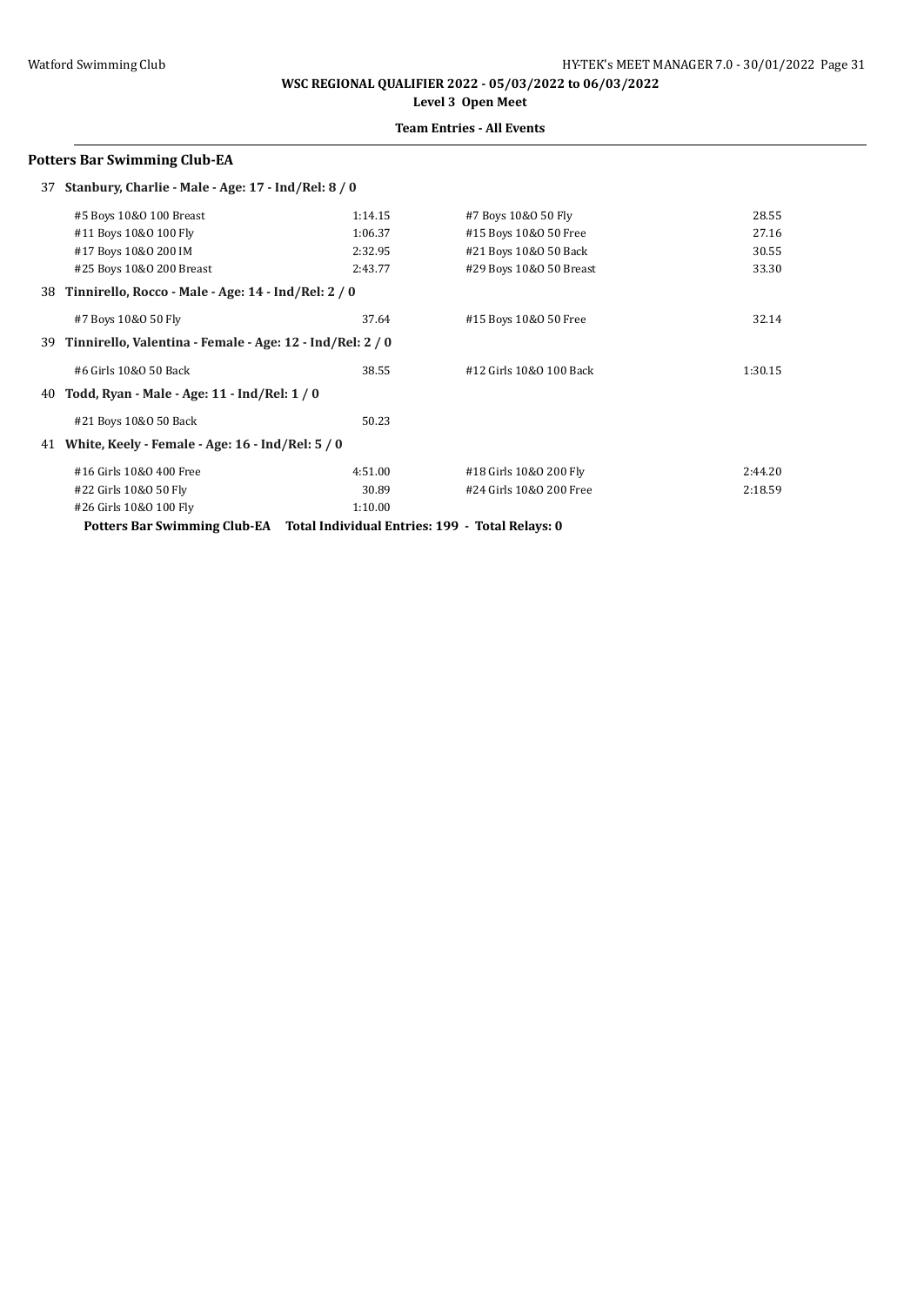**WSC REGIONAL QUALIFIER 2022 - 05/03/2022 to 06/03/2022**

**Level 3 Open Meet**

**Team Entries - All Events**

## Potters Bar Swimming Club-EA

**37 Stanbury, Charlie - Male - Age: 17 - Ind/Rel: 8 / 0**

| Event | Time | Event | Time |
|---|---|---|---|
| #5 Boys 10&O 100 Breast | 1:14.15 | #7 Boys 10&O 50 Fly | 28.55 |
| #11 Boys 10&O 100 Fly | 1:06.37 | #15 Boys 10&O 50 Free | 27.16 |
| #17 Boys 10&O 200 IM | 2:32.95 | #21 Boys 10&O 50 Back | 30.55 |
| #25 Boys 10&O 200 Breast | 2:43.77 | #29 Boys 10&O 50 Breast | 33.30 |

**38 Tinnirello, Rocco - Male - Age: 14 - Ind/Rel: 2 / 0**

| Event | Time | Event | Time |
|---|---|---|---|
| #7 Boys 10&O 50 Fly | 37.64 | #15 Boys 10&O 50 Free | 32.14 |

**39 Tinnirello, Valentina - Female - Age: 12 - Ind/Rel: 2 / 0**

| Event | Time | Event | Time |
|---|---|---|---|
| #6 Girls 10&O 50 Back | 38.55 | #12 Girls 10&O 100 Back | 1:30.15 |

**40 Todd, Ryan - Male - Age: 11 - Ind/Rel: 1 / 0**

| Event | Time | Event | Time |
|---|---|---|---|
| #21 Boys 10&O 50 Back | 50.23 | | |

**41 White, Keely - Female - Age: 16 - Ind/Rel: 5 / 0**

| Event | Time | Event | Time |
|---|---|---|---|
| #16 Girls 10&O 400 Free | 4:51.00 | #18 Girls 10&O 200 Fly | 2:44.20 |
| #22 Girls 10&O 50 Fly | 30.89 | #24 Girls 10&O 200 Free | 2:18.59 |
| #26 Girls 10&O 100 Fly | 1:10.00 | | |

**Potters Bar Swimming Club-EA Total Individual Entries: 199 - Total Relays: 0**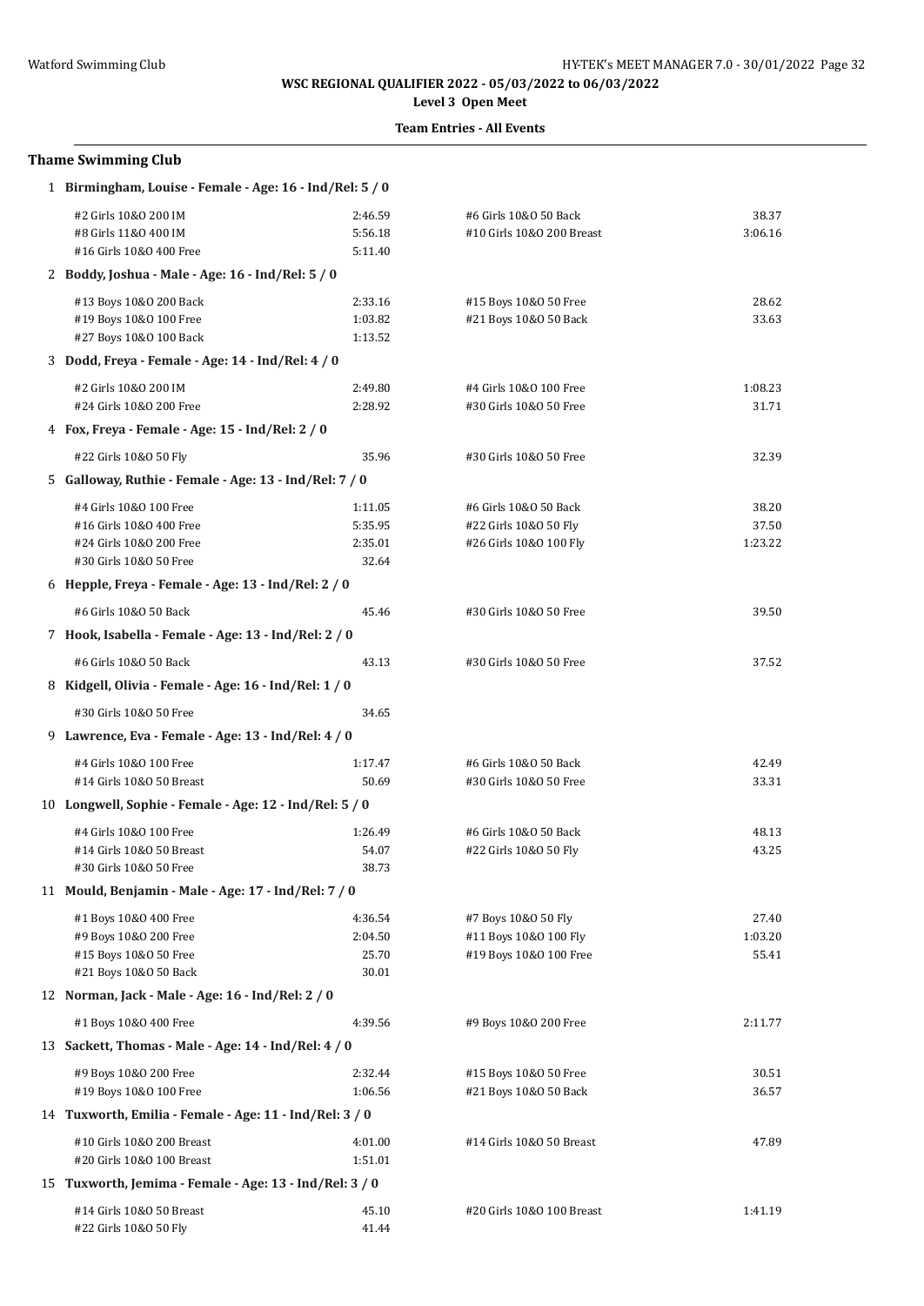**WSC REGIONAL QUALIFIER 2022 - 05/03/2022 to 06/03/2022**

**Level 3 Open Meet**

**Team Entries - All Events**

## Thame Swimming Club

**1 Birmingham, Louise - Female - Age: 16 - Ind/Rel: 5 / 0**

| | | | |
|---|---|---|---|
| #2 Girls 10&O 200 IM | 2:46.59 | #6 Girls 10&O 50 Back | 38.37 |
| #8 Girls 11&O 400 IM | 5:56.18 | #10 Girls 10&O 200 Breast | 3:06.16 |
| #16 Girls 10&O 400 Free | 5:11.40 | | |

**2 Boddy, Joshua - Male - Age: 16 - Ind/Rel: 5 / 0**

| | | | |
|---|---|---|---|
| #13 Boys 10&O 200 Back | 2:33.16 | #15 Boys 10&O 50 Free | 28.62 |
| #19 Boys 10&O 100 Free | 1:03.82 | #21 Boys 10&O 50 Back | 33.63 |
| #27 Boys 10&O 100 Back | 1:13.52 | | |

**3 Dodd, Freya - Female - Age: 14 - Ind/Rel: 4 / 0**

| | | | |
|---|---|---|---|
| #2 Girls 10&O 200 IM | 2:49.80 | #4 Girls 10&O 100 Free | 1:08.23 |
| #24 Girls 10&O 200 Free | 2:28.92 | #30 Girls 10&O 50 Free | 31.71 |

**4 Fox, Freya - Female - Age: 15 - Ind/Rel: 2 / 0**

| | | | |
|---|---|---|---|
| #22 Girls 10&O 50 Fly | 35.96 | #30 Girls 10&O 50 Free | 32.39 |

**5 Galloway, Ruthie - Female - Age: 13 - Ind/Rel: 7 / 0**

| | | | |
|---|---|---|---|
| #4 Girls 10&O 100 Free | 1:11.05 | #6 Girls 10&O 50 Back | 38.20 |
| #16 Girls 10&O 400 Free | 5:35.95 | #22 Girls 10&O 50 Fly | 37.50 |
| #24 Girls 10&O 200 Free | 2:35.01 | #26 Girls 10&O 100 Fly | 1:23.22 |
| #30 Girls 10&O 50 Free | 32.64 | | |

**6 Hepple, Freya - Female - Age: 13 - Ind/Rel: 2 / 0**

| | | | |
|---|---|---|---|
| #6 Girls 10&O 50 Back | 45.46 | #30 Girls 10&O 50 Free | 39.50 |

**7 Hook, Isabella - Female - Age: 13 - Ind/Rel: 2 / 0**

| | | | |
|---|---|---|---|
| #6 Girls 10&O 50 Back | 43.13 | #30 Girls 10&O 50 Free | 37.52 |

**8 Kidgell, Olivia - Female - Age: 16 - Ind/Rel: 1 / 0**

| | |
|---|---|
| #30 Girls 10&O 50 Free | 34.65 |

**9 Lawrence, Eva - Female - Age: 13 - Ind/Rel: 4 / 0**

| | | | |
|---|---|---|---|
| #4 Girls 10&O 100 Free | 1:17.47 | #6 Girls 10&O 50 Back | 42.49 |
| #14 Girls 10&O 50 Breast | 50.69 | #30 Girls 10&O 50 Free | 33.31 |

**10 Longwell, Sophie - Female - Age: 12 - Ind/Rel: 5 / 0**

| | | | |
|---|---|---|---|
| #4 Girls 10&O 100 Free | 1:26.49 | #6 Girls 10&O 50 Back | 48.13 |
| #14 Girls 10&O 50 Breast | 54.07 | #22 Girls 10&O 50 Fly | 43.25 |
| #30 Girls 10&O 50 Free | 38.73 | | |

**11 Mould, Benjamin - Male - Age: 17 - Ind/Rel: 7 / 0**

| | | | |
|---|---|---|---|
| #1 Boys 10&O 400 Free | 4:36.54 | #7 Boys 10&O 50 Fly | 27.40 |
| #9 Boys 10&O 200 Free | 2:04.50 | #11 Boys 10&O 100 Fly | 1:03.20 |
| #15 Boys 10&O 50 Free | 25.70 | #19 Boys 10&O 100 Free | 55.41 |
| #21 Boys 10&O 50 Back | 30.01 | | |

**12 Norman, Jack - Male - Age: 16 - Ind/Rel: 2 / 0**

| | | | |
|---|---|---|---|
| #1 Boys 10&O 400 Free | 4:39.56 | #9 Boys 10&O 200 Free | 2:11.77 |

**13 Sackett, Thomas - Male - Age: 14 - Ind/Rel: 4 / 0**

| | | | |
|---|---|---|---|
| #9 Boys 10&O 200 Free | 2:32.44 | #15 Boys 10&O 50 Free | 30.51 |
| #19 Boys 10&O 100 Free | 1:06.56 | #21 Boys 10&O 50 Back | 36.57 |

**14 Tuxworth, Emilia - Female - Age: 11 - Ind/Rel: 3 / 0**

| | | | |
|---|---|---|---|
| #10 Girls 10&O 200 Breast | 4:01.00 | #14 Girls 10&O 50 Breast | 47.89 |
| #20 Girls 10&O 100 Breast | 1:51.01 | | |

**15 Tuxworth, Jemima - Female - Age: 13 - Ind/Rel: 3 / 0**

| | | | |
|---|---|---|---|
| #14 Girls 10&O 50 Breast | 45.10 | #20 Girls 10&O 100 Breast | 1:41.19 |
| #22 Girls 10&O 50 Fly | 41.44 | | |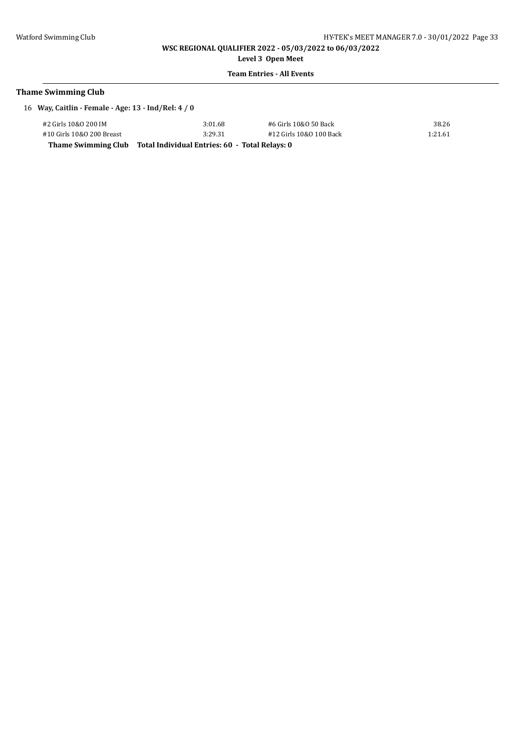## Thame Swimming Club

16 **Way, Caitlin - Female - Age: 13 - Ind/Rel: 4 / 0**

| | | | |
|---|---|---|---|
| #2 Girls 10&O 200 IM | 3:01.68 | #6 Girls 10&O 50 Back | 38.26 |
| #10 Girls 10&O 200 Breast | 3:29.31 | #12 Girls 10&O 100 Back | 1:21.61 |

**Thame Swimming Club Total Individual Entries: 60 - Total Relays: 0**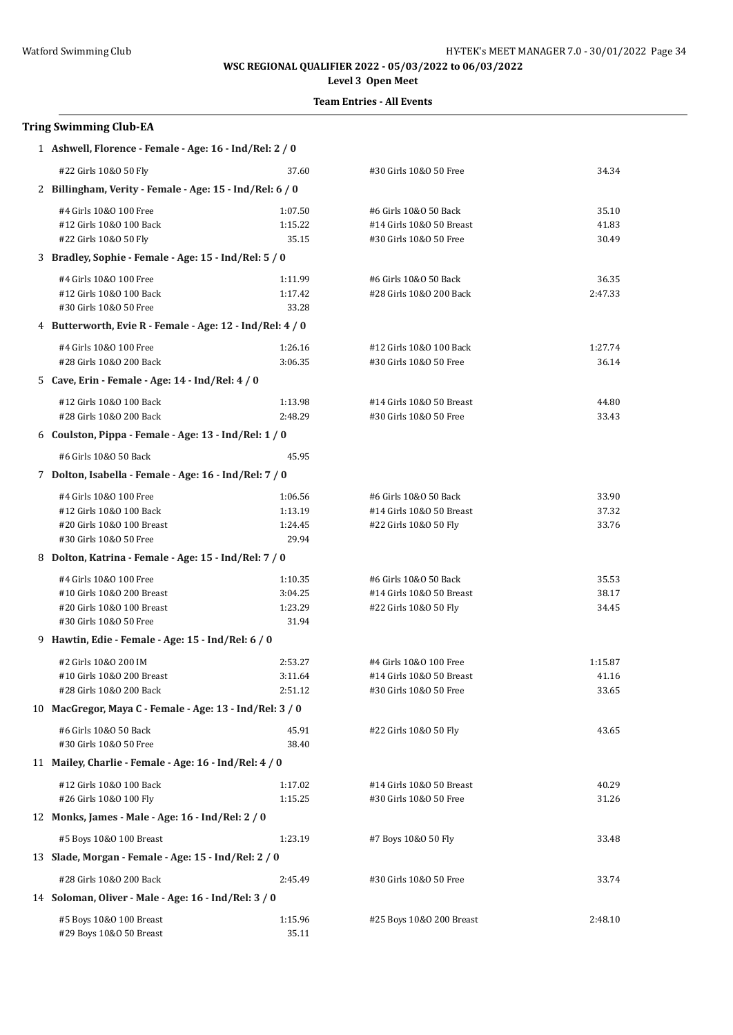**WSC REGIONAL QUALIFIER 2022 - 05/03/2022 to 06/03/2022**

**Level 3 Open Meet**

**Team Entries - All Events**

## Tring Swimming Club-EA

**1 Ashwell, Florence - Female - Age: 16 - Ind/Rel: 2 / 0**

| | | | |
|---|---|---|---|
| #22 Girls 10&O 50 Fly | 37.60 | #30 Girls 10&O 50 Free | 34.34 |

**2 Billingham, Verity - Female - Age: 15 - Ind/Rel: 6 / 0**

| | | | |
|---|---|---|---|
| #4 Girls 10&O 100 Free | 1:07.50 | #6 Girls 10&O 50 Back | 35.10 |
| #12 Girls 10&O 100 Back | 1:15.22 | #14 Girls 10&O 50 Breast | 41.83 |
| #22 Girls 10&O 50 Fly | 35.15 | #30 Girls 10&O 50 Free | 30.49 |

**3 Bradley, Sophie - Female - Age: 15 - Ind/Rel: 5 / 0**

| | | | |
|---|---|---|---|
| #4 Girls 10&O 100 Free | 1:11.99 | #6 Girls 10&O 50 Back | 36.35 |
| #12 Girls 10&O 100 Back | 1:17.42 | #28 Girls 10&O 200 Back | 2:47.33 |
| #30 Girls 10&O 50 Free | 33.28 | | |

**4 Butterworth, Evie R - Female - Age: 12 - Ind/Rel: 4 / 0**

| | | | |
|---|---|---|---|
| #4 Girls 10&O 100 Free | 1:26.16 | #12 Girls 10&O 100 Back | 1:27.74 |
| #28 Girls 10&O 200 Back | 3:06.35 | #30 Girls 10&O 50 Free | 36.14 |

**5 Cave, Erin - Female - Age: 14 - Ind/Rel: 4 / 0**

| | | | |
|---|---|---|---|
| #12 Girls 10&O 100 Back | 1:13.98 | #14 Girls 10&O 50 Breast | 44.80 |
| #28 Girls 10&O 200 Back | 2:48.29 | #30 Girls 10&O 50 Free | 33.43 |

**6 Coulston, Pippa - Female - Age: 13 - Ind/Rel: 1 / 0**

| | | | |
|---|---|---|---|
| #6 Girls 10&O 50 Back | 45.95 | | |

**7 Dolton, Isabella - Female - Age: 16 - Ind/Rel: 7 / 0**

| | | | |
|---|---|---|---|
| #4 Girls 10&O 100 Free | 1:06.56 | #6 Girls 10&O 50 Back | 33.90 |
| #12 Girls 10&O 100 Back | 1:13.19 | #14 Girls 10&O 50 Breast | 37.32 |
| #20 Girls 10&O 100 Breast | 1:24.45 | #22 Girls 10&O 50 Fly | 33.76 |
| #30 Girls 10&O 50 Free | 29.94 | | |

**8 Dolton, Katrina - Female - Age: 15 - Ind/Rel: 7 / 0**

| | | | |
|---|---|---|---|
| #4 Girls 10&O 100 Free | 1:10.35 | #6 Girls 10&O 50 Back | 35.53 |
| #10 Girls 10&O 200 Breast | 3:04.25 | #14 Girls 10&O 50 Breast | 38.17 |
| #20 Girls 10&O 100 Breast | 1:23.29 | #22 Girls 10&O 50 Fly | 34.45 |
| #30 Girls 10&O 50 Free | 31.94 | | |

**9 Hawtin, Edie - Female - Age: 15 - Ind/Rel: 6 / 0**

| | | | |
|---|---|---|---|
| #2 Girls 10&O 200 IM | 2:53.27 | #4 Girls 10&O 100 Free | 1:15.87 |
| #10 Girls 10&O 200 Breast | 3:11.64 | #14 Girls 10&O 50 Breast | 41.16 |
| #28 Girls 10&O 200 Back | 2:51.12 | #30 Girls 10&O 50 Free | 33.65 |

**10 MacGregor, Maya C - Female - Age: 13 - Ind/Rel: 3 / 0**

| | | | |
|---|---|---|---|
| #6 Girls 10&O 50 Back | 45.91 | #22 Girls 10&O 50 Fly | 43.65 |
| #30 Girls 10&O 50 Free | 38.40 | | |

**11 Mailey, Charlie - Female - Age: 16 - Ind/Rel: 4 / 0**

| | | | |
|---|---|---|---|
| #12 Girls 10&O 100 Back | 1:17.02 | #14 Girls 10&O 50 Breast | 40.29 |
| #26 Girls 10&O 100 Fly | 1:15.25 | #30 Girls 10&O 50 Free | 31.26 |

**12 Monks, James - Male - Age: 16 - Ind/Rel: 2 / 0**

| | | | |
|---|---|---|---|
| #5 Boys 10&O 100 Breast | 1:23.19 | #7 Boys 10&O 50 Fly | 33.48 |

**13 Slade, Morgan - Female - Age: 15 - Ind/Rel: 2 / 0**

| | | | |
|---|---|---|---|
| #28 Girls 10&O 200 Back | 2:45.49 | #30 Girls 10&O 50 Free | 33.74 |

**14 Soloman, Oliver - Male - Age: 16 - Ind/Rel: 3 / 0**

| | | | |
|---|---|---|---|
| #5 Boys 10&O 100 Breast | 1:15.96 | #25 Boys 10&O 200 Breast | 2:48.10 |
| #29 Boys 10&O 50 Breast | 35.11 | | |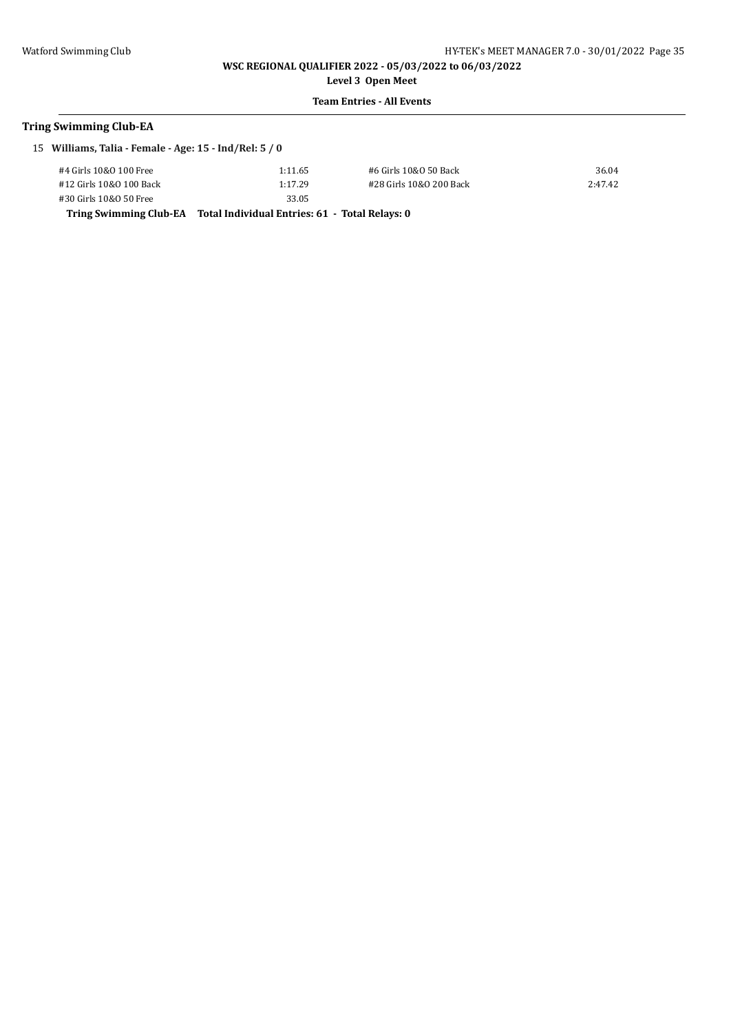**WSC REGIONAL QUALIFIER 2022 - 05/03/2022 to 06/03/2022**

**Level 3 Open Meet**

**Team Entries - All Events**

### Tring Swimming Club-EA

15 **Williams, Talia - Female - Age: 15 - Ind/Rel: 5 / 0**

| | | | |
|---|---|---|---|
| #4 Girls 10&O 100 Free | 1:11.65 | #6 Girls 10&O 50 Back | 36.04 |
| #12 Girls 10&O 100 Back | 1:17.29 | #28 Girls 10&O 200 Back | 2:47.42 |
| #30 Girls 10&O 50 Free | 33.05 | | |

**Tring Swimming Club-EA Total Individual Entries: 61 - Total Relays: 0**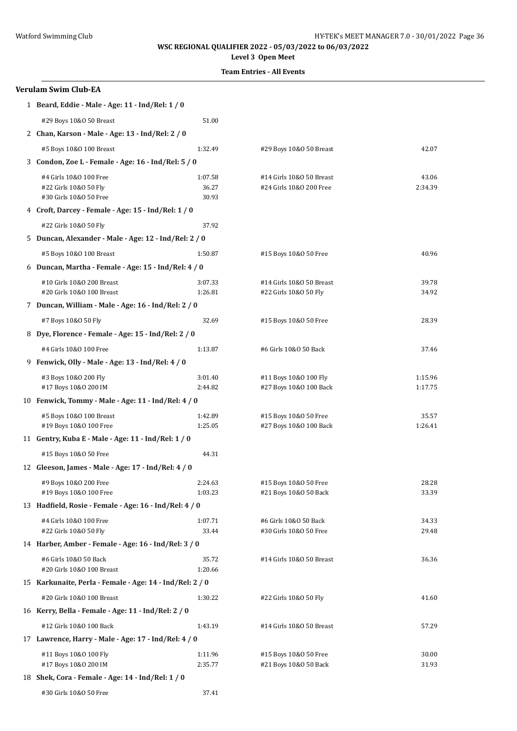**WSC REGIONAL QUALIFIER 2022 - 05/03/2022 to 06/03/2022**

**Level 3 Open Meet**

**Team Entries - All Events**

### Verulam Swim Club-EA

**1 Beard, Eddie - Male - Age: 11 - Ind/Rel: 1 / 0**

| | | | |
|---|---|---|---|
| #29 Boys 10&O 50 Breast | 51.00 | | |

**2 Chan, Karson - Male - Age: 13 - Ind/Rel: 2 / 0**

| | | | |
|---|---|---|---|
| #5 Boys 10&O 100 Breast | 1:32.49 | #29 Boys 10&O 50 Breast | 42.07 |

**3 Condon, Zoe L - Female - Age: 16 - Ind/Rel: 5 / 0**

| | | | |
|---|---|---|---|
| #4 Girls 10&O 100 Free | 1:07.58 | #14 Girls 10&O 50 Breast | 43.06 |
| #22 Girls 10&O 50 Fly | 36.27 | #24 Girls 10&O 200 Free | 2:34.39 |
| #30 Girls 10&O 50 Free | 30.93 | | |

**4 Croft, Darcey - Female - Age: 15 - Ind/Rel: 1 / 0**

| | | | |
|---|---|---|---|
| #22 Girls 10&O 50 Fly | 37.92 | | |

**5 Duncan, Alexander - Male - Age: 12 - Ind/Rel: 2 / 0**

| | | | |
|---|---|---|---|
| #5 Boys 10&O 100 Breast | 1:50.87 | #15 Boys 10&O 50 Free | 40.96 |

**6 Duncan, Martha - Female - Age: 15 - Ind/Rel: 4 / 0**

| | | | |
|---|---|---|---|
| #10 Girls 10&O 200 Breast | 3:07.33 | #14 Girls 10&O 50 Breast | 39.78 |
| #20 Girls 10&O 100 Breast | 1:26.81 | #22 Girls 10&O 50 Fly | 34.92 |

**7 Duncan, William - Male - Age: 16 - Ind/Rel: 2 / 0**

| | | | |
|---|---|---|---|
| #7 Boys 10&O 50 Fly | 32.69 | #15 Boys 10&O 50 Free | 28.39 |

**8 Dye, Florence - Female - Age: 15 - Ind/Rel: 2 / 0**

| | | | |
|---|---|---|---|
| #4 Girls 10&O 100 Free | 1:13.87 | #6 Girls 10&O 50 Back | 37.46 |

**9 Fenwick, Olly - Male - Age: 13 - Ind/Rel: 4 / 0**

| | | | |
|---|---|---|---|
| #3 Boys 10&O 200 Fly | 3:01.40 | #11 Boys 10&O 100 Fly | 1:15.96 |
| #17 Boys 10&O 200 IM | 2:44.82 | #27 Boys 10&O 100 Back | 1:17.75 |

**10 Fenwick, Tommy - Male - Age: 11 - Ind/Rel: 4 / 0**

| | | | |
|---|---|---|---|
| #5 Boys 10&O 100 Breast | 1:42.89 | #15 Boys 10&O 50 Free | 35.57 |
| #19 Boys 10&O 100 Free | 1:25.05 | #27 Boys 10&O 100 Back | 1:26.41 |

**11 Gentry, Kuba E - Male - Age: 11 - Ind/Rel: 1 / 0**

| | | | |
|---|---|---|---|
| #15 Boys 10&O 50 Free | 44.31 | | |

**12 Gleeson, James - Male - Age: 17 - Ind/Rel: 4 / 0**

| | | | |
|---|---|---|---|
| #9 Boys 10&O 200 Free | 2:24.63 | #15 Boys 10&O 50 Free | 28.28 |
| #19 Boys 10&O 100 Free | 1:03.23 | #21 Boys 10&O 50 Back | 33.39 |

**13 Hadfield, Rosie - Female - Age: 16 - Ind/Rel: 4 / 0**

| | | | |
|---|---|---|---|
| #4 Girls 10&O 100 Free | 1:07.71 | #6 Girls 10&O 50 Back | 34.33 |
| #22 Girls 10&O 50 Fly | 33.44 | #30 Girls 10&O 50 Free | 29.48 |

**14 Harber, Amber - Female - Age: 16 - Ind/Rel: 3 / 0**

| | | | |
|---|---|---|---|
| #6 Girls 10&O 50 Back | 35.72 | #14 Girls 10&O 50 Breast | 36.36 |
| #20 Girls 10&O 100 Breast | 1:20.66 | | |

**15 Karkunaite, Perla - Female - Age: 14 - Ind/Rel: 2 / 0**

| | | | |
|---|---|---|---|
| #20 Girls 10&O 100 Breast | 1:30.22 | #22 Girls 10&O 50 Fly | 41.60 |

**16 Kerry, Bella - Female - Age: 11 - Ind/Rel: 2 / 0**

| | | | |
|---|---|---|---|
| #12 Girls 10&O 100 Back | 1:43.19 | #14 Girls 10&O 50 Breast | 57.29 |

**17 Lawrence, Harry - Male - Age: 17 - Ind/Rel: 4 / 0**

| | | | |
|---|---|---|---|
| #11 Boys 10&O 100 Fly | 1:11.96 | #15 Boys 10&O 50 Free | 30.00 |
| #17 Boys 10&O 200 IM | 2:35.77 | #21 Boys 10&O 50 Back | 31.93 |

**18 Shek, Cora - Female - Age: 14 - Ind/Rel: 1 / 0**

| | | | |
|---|---|---|---|
| #30 Girls 10&O 50 Free | 37.41 | | |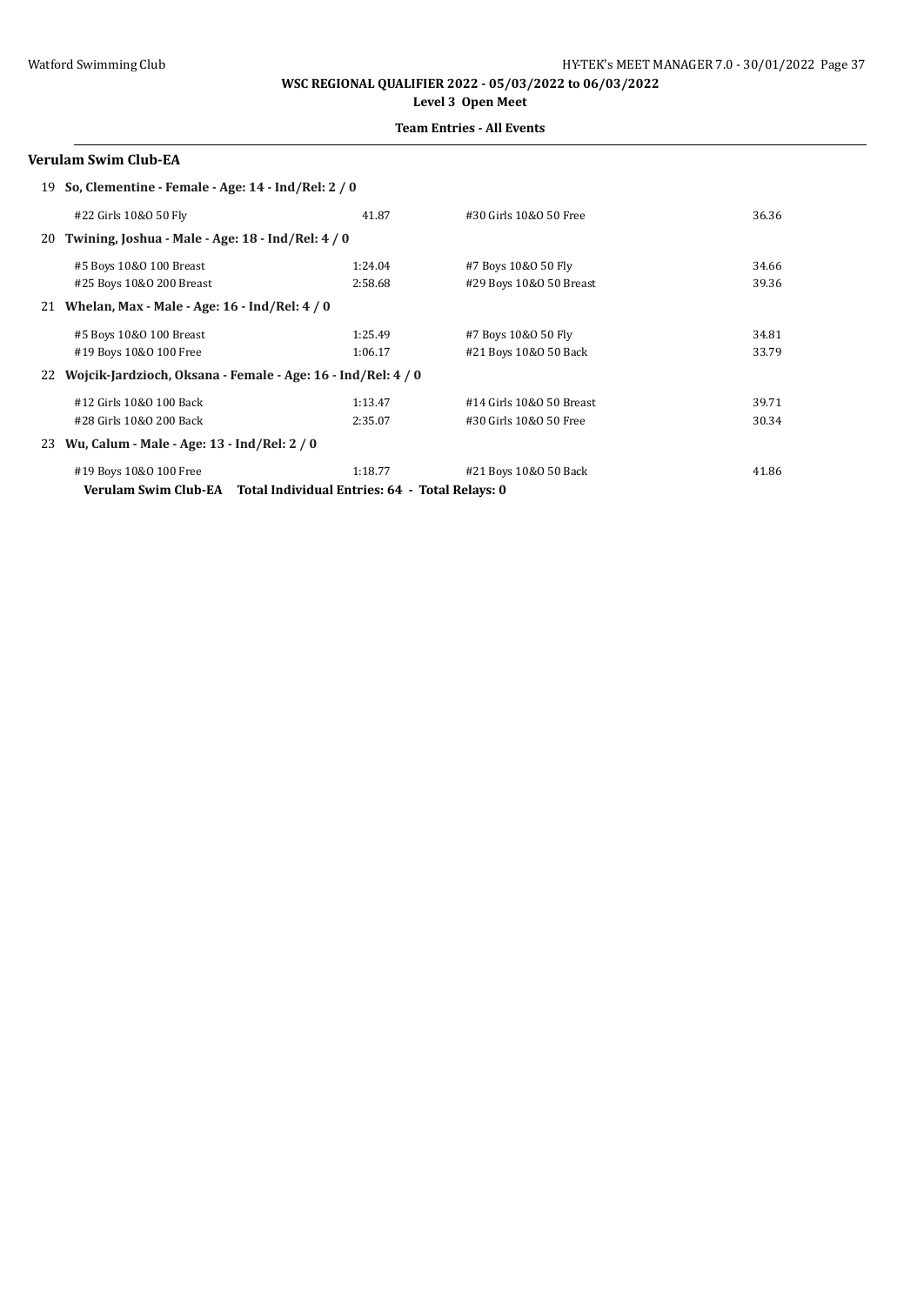**WSC REGIONAL QUALIFIER 2022 - 05/03/2022 to 06/03/2022**

**Level 3 Open Meet**

**Team Entries - All Events**

### Verulam Swim Club-EA

**19 So, Clementine - Female - Age: 14 - Ind/Rel: 2 / 0**

| Event | Time | Event | Time |
|---|---|---|---|
| #22 Girls 10&O 50 Fly | 41.87 | #30 Girls 10&O 50 Free | 36.36 |

**20 Twining, Joshua - Male - Age: 18 - Ind/Rel: 4 / 0**

| Event | Time | Event | Time |
|---|---|---|---|
| #5 Boys 10&O 100 Breast | 1:24.04 | #7 Boys 10&O 50 Fly | 34.66 |
| #25 Boys 10&O 200 Breast | 2:58.68 | #29 Boys 10&O 50 Breast | 39.36 |

**21 Whelan, Max - Male - Age: 16 - Ind/Rel: 4 / 0**

| Event | Time | Event | Time |
|---|---|---|---|
| #5 Boys 10&O 100 Breast | 1:25.49 | #7 Boys 10&O 50 Fly | 34.81 |
| #19 Boys 10&O 100 Free | 1:06.17 | #21 Boys 10&O 50 Back | 33.79 |

**22 Wojcik-Jardzioch, Oksana - Female - Age: 16 - Ind/Rel: 4 / 0**

| Event | Time | Event | Time |
|---|---|---|---|
| #12 Girls 10&O 100 Back | 1:13.47 | #14 Girls 10&O 50 Breast | 39.71 |
| #28 Girls 10&O 200 Back | 2:35.07 | #30 Girls 10&O 50 Free | 30.34 |

**23 Wu, Calum - Male - Age: 13 - Ind/Rel: 2 / 0**

| Event | Time | Event | Time |
|---|---|---|---|
| #19 Boys 10&O 100 Free | 1:18.77 | #21 Boys 10&O 50 Back | 41.86 |

**Verulam Swim Club-EA Total Individual Entries: 64 - Total Relays: 0**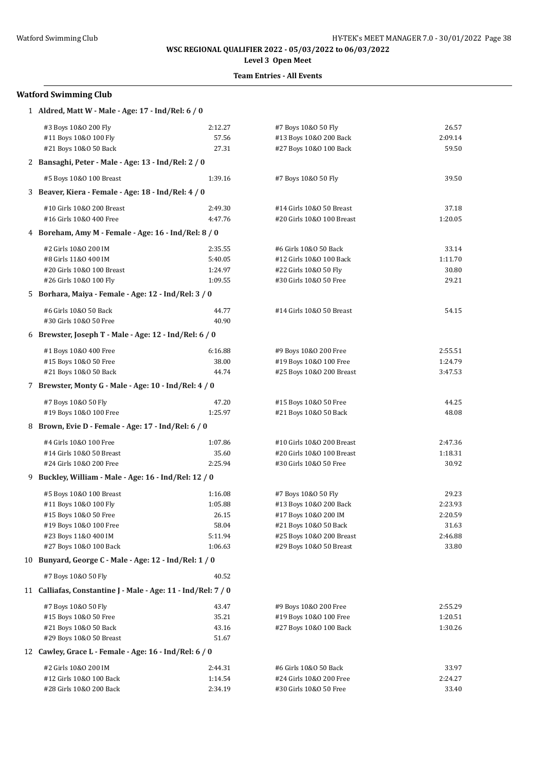**WSC REGIONAL QUALIFIER 2022 - 05/03/2022 to 06/03/2022**

**Level 3 Open Meet**

**Team Entries - All Events**

## Watford Swimming Club

**1 Aldred, Matt W - Male - Age: 17 - Ind/Rel: 6 / 0**

| Event | Time | Event | Time |
|---|---|---|---|
| #3 Boys 10&O 200 Fly | 2:12.27 | #7 Boys 10&O 50 Fly | 26.57 |
| #11 Boys 10&O 100 Fly | 57.56 | #13 Boys 10&O 200 Back | 2:09.14 |
| #21 Boys 10&O 50 Back | 27.31 | #27 Boys 10&O 100 Back | 59.50 |

**2 Bansaghi, Peter - Male - Age: 13 - Ind/Rel: 2 / 0**

| Event | Time | Event | Time |
|---|---|---|---|
| #5 Boys 10&O 100 Breast | 1:39.16 | #7 Boys 10&O 50 Fly | 39.50 |

**3 Beaver, Kiera - Female - Age: 18 - Ind/Rel: 4 / 0**

| Event | Time | Event | Time |
|---|---|---|---|
| #10 Girls 10&O 200 Breast | 2:49.30 | #14 Girls 10&O 50 Breast | 37.18 |
| #16 Girls 10&O 400 Free | 4:47.76 | #20 Girls 10&O 100 Breast | 1:20.05 |

**4 Boreham, Amy M - Female - Age: 16 - Ind/Rel: 8 / 0**

| Event | Time | Event | Time |
|---|---|---|---|
| #2 Girls 10&O 200 IM | 2:35.55 | #6 Girls 10&O 50 Back | 33.14 |
| #8 Girls 11&O 400 IM | 5:40.05 | #12 Girls 10&O 100 Back | 1:11.70 |
| #20 Girls 10&O 100 Breast | 1:24.97 | #22 Girls 10&O 50 Fly | 30.80 |
| #26 Girls 10&O 100 Fly | 1:09.55 | #30 Girls 10&O 50 Free | 29.21 |

**5 Borhara, Maiya - Female - Age: 12 - Ind/Rel: 3 / 0**

| Event | Time | Event | Time |
|---|---|---|---|
| #6 Girls 10&O 50 Back | 44.77 | #14 Girls 10&O 50 Breast | 54.15 |
| #30 Girls 10&O 50 Free | 40.90 | | |

**6 Brewster, Joseph T - Male - Age: 12 - Ind/Rel: 6 / 0**

| Event | Time | Event | Time |
|---|---|---|---|
| #1 Boys 10&O 400 Free | 6:16.88 | #9 Boys 10&O 200 Free | 2:55.51 |
| #15 Boys 10&O 50 Free | 38.00 | #19 Boys 10&O 100 Free | 1:24.79 |
| #21 Boys 10&O 50 Back | 44.74 | #25 Boys 10&O 200 Breast | 3:47.53 |

**7 Brewster, Monty G - Male - Age: 10 - Ind/Rel: 4 / 0**

| Event | Time | Event | Time |
|---|---|---|---|
| #7 Boys 10&O 50 Fly | 47.20 | #15 Boys 10&O 50 Free | 44.25 |
| #19 Boys 10&O 100 Free | 1:25.97 | #21 Boys 10&O 50 Back | 48.08 |

**8 Brown, Evie D - Female - Age: 17 - Ind/Rel: 6 / 0**

| Event | Time | Event | Time |
|---|---|---|---|
| #4 Girls 10&O 100 Free | 1:07.86 | #10 Girls 10&O 200 Breast | 2:47.36 |
| #14 Girls 10&O 50 Breast | 35.60 | #20 Girls 10&O 100 Breast | 1:18.31 |
| #24 Girls 10&O 200 Free | 2:25.94 | #30 Girls 10&O 50 Free | 30.92 |

**9 Buckley, William - Male - Age: 16 - Ind/Rel: 12 / 0**

| Event | Time | Event | Time |
|---|---|---|---|
| #5 Boys 10&O 100 Breast | 1:16.08 | #7 Boys 10&O 50 Fly | 29.23 |
| #11 Boys 10&O 100 Fly | 1:05.88 | #13 Boys 10&O 200 Back | 2:23.93 |
| #15 Boys 10&O 50 Free | 26.15 | #17 Boys 10&O 200 IM | 2:20.59 |
| #19 Boys 10&O 100 Free | 58.04 | #21 Boys 10&O 50 Back | 31.63 |
| #23 Boys 11&O 400 IM | 5:11.94 | #25 Boys 10&O 200 Breast | 2:46.88 |
| #27 Boys 10&O 100 Back | 1:06.63 | #29 Boys 10&O 50 Breast | 33.80 |

**10 Bunyard, George C - Male - Age: 12 - Ind/Rel: 1 / 0**

| Event | Time | Event | Time |
|---|---|---|---|
| #7 Boys 10&O 50 Fly | 40.52 | | |

**11 Calliafas, Constantine J - Male - Age: 11 - Ind/Rel: 7 / 0**

| Event | Time | Event | Time |
|---|---|---|---|
| #7 Boys 10&O 50 Fly | 43.47 | #9 Boys 10&O 200 Free | 2:55.29 |
| #15 Boys 10&O 50 Free | 35.21 | #19 Boys 10&O 100 Free | 1:20.51 |
| #21 Boys 10&O 50 Back | 43.16 | #27 Boys 10&O 100 Back | 1:30.26 |
| #29 Boys 10&O 50 Breast | 51.67 | | |

**12 Cawley, Grace L - Female - Age: 16 - Ind/Rel: 6 / 0**

| Event | Time | Event | Time |
|---|---|---|---|
| #2 Girls 10&O 200 IM | 2:44.31 | #6 Girls 10&O 50 Back | 33.97 |
| #12 Girls 10&O 100 Back | 1:14.54 | #24 Girls 10&O 200 Free | 2:24.27 |
| #28 Girls 10&O 200 Back | 2:34.19 | #30 Girls 10&O 50 Free | 33.40 |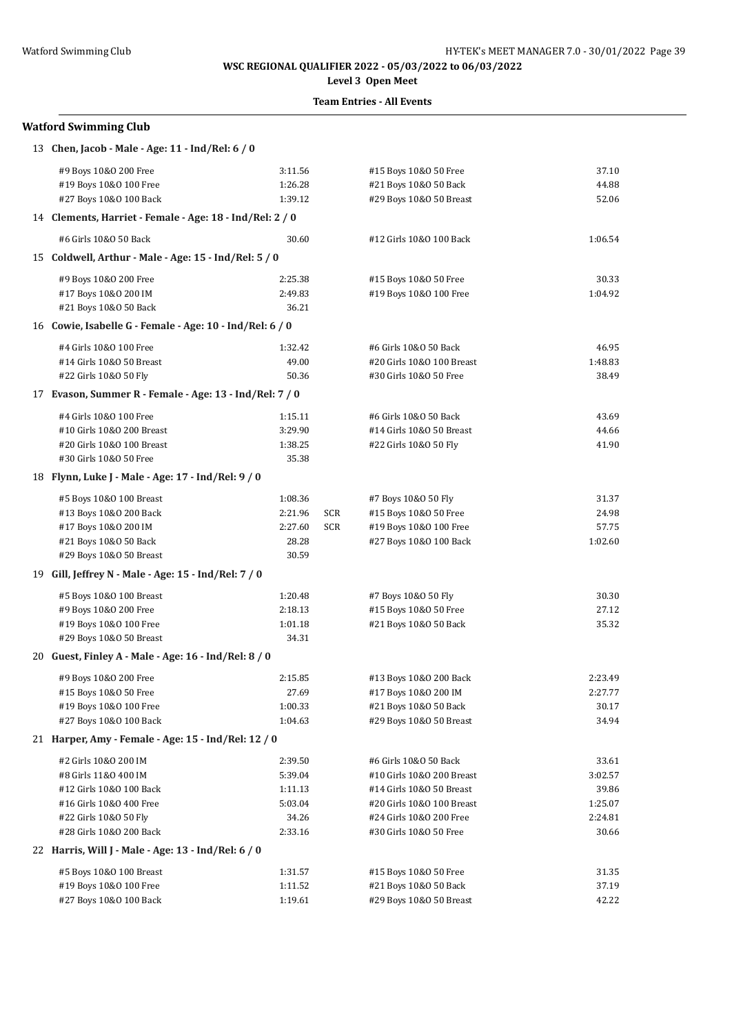**WSC REGIONAL QUALIFIER 2022 - 05/03/2022 to 06/03/2022**

**Level 3 Open Meet**

**Team Entries - All Events**

## Watford Swimming Club

**13 Chen, Jacob - Male - Age: 11 - Ind/Rel: 6 / 0**

| Event | Time | | Event | Time |
|---|---|---|---|---|
| #9 Boys 10&O 200 Free | 3:11.56 | | #15 Boys 10&O 50 Free | 37.10 |
| #19 Boys 10&O 100 Free | 1:26.28 | | #21 Boys 10&O 50 Back | 44.88 |
| #27 Boys 10&O 100 Back | 1:39.12 | | #29 Boys 10&O 50 Breast | 52.06 |

**14 Clements, Harriet - Female - Age: 18 - Ind/Rel: 2 / 0**

| Event | Time | | Event | Time |
|---|---|---|---|---|
| #6 Girls 10&O 50 Back | 30.60 | | #12 Girls 10&O 100 Back | 1:06.54 |

**15 Coldwell, Arthur - Male - Age: 15 - Ind/Rel: 5 / 0**

| Event | Time | | Event | Time |
|---|---|---|---|---|
| #9 Boys 10&O 200 Free | 2:25.38 | | #15 Boys 10&O 50 Free | 30.33 |
| #17 Boys 10&O 200 IM | 2:49.83 | | #19 Boys 10&O 100 Free | 1:04.92 |
| #21 Boys 10&O 50 Back | 36.21 | | | |

**16 Cowie, Isabelle G - Female - Age: 10 - Ind/Rel: 6 / 0**

| Event | Time | | Event | Time |
|---|---|---|---|---|
| #4 Girls 10&O 100 Free | 1:32.42 | | #6 Girls 10&O 50 Back | 46.95 |
| #14 Girls 10&O 50 Breast | 49.00 | | #20 Girls 10&O 100 Breast | 1:48.83 |
| #22 Girls 10&O 50 Fly | 50.36 | | #30 Girls 10&O 50 Free | 38.49 |

**17 Evason, Summer R - Female - Age: 13 - Ind/Rel: 7 / 0**

| Event | Time | | Event | Time |
|---|---|---|---|---|
| #4 Girls 10&O 100 Free | 1:15.11 | | #6 Girls 10&O 50 Back | 43.69 |
| #10 Girls 10&O 200 Breast | 3:29.90 | | #14 Girls 10&O 50 Breast | 44.66 |
| #20 Girls 10&O 100 Breast | 1:38.25 | | #22 Girls 10&O 50 Fly | 41.90 |
| #30 Girls 10&O 50 Free | 35.38 | | | |

**18 Flynn, Luke J - Male - Age: 17 - Ind/Rel: 9 / 0**

| Event | Time | | Event | Time |
|---|---|---|---|---|
| #5 Boys 10&O 100 Breast | 1:08.36 | | #7 Boys 10&O 50 Fly | 31.37 |
| #13 Boys 10&O 200 Back | 2:21.96 | SCR | #15 Boys 10&O 50 Free | 24.98 |
| #17 Boys 10&O 200 IM | 2:27.60 | SCR | #19 Boys 10&O 100 Free | 57.75 |
| #21 Boys 10&O 50 Back | 28.28 | | #27 Boys 10&O 100 Back | 1:02.60 |
| #29 Boys 10&O 50 Breast | 30.59 | | | |

**19 Gill, Jeffrey N - Male - Age: 15 - Ind/Rel: 7 / 0**

| Event | Time | | Event | Time |
|---|---|---|---|---|
| #5 Boys 10&O 100 Breast | 1:20.48 | | #7 Boys 10&O 50 Fly | 30.30 |
| #9 Boys 10&O 200 Free | 2:18.13 | | #15 Boys 10&O 50 Free | 27.12 |
| #19 Boys 10&O 100 Free | 1:01.18 | | #21 Boys 10&O 50 Back | 35.32 |
| #29 Boys 10&O 50 Breast | 34.31 | | | |

**20 Guest, Finley A - Male - Age: 16 - Ind/Rel: 8 / 0**

| Event | Time | | Event | Time |
|---|---|---|---|---|
| #9 Boys 10&O 200 Free | 2:15.85 | | #13 Boys 10&O 200 Back | 2:23.49 |
| #15 Boys 10&O 50 Free | 27.69 | | #17 Boys 10&O 200 IM | 2:27.77 |
| #19 Boys 10&O 100 Free | 1:00.33 | | #21 Boys 10&O 50 Back | 30.17 |
| #27 Boys 10&O 100 Back | 1:04.63 | | #29 Boys 10&O 50 Breast | 34.94 |

**21 Harper, Amy - Female - Age: 15 - Ind/Rel: 12 / 0**

| Event | Time | | Event | Time |
|---|---|---|---|---|
| #2 Girls 10&O 200 IM | 2:39.50 | | #6 Girls 10&O 50 Back | 33.61 |
| #8 Girls 11&O 400 IM | 5:39.04 | | #10 Girls 10&O 200 Breast | 3:02.57 |
| #12 Girls 10&O 100 Back | 1:11.13 | | #14 Girls 10&O 50 Breast | 39.86 |
| #16 Girls 10&O 400 Free | 5:03.04 | | #20 Girls 10&O 100 Breast | 1:25.07 |
| #22 Girls 10&O 50 Fly | 34.26 | | #24 Girls 10&O 200 Free | 2:24.81 |
| #28 Girls 10&O 200 Back | 2:33.16 | | #30 Girls 10&O 50 Free | 30.66 |

**22 Harris, Will J - Male - Age: 13 - Ind/Rel: 6 / 0**

| Event | Time | | Event | Time |
|---|---|---|---|---|
| #5 Boys 10&O 100 Breast | 1:31.57 | | #15 Boys 10&O 50 Free | 31.35 |
| #19 Boys 10&O 100 Free | 1:11.52 | | #21 Boys 10&O 50 Back | 37.19 |
| #27 Boys 10&O 100 Back | 1:19.61 | | #29 Boys 10&O 50 Breast | 42.22 |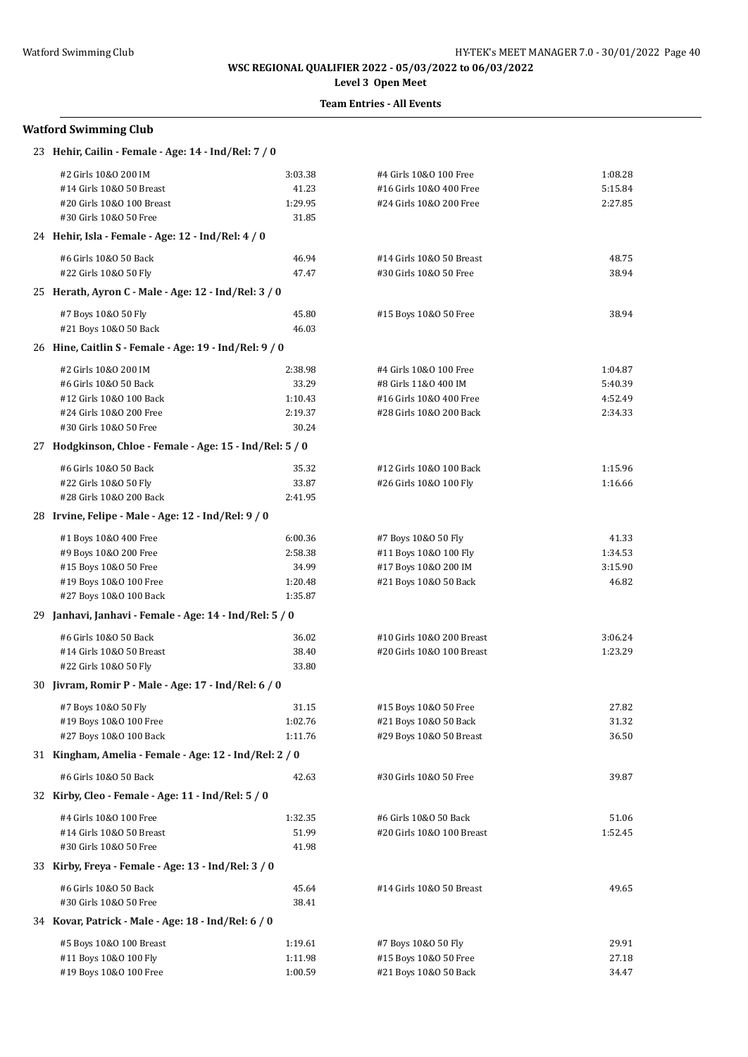**WSC REGIONAL QUALIFIER 2022 - 05/03/2022 to 06/03/2022**

**Level 3 Open Meet**

**Team Entries - All Events**

### Watford Swimming Club

**23 Hehir, Cailin - Female - Age: 14 - Ind/Rel: 7 / 0**

| Event | Time | Event | Time |
|---|---|---|---|
| #2 Girls 10&O 200 IM | 3:03.38 | #4 Girls 10&O 100 Free | 1:08.28 |
| #14 Girls 10&O 50 Breast | 41.23 | #16 Girls 10&O 400 Free | 5:15.84 |
| #20 Girls 10&O 100 Breast | 1:29.95 | #24 Girls 10&O 200 Free | 2:27.85 |
| #30 Girls 10&O 50 Free | 31.85 | | |

**24 Hehir, Isla - Female - Age: 12 - Ind/Rel: 4 / 0**

| Event | Time | Event | Time |
|---|---|---|---|
| #6 Girls 10&O 50 Back | 46.94 | #14 Girls 10&O 50 Breast | 48.75 |
| #22 Girls 10&O 50 Fly | 47.47 | #30 Girls 10&O 50 Free | 38.94 |

**25 Herath, Ayron C - Male - Age: 12 - Ind/Rel: 3 / 0**

| Event | Time | Event | Time |
|---|---|---|---|
| #7 Boys 10&O 50 Fly | 45.80 | #15 Boys 10&O 50 Free | 38.94 |
| #21 Boys 10&O 50 Back | 46.03 | | |

**26 Hine, Caitlin S - Female - Age: 19 - Ind/Rel: 9 / 0**

| Event | Time | Event | Time |
|---|---|---|---|
| #2 Girls 10&O 200 IM | 2:38.98 | #4 Girls 10&O 100 Free | 1:04.87 |
| #6 Girls 10&O 50 Back | 33.29 | #8 Girls 11&O 400 IM | 5:40.39 |
| #12 Girls 10&O 100 Back | 1:10.43 | #16 Girls 10&O 400 Free | 4:52.49 |
| #24 Girls 10&O 200 Free | 2:19.37 | #28 Girls 10&O 200 Back | 2:34.33 |
| #30 Girls 10&O 50 Free | 30.24 | | |

**27 Hodgkinson, Chloe - Female - Age: 15 - Ind/Rel: 5 / 0**

| Event | Time | Event | Time |
|---|---|---|---|
| #6 Girls 10&O 50 Back | 35.32 | #12 Girls 10&O 100 Back | 1:15.96 |
| #22 Girls 10&O 50 Fly | 33.87 | #26 Girls 10&O 100 Fly | 1:16.66 |
| #28 Girls 10&O 200 Back | 2:41.95 | | |

**28 Irvine, Felipe - Male - Age: 12 - Ind/Rel: 9 / 0**

| Event | Time | Event | Time |
|---|---|---|---|
| #1 Boys 10&O 400 Free | 6:00.36 | #7 Boys 10&O 50 Fly | 41.33 |
| #9 Boys 10&O 200 Free | 2:58.38 | #11 Boys 10&O 100 Fly | 1:34.53 |
| #15 Boys 10&O 50 Free | 34.99 | #17 Boys 10&O 200 IM | 3:15.90 |
| #19 Boys 10&O 100 Free | 1:20.48 | #21 Boys 10&O 50 Back | 46.82 |
| #27 Boys 10&O 100 Back | 1:35.87 | | |

**29 Janhavi, Janhavi - Female - Age: 14 - Ind/Rel: 5 / 0**

| Event | Time | Event | Time |
|---|---|---|---|
| #6 Girls 10&O 50 Back | 36.02 | #10 Girls 10&O 200 Breast | 3:06.24 |
| #14 Girls 10&O 50 Breast | 38.40 | #20 Girls 10&O 100 Breast | 1:23.29 |
| #22 Girls 10&O 50 Fly | 33.80 | | |

**30 Jivram, Romir P - Male - Age: 17 - Ind/Rel: 6 / 0**

| Event | Time | Event | Time |
|---|---|---|---|
| #7 Boys 10&O 50 Fly | 31.15 | #15 Boys 10&O 50 Free | 27.82 |
| #19 Boys 10&O 100 Free | 1:02.76 | #21 Boys 10&O 50 Back | 31.32 |
| #27 Boys 10&O 100 Back | 1:11.76 | #29 Boys 10&O 50 Breast | 36.50 |

**31 Kingham, Amelia - Female - Age: 12 - Ind/Rel: 2 / 0**

| Event | Time | Event | Time |
|---|---|---|---|
| #6 Girls 10&O 50 Back | 42.63 | #30 Girls 10&O 50 Free | 39.87 |

**32 Kirby, Cleo - Female - Age: 11 - Ind/Rel: 5 / 0**

| Event | Time | Event | Time |
|---|---|---|---|
| #4 Girls 10&O 100 Free | 1:32.35 | #6 Girls 10&O 50 Back | 51.06 |
| #14 Girls 10&O 50 Breast | 51.99 | #20 Girls 10&O 100 Breast | 1:52.45 |
| #30 Girls 10&O 50 Free | 41.98 | | |

**33 Kirby, Freya - Female - Age: 13 - Ind/Rel: 3 / 0**

| Event | Time | Event | Time |
|---|---|---|---|
| #6 Girls 10&O 50 Back | 45.64 | #14 Girls 10&O 50 Breast | 49.65 |
| #30 Girls 10&O 50 Free | 38.41 | | |

**34 Kovar, Patrick - Male - Age: 18 - Ind/Rel: 6 / 0**

| Event | Time | Event | Time |
|---|---|---|---|
| #5 Boys 10&O 100 Breast | 1:19.61 | #7 Boys 10&O 50 Fly | 29.91 |
| #11 Boys 10&O 100 Fly | 1:11.98 | #15 Boys 10&O 50 Free | 27.18 |
| #19 Boys 10&O 100 Free | 1:00.59 | #21 Boys 10&O 50 Back | 34.47 |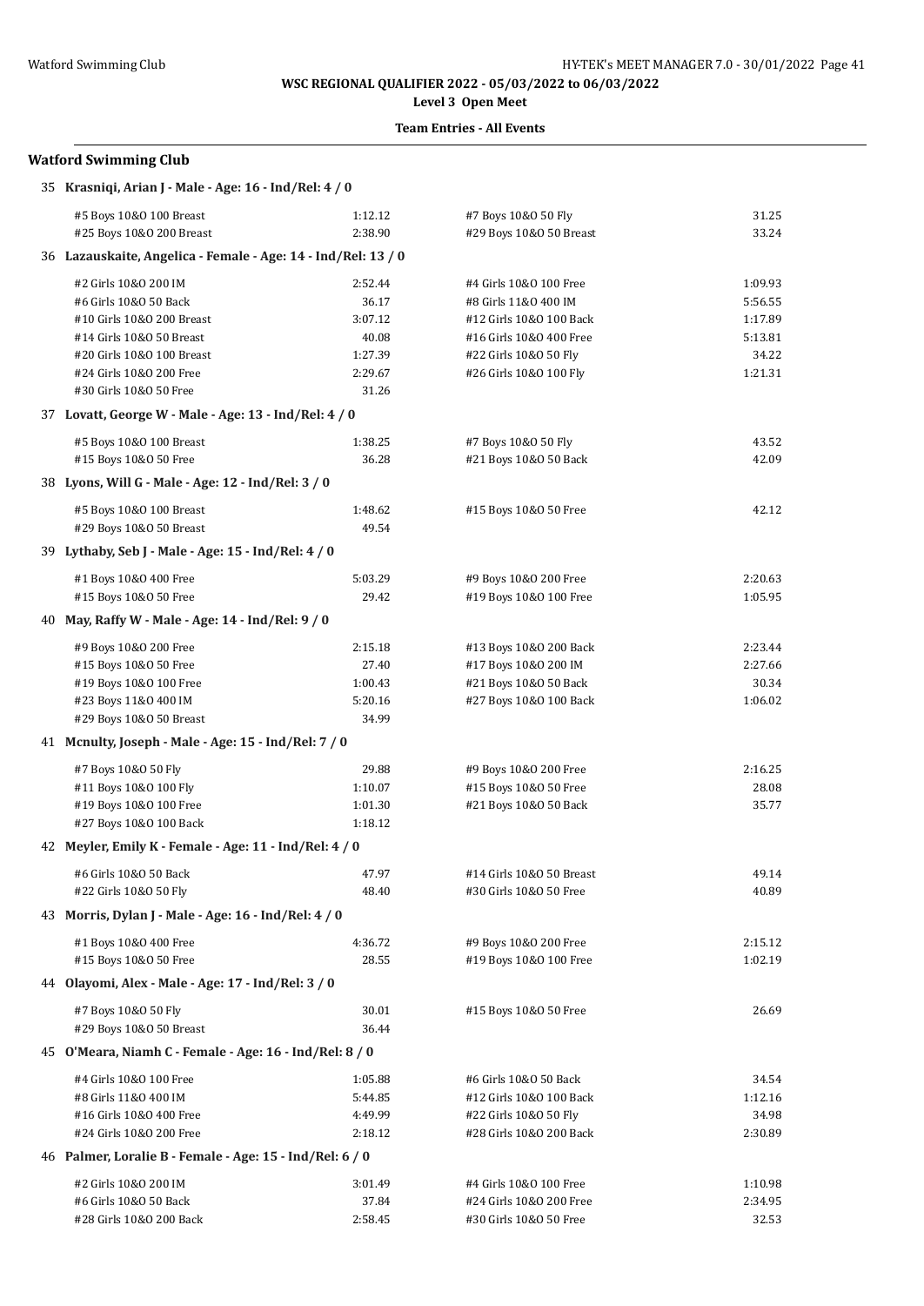**WSC REGIONAL QUALIFIER 2022 - 05/03/2022 to 06/03/2022**
**Level 3 Open Meet**

**Team Entries - All Events**

## Watford Swimming Club

**35 Krasniqi, Arian J - Male - Age: 16 - Ind/Rel: 4 / 0**

| Event | Time | Event | Time |
|---|---|---|---|
| #5 Boys 10&O 100 Breast | 1:12.12 | #7 Boys 10&O 50 Fly | 31.25 |
| #25 Boys 10&O 200 Breast | 2:38.90 | #29 Boys 10&O 50 Breast | 33.24 |

**36 Lazauskaite, Angelica - Female - Age: 14 - Ind/Rel: 13 / 0**

| Event | Time | Event | Time |
|---|---|---|---|
| #2 Girls 10&O 200 IM | 2:52.44 | #4 Girls 10&O 100 Free | 1:09.93 |
| #6 Girls 10&O 50 Back | 36.17 | #8 Girls 11&O 400 IM | 5:56.55 |
| #10 Girls 10&O 200 Breast | 3:07.12 | #12 Girls 10&O 100 Back | 1:17.89 |
| #14 Girls 10&O 50 Breast | 40.08 | #16 Girls 10&O 400 Free | 5:13.81 |
| #20 Girls 10&O 100 Breast | 1:27.39 | #22 Girls 10&O 50 Fly | 34.22 |
| #24 Girls 10&O 200 Free | 2:29.67 | #26 Girls 10&O 100 Fly | 1:21.31 |
| #30 Girls 10&O 50 Free | 31.26 | | |

**37 Lovatt, George W - Male - Age: 13 - Ind/Rel: 4 / 0**

| Event | Time | Event | Time |
|---|---|---|---|
| #5 Boys 10&O 100 Breast | 1:38.25 | #7 Boys 10&O 50 Fly | 43.52 |
| #15 Boys 10&O 50 Free | 36.28 | #21 Boys 10&O 50 Back | 42.09 |

**38 Lyons, Will G - Male - Age: 12 - Ind/Rel: 3 / 0**

| Event | Time | Event | Time |
|---|---|---|---|
| #5 Boys 10&O 100 Breast | 1:48.62 | #15 Boys 10&O 50 Free | 42.12 |
| #29 Boys 10&O 50 Breast | 49.54 | | |

**39 Lythaby, Seb J - Male - Age: 15 - Ind/Rel: 4 / 0**

| Event | Time | Event | Time |
|---|---|---|---|
| #1 Boys 10&O 400 Free | 5:03.29 | #9 Boys 10&O 200 Free | 2:20.63 |
| #15 Boys 10&O 50 Free | 29.42 | #19 Boys 10&O 100 Free | 1:05.95 |

**40 May, Raffy W - Male - Age: 14 - Ind/Rel: 9 / 0**

| Event | Time | Event | Time |
|---|---|---|---|
| #9 Boys 10&O 200 Free | 2:15.18 | #13 Boys 10&O 200 Back | 2:23.44 |
| #15 Boys 10&O 50 Free | 27.40 | #17 Boys 10&O 200 IM | 2:27.66 |
| #19 Boys 10&O 100 Free | 1:00.43 | #21 Boys 10&O 50 Back | 30.34 |
| #23 Boys 11&O 400 IM | 5:20.16 | #27 Boys 10&O 100 Back | 1:06.02 |
| #29 Boys 10&O 50 Breast | 34.99 | | |

**41 Mcnulty, Joseph - Male - Age: 15 - Ind/Rel: 7 / 0**

| Event | Time | Event | Time |
|---|---|---|---|
| #7 Boys 10&O 50 Fly | 29.88 | #9 Boys 10&O 200 Free | 2:16.25 |
| #11 Boys 10&O 100 Fly | 1:10.07 | #15 Boys 10&O 50 Free | 28.08 |
| #19 Boys 10&O 100 Free | 1:01.30 | #21 Boys 10&O 50 Back | 35.77 |
| #27 Boys 10&O 100 Back | 1:18.12 | | |

**42 Meyler, Emily K - Female - Age: 11 - Ind/Rel: 4 / 0**

| Event | Time | Event | Time |
|---|---|---|---|
| #6 Girls 10&O 50 Back | 47.97 | #14 Girls 10&O 50 Breast | 49.14 |
| #22 Girls 10&O 50 Fly | 48.40 | #30 Girls 10&O 50 Free | 40.89 |

**43 Morris, Dylan J - Male - Age: 16 - Ind/Rel: 4 / 0**

| Event | Time | Event | Time |
|---|---|---|---|
| #1 Boys 10&O 400 Free | 4:36.72 | #9 Boys 10&O 200 Free | 2:15.12 |
| #15 Boys 10&O 50 Free | 28.55 | #19 Boys 10&O 100 Free | 1:02.19 |

**44 Olayomi, Alex - Male - Age: 17 - Ind/Rel: 3 / 0**

| Event | Time | Event | Time |
|---|---|---|---|
| #7 Boys 10&O 50 Fly | 30.01 | #15 Boys 10&O 50 Free | 26.69 |
| #29 Boys 10&O 50 Breast | 36.44 | | |

**45 O'Meara, Niamh C - Female - Age: 16 - Ind/Rel: 8 / 0**

| Event | Time | Event | Time |
|---|---|---|---|
| #4 Girls 10&O 100 Free | 1:05.88 | #6 Girls 10&O 50 Back | 34.54 |
| #8 Girls 11&O 400 IM | 5:44.85 | #12 Girls 10&O 100 Back | 1:12.16 |
| #16 Girls 10&O 400 Free | 4:49.99 | #22 Girls 10&O 50 Fly | 34.98 |
| #24 Girls 10&O 200 Free | 2:18.12 | #28 Girls 10&O 200 Back | 2:30.89 |

**46 Palmer, Loralie B - Female - Age: 15 - Ind/Rel: 6 / 0**

| Event | Time | Event | Time |
|---|---|---|---|
| #2 Girls 10&O 200 IM | 3:01.49 | #4 Girls 10&O 100 Free | 1:10.98 |
| #6 Girls 10&O 50 Back | 37.84 | #24 Girls 10&O 200 Free | 2:34.95 |
| #28 Girls 10&O 200 Back | 2:58.45 | #30 Girls 10&O 50 Free | 32.53 |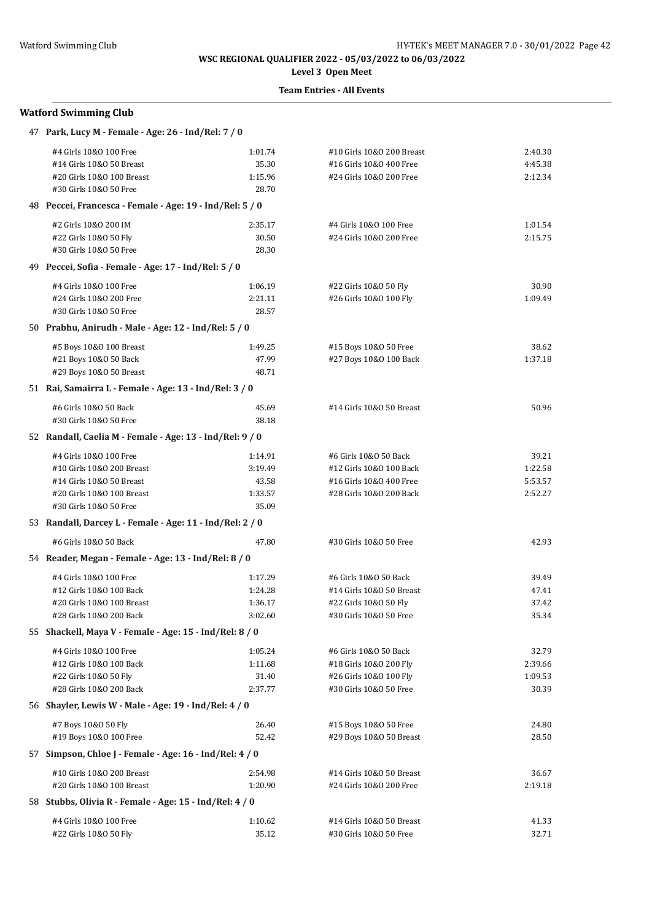**WSC REGIONAL QUALIFIER 2022 - 05/03/2022 to 06/03/2022**

**Level 3 Open Meet**

**Team Entries - All Events**

## Watford Swimming Club

**47 Park, Lucy M - Female - Age: 26 - Ind/Rel: 7 / 0**

| Event | Time | Event | Time |
|---|---|---|---|
| #4 Girls 10&O 100 Free | 1:01.74 | #10 Girls 10&O 200 Breast | 2:40.30 |
| #14 Girls 10&O 50 Breast | 35.30 | #16 Girls 10&O 400 Free | 4:45.38 |
| #20 Girls 10&O 100 Breast | 1:15.96 | #24 Girls 10&O 200 Free | 2:12.34 |
| #30 Girls 10&O 50 Free | 28.70 | | |

**48 Peccei, Francesca - Female - Age: 19 - Ind/Rel: 5 / 0**

| Event | Time | Event | Time |
|---|---|---|---|
| #2 Girls 10&O 200 IM | 2:35.17 | #4 Girls 10&O 100 Free | 1:01.54 |
| #22 Girls 10&O 50 Fly | 30.50 | #24 Girls 10&O 200 Free | 2:15.75 |
| #30 Girls 10&O 50 Free | 28.30 | | |

**49 Peccei, Sofia - Female - Age: 17 - Ind/Rel: 5 / 0**

| Event | Time | Event | Time |
|---|---|---|---|
| #4 Girls 10&O 100 Free | 1:06.19 | #22 Girls 10&O 50 Fly | 30.90 |
| #24 Girls 10&O 200 Free | 2:21.11 | #26 Girls 10&O 100 Fly | 1:09.49 |
| #30 Girls 10&O 50 Free | 28.57 | | |

**50 Prabhu, Anirudh - Male - Age: 12 - Ind/Rel: 5 / 0**

| Event | Time | Event | Time |
|---|---|---|---|
| #5 Boys 10&O 100 Breast | 1:49.25 | #15 Boys 10&O 50 Free | 38.62 |
| #21 Boys 10&O 50 Back | 47.99 | #27 Boys 10&O 100 Back | 1:37.18 |
| #29 Boys 10&O 50 Breast | 48.71 | | |

**51 Rai, Samairra L - Female - Age: 13 - Ind/Rel: 3 / 0**

| Event | Time | Event | Time |
|---|---|---|---|
| #6 Girls 10&O 50 Back | 45.69 | #14 Girls 10&O 50 Breast | 50.96 |
| #30 Girls 10&O 50 Free | 38.18 | | |

**52 Randall, Caelia M - Female - Age: 13 - Ind/Rel: 9 / 0**

| Event | Time | Event | Time |
|---|---|---|---|
| #4 Girls 10&O 100 Free | 1:14.91 | #6 Girls 10&O 50 Back | 39.21 |
| #10 Girls 10&O 200 Breast | 3:19.49 | #12 Girls 10&O 100 Back | 1:22.58 |
| #14 Girls 10&O 50 Breast | 43.58 | #16 Girls 10&O 400 Free | 5:53.57 |
| #20 Girls 10&O 100 Breast | 1:33.57 | #28 Girls 10&O 200 Back | 2:52.27 |
| #30 Girls 10&O 50 Free | 35.09 | | |

**53 Randall, Darcey L - Female - Age: 11 - Ind/Rel: 2 / 0**

| Event | Time | Event | Time |
|---|---|---|---|
| #6 Girls 10&O 50 Back | 47.80 | #30 Girls 10&O 50 Free | 42.93 |

**54 Reader, Megan - Female - Age: 13 - Ind/Rel: 8 / 0**

| Event | Time | Event | Time |
|---|---|---|---|
| #4 Girls 10&O 100 Free | 1:17.29 | #6 Girls 10&O 50 Back | 39.49 |
| #12 Girls 10&O 100 Back | 1:24.28 | #14 Girls 10&O 50 Breast | 47.41 |
| #20 Girls 10&O 100 Breast | 1:36.17 | #22 Girls 10&O 50 Fly | 37.42 |
| #28 Girls 10&O 200 Back | 3:02.60 | #30 Girls 10&O 50 Free | 35.34 |

**55 Shackell, Maya V - Female - Age: 15 - Ind/Rel: 8 / 0**

| Event | Time | Event | Time |
|---|---|---|---|
| #4 Girls 10&O 100 Free | 1:05.24 | #6 Girls 10&O 50 Back | 32.79 |
| #12 Girls 10&O 100 Back | 1:11.68 | #18 Girls 10&O 200 Fly | 2:39.66 |
| #22 Girls 10&O 50 Fly | 31.40 | #26 Girls 10&O 100 Fly | 1:09.53 |
| #28 Girls 10&O 200 Back | 2:37.77 | #30 Girls 10&O 50 Free | 30.39 |

**56 Shayler, Lewis W - Male - Age: 19 - Ind/Rel: 4 / 0**

| Event | Time | Event | Time |
|---|---|---|---|
| #7 Boys 10&O 50 Fly | 26.40 | #15 Boys 10&O 50 Free | 24.80 |
| #19 Boys 10&O 100 Free | 52.42 | #29 Boys 10&O 50 Breast | 28.50 |

**57 Simpson, Chloe J - Female - Age: 16 - Ind/Rel: 4 / 0**

| Event | Time | Event | Time |
|---|---|---|---|
| #10 Girls 10&O 200 Breast | 2:54.98 | #14 Girls 10&O 50 Breast | 36.67 |
| #20 Girls 10&O 100 Breast | 1:20.90 | #24 Girls 10&O 200 Free | 2:19.18 |

**58 Stubbs, Olivia R - Female - Age: 15 - Ind/Rel: 4 / 0**

| Event | Time | Event | Time |
|---|---|---|---|
| #4 Girls 10&O 100 Free | 1:10.62 | #14 Girls 10&O 50 Breast | 41.33 |
| #22 Girls 10&O 50 Fly | 35.12 | #30 Girls 10&O 50 Free | 32.71 |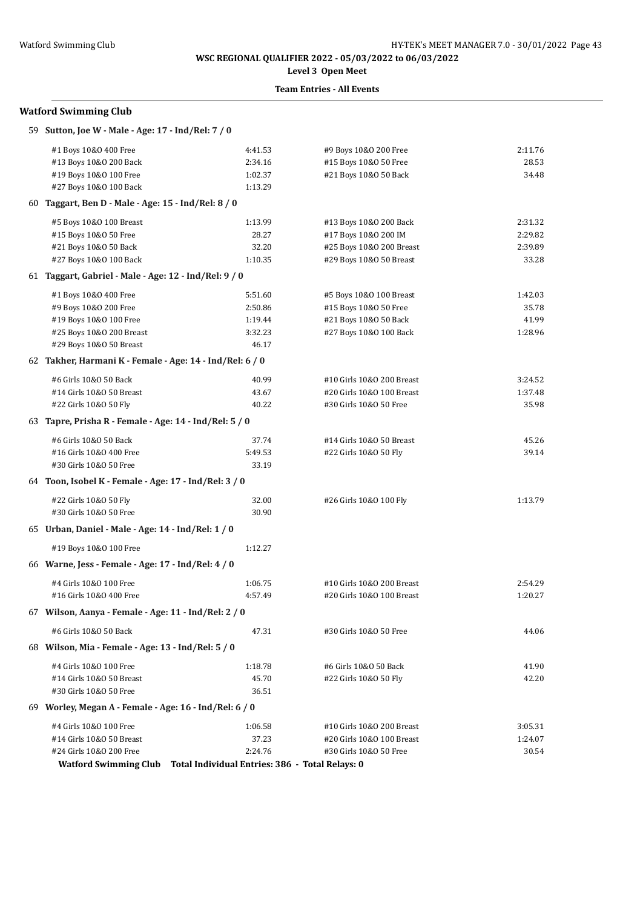WSC REGIONAL QUALIFIER 2022 - 05/03/2022 to 06/03/2022

Level 3 Open Meet

Team Entries - All Events

## Watford Swimming Club

### 59 Sutton, Joe W - Male - Age: 17 - Ind/Rel: 7 / 0

| | | | |
|---|---|---|---|
| #1 Boys 10&O 400 Free | 4:41.53 | #9 Boys 10&O 200 Free | 2:11.76 |
| #13 Boys 10&O 200 Back | 2:34.16 | #15 Boys 10&O 50 Free | 28.53 |
| #19 Boys 10&O 100 Free | 1:02.37 | #21 Boys 10&O 50 Back | 34.48 |
| #27 Boys 10&O 100 Back | 1:13.29 | | |

### 60 Taggart, Ben D - Male - Age: 15 - Ind/Rel: 8 / 0

| | | | |
|---|---|---|---|
| #5 Boys 10&O 100 Breast | 1:13.99 | #13 Boys 10&O 200 Back | 2:31.32 |
| #15 Boys 10&O 50 Free | 28.27 | #17 Boys 10&O 200 IM | 2:29.82 |
| #21 Boys 10&O 50 Back | 32.20 | #25 Boys 10&O 200 Breast | 2:39.89 |
| #27 Boys 10&O 100 Back | 1:10.35 | #29 Boys 10&O 50 Breast | 33.28 |

### 61 Taggart, Gabriel - Male - Age: 12 - Ind/Rel: 9 / 0

| | | | |
|---|---|---|---|
| #1 Boys 10&O 400 Free | 5:51.60 | #5 Boys 10&O 100 Breast | 1:42.03 |
| #9 Boys 10&O 200 Free | 2:50.86 | #15 Boys 10&O 50 Free | 35.78 |
| #19 Boys 10&O 100 Free | 1:19.44 | #21 Boys 10&O 50 Back | 41.99 |
| #25 Boys 10&O 200 Breast | 3:32.23 | #27 Boys 10&O 100 Back | 1:28.96 |
| #29 Boys 10&O 50 Breast | 46.17 | | |

### 62 Takher, Harmani K - Female - Age: 14 - Ind/Rel: 6 / 0

| | | | |
|---|---|---|---|
| #6 Girls 10&O 50 Back | 40.99 | #10 Girls 10&O 200 Breast | 3:24.52 |
| #14 Girls 10&O 50 Breast | 43.67 | #20 Girls 10&O 100 Breast | 1:37.48 |
| #22 Girls 10&O 50 Fly | 40.22 | #30 Girls 10&O 50 Free | 35.98 |

### 63 Tapre, Prisha R - Female - Age: 14 - Ind/Rel: 5 / 0

| | | | |
|---|---|---|---|
| #6 Girls 10&O 50 Back | 37.74 | #14 Girls 10&O 50 Breast | 45.26 |
| #16 Girls 10&O 400 Free | 5:49.53 | #22 Girls 10&O 50 Fly | 39.14 |
| #30 Girls 10&O 50 Free | 33.19 | | |

### 64 Toon, Isobel K - Female - Age: 17 - Ind/Rel: 3 / 0

| | | | |
|---|---|---|---|
| #22 Girls 10&O 50 Fly | 32.00 | #26 Girls 10&O 100 Fly | 1:13.79 |
| #30 Girls 10&O 50 Free | 30.90 | | |

### 65 Urban, Daniel - Male - Age: 14 - Ind/Rel: 1 / 0

| | | | |
|---|---|---|---|
| #19 Boys 10&O 100 Free | 1:12.27 | | |

### 66 Warne, Jess - Female - Age: 17 - Ind/Rel: 4 / 0

| | | | |
|---|---|---|---|
| #4 Girls 10&O 100 Free | 1:06.75 | #10 Girls 10&O 200 Breast | 2:54.29 |
| #16 Girls 10&O 400 Free | 4:57.49 | #20 Girls 10&O 100 Breast | 1:20.27 |

### 67 Wilson, Aanya - Female - Age: 11 - Ind/Rel: 2 / 0

| | | | |
|---|---|---|---|
| #6 Girls 10&O 50 Back | 47.31 | #30 Girls 10&O 50 Free | 44.06 |

### 68 Wilson, Mia - Female - Age: 13 - Ind/Rel: 5 / 0

| | | | |
|---|---|---|---|
| #4 Girls 10&O 100 Free | 1:18.78 | #6 Girls 10&O 50 Back | 41.90 |
| #14 Girls 10&O 50 Breast | 45.70 | #22 Girls 10&O 50 Fly | 42.20 |
| #30 Girls 10&O 50 Free | 36.51 | | |

### 69 Worley, Megan A - Female - Age: 16 - Ind/Rel: 6 / 0

| | | | |
|---|---|---|---|
| #4 Girls 10&O 100 Free | 1:06.58 | #10 Girls 10&O 200 Breast | 3:05.31 |
| #14 Girls 10&O 50 Breast | 37.23 | #20 Girls 10&O 100 Breast | 1:24.07 |
| #24 Girls 10&O 200 Free | 2:24.76 | #30 Girls 10&O 50 Free | 30.54 |

**Watford Swimming Club Total Individual Entries: 386 - Total Relays: 0**